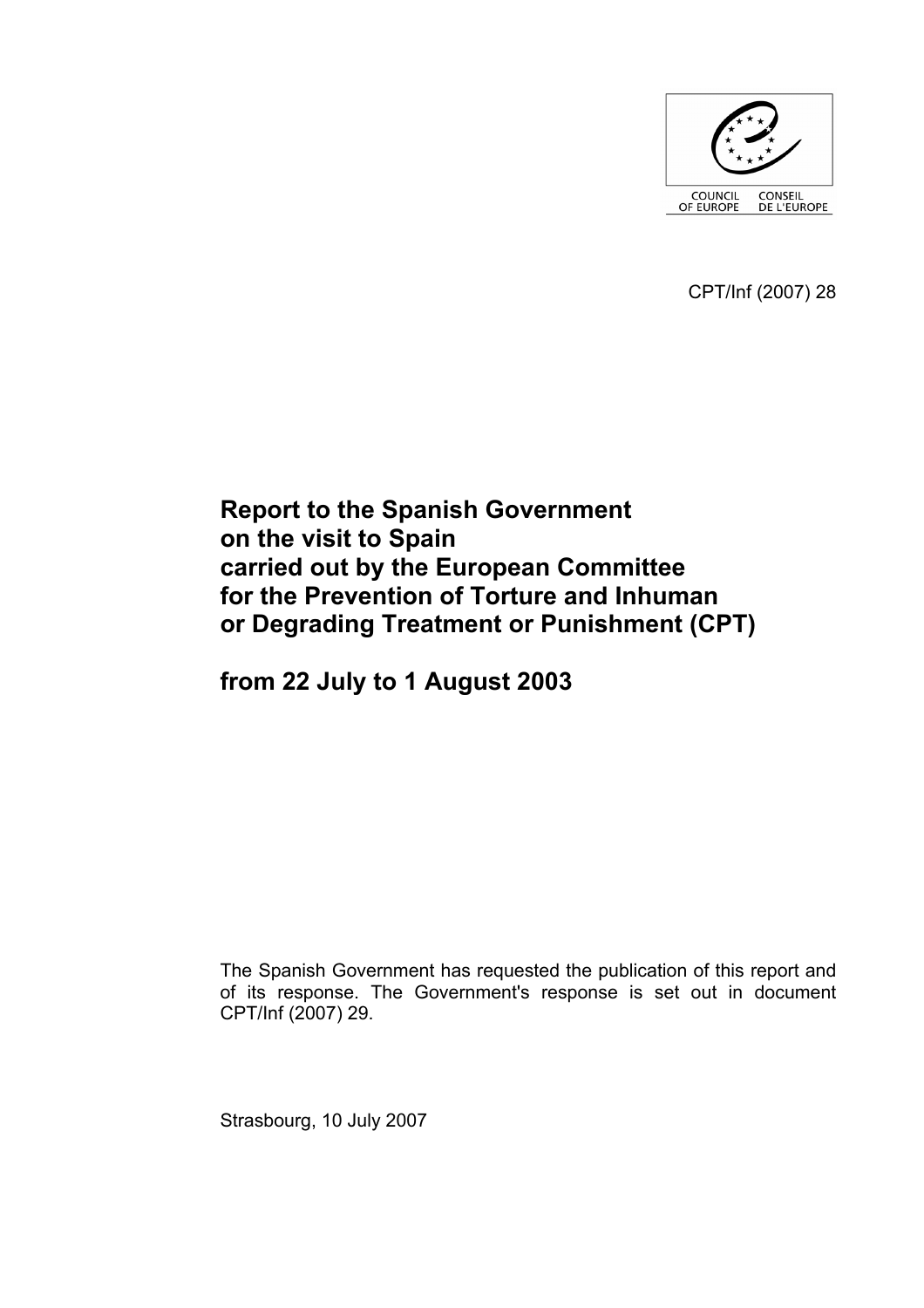COUNCIL OF EUROPE CONSEIL DE L'EUROPE

CPT/Inf (2007) 28

# Report to the Spanish Government on the visit to Spain carried out by the European Committee for the Prevention of Torture and Inhuman or Degrading Treatment or Punishment (CPT)

# from 22 July to 1 August 2003

The Spanish Government has requested the publication of this report and of its response. The Government's response is set out in document CPT/Inf (2007) 29.

Strasbourg, 10 July 2007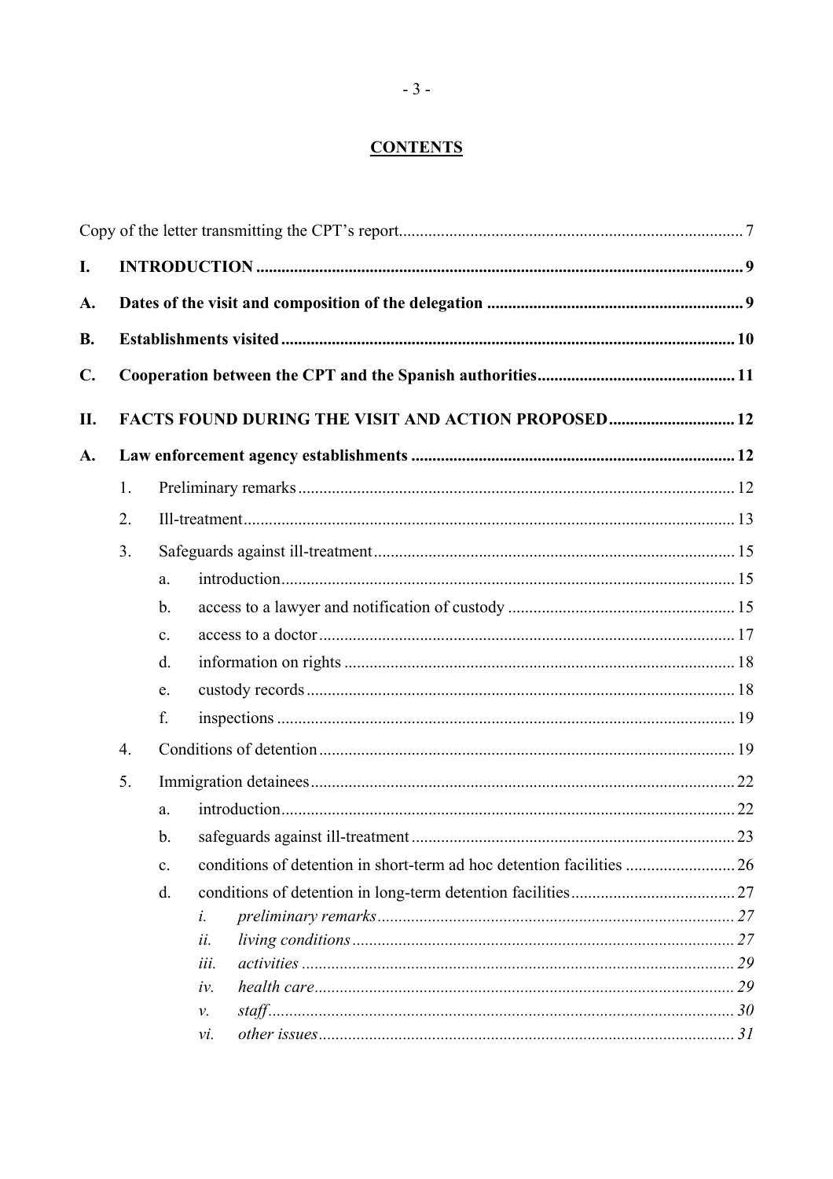## CONTENTS

Copy of the letter transmitting the CPT's report ..... 7

**I. INTRODUCTION** ..... 9

**A. Dates of the visit and composition of the delegation** ..... 9

**B. Establishments visited** ..... 10

**C. Cooperation between the CPT and the Spanish authorities** ..... 11

**II. FACTS FOUND DURING THE VISIT AND ACTION PROPOSED** ..... 12

**A. Law enforcement agency establishments** ..... 12

1. Preliminary remarks ..... 12
2. Ill-treatment ..... 13
3. Safeguards against ill-treatment ..... 15
   - a. introduction ..... 15
   - b. access to a lawyer and notification of custody ..... 15
   - c. access to a doctor ..... 17
   - d. information on rights ..... 18
   - e. custody records ..... 18
   - f. inspections ..... 19
4. Conditions of detention ..... 19
5. Immigration detainees ..... 22
   - a. introduction ..... 22
   - b. safeguards against ill-treatment ..... 23
   - c. conditions of detention in short-term ad hoc detention facilities ..... 26
   - d. conditions of detention in long-term detention facilities ..... 27
     - *i. preliminary remarks* ..... 27
     - *ii. living conditions* ..... 27
     - *iii. activities* ..... 29
     - *iv. health care* ..... 29
     - *v. staff* ..... 30
     - *vi. other issues* ..... 31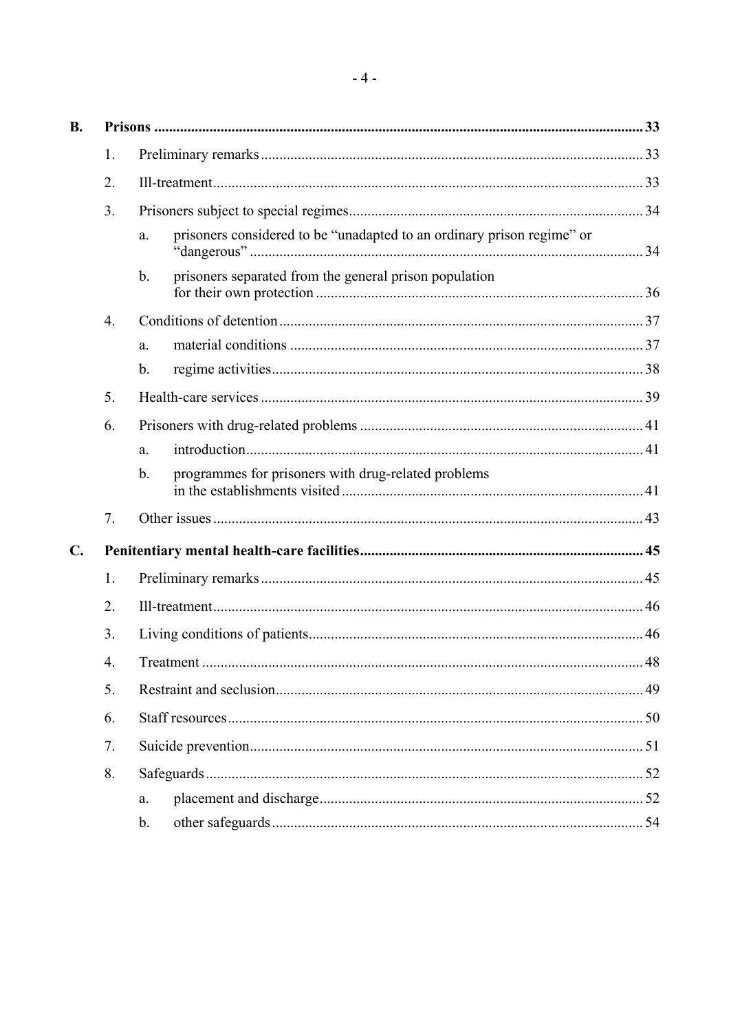**B. Prisons** ..................................................................... 33

1. Preliminary remarks ..................................................................... 33
2. Ill-treatment ..................................................................... 33
3. Prisoners subject to special regimes ..................................................................... 34
   a. prisoners considered to be "unadapted to an ordinary prison regime" or "dangerous" ..................................................................... 34
   b. prisoners separated from the general prison population for their own protection ..................................................................... 36
4. Conditions of detention ..................................................................... 37
   a. material conditions ..................................................................... 37
   b. regime activities ..................................................................... 38
5. Health-care services ..................................................................... 39
6. Prisoners with drug-related problems ..................................................................... 41
   a. introduction ..................................................................... 41
   b. programmes for prisoners with drug-related problems in the establishments visited ..................................................................... 41
7. Other issues ..................................................................... 43

**C. Penitentiary mental health-care facilities** ..................................................................... 45

1. Preliminary remarks ..................................................................... 45
2. Ill-treatment ..................................................................... 46
3. Living conditions of patients ..................................................................... 46
4. Treatment ..................................................................... 48
5. Restraint and seclusion ..................................................................... 49
6. Staff resources ..................................................................... 50
7. Suicide prevention ..................................................................... 51
8. Safeguards ..................................................................... 52
   a. placement and discharge ..................................................................... 52
   b. other safeguards ..................................................................... 54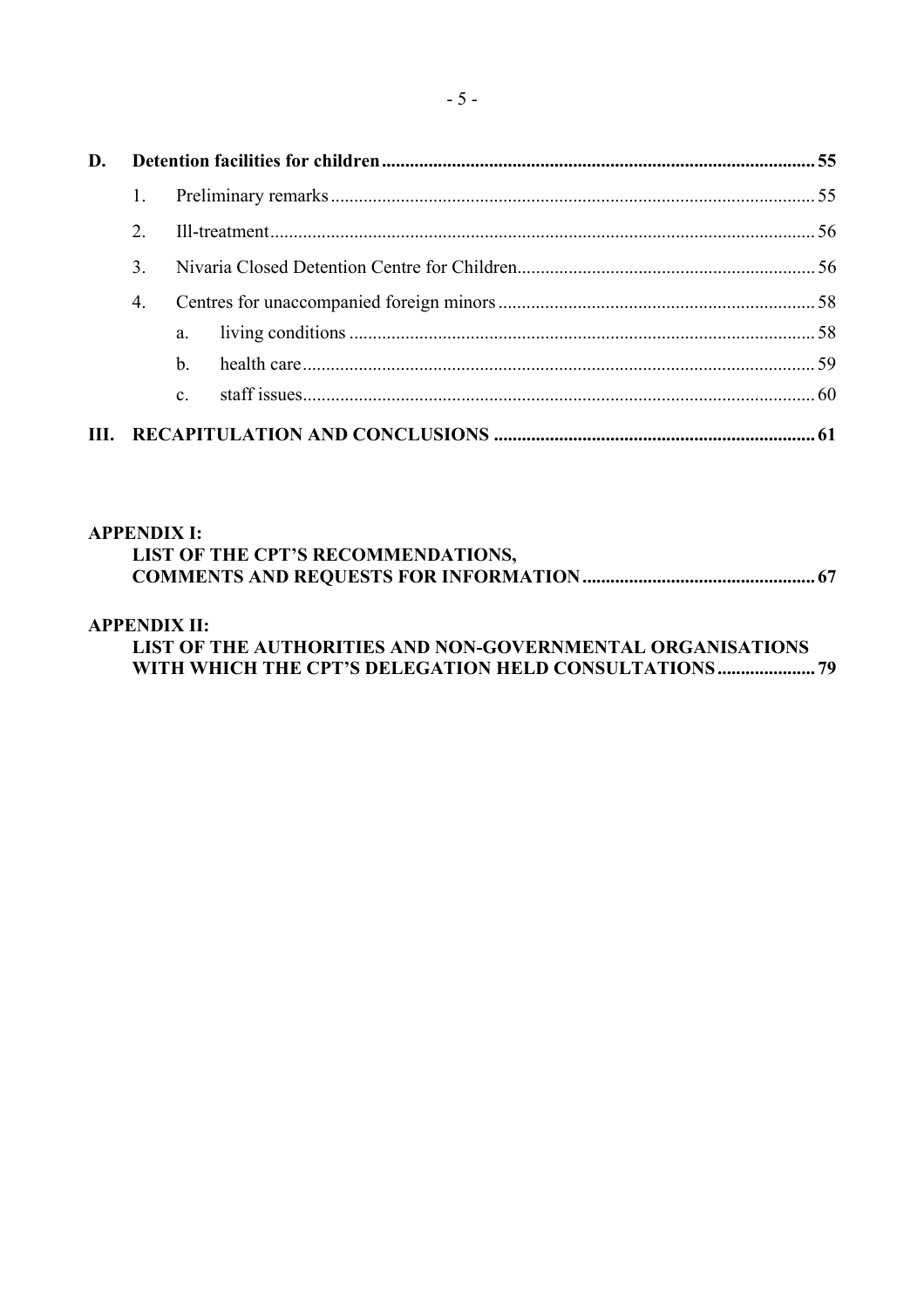**D. Detention facilities for children** ..... **55**

1. Preliminary remarks ..... 55
2. Ill-treatment ..... 56
3. Nivaria Closed Detention Centre for Children ..... 56
4. Centres for unaccompanied foreign minors ..... 58
   - a. living conditions ..... 58
   - b. health care ..... 59
   - c. staff issues ..... 60

**III. RECAPITULATION AND CONCLUSIONS** ..... **61**

**APPENDIX I:**
**LIST OF THE CPT'S RECOMMENDATIONS, COMMENTS AND REQUESTS FOR INFORMATION** ..... **67**

**APPENDIX II:**
**LIST OF THE AUTHORITIES AND NON-GOVERNMENTAL ORGANISATIONS WITH WHICH THE CPT'S DELEGATION HELD CONSULTATIONS** ..... **79**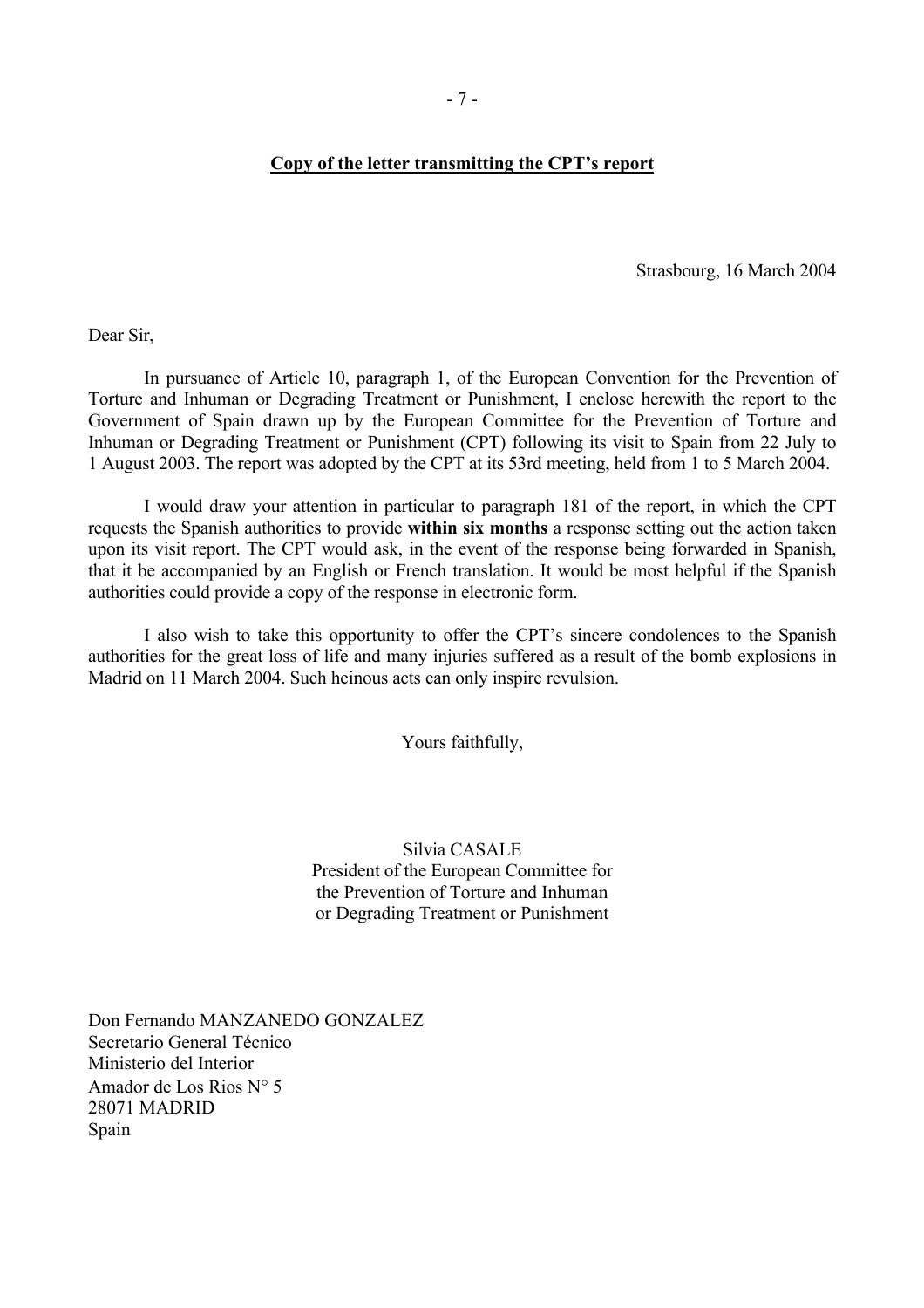**Copy of the letter transmitting the CPT's report**

Strasbourg, 16 March 2004

Dear Sir,

In pursuance of Article 10, paragraph 1, of the European Convention for the Prevention of Torture and Inhuman or Degrading Treatment or Punishment, I enclose herewith the report to the Government of Spain drawn up by the European Committee for the Prevention of Torture and Inhuman or Degrading Treatment or Punishment (CPT) following its visit to Spain from 22 July to 1 August 2003. The report was adopted by the CPT at its 53rd meeting, held from 1 to 5 March 2004.

I would draw your attention in particular to paragraph 181 of the report, in which the CPT requests the Spanish authorities to provide **within six months** a response setting out the action taken upon its visit report. The CPT would ask, in the event of the response being forwarded in Spanish, that it be accompanied by an English or French translation. It would be most helpful if the Spanish authorities could provide a copy of the response in electronic form.

I also wish to take this opportunity to offer the CPT's sincere condolences to the Spanish authorities for the great loss of life and many injuries suffered as a result of the bomb explosions in Madrid on 11 March 2004. Such heinous acts can only inspire revulsion.

Yours faithfully,

Silvia CASALE
President of the European Committee for
the Prevention of Torture and Inhuman
or Degrading Treatment or Punishment

Don Fernando MANZANEDO GONZALEZ
Secretario General Técnico
Ministerio del Interior
Amador de Los Rios N° 5
28071 MADRID
Spain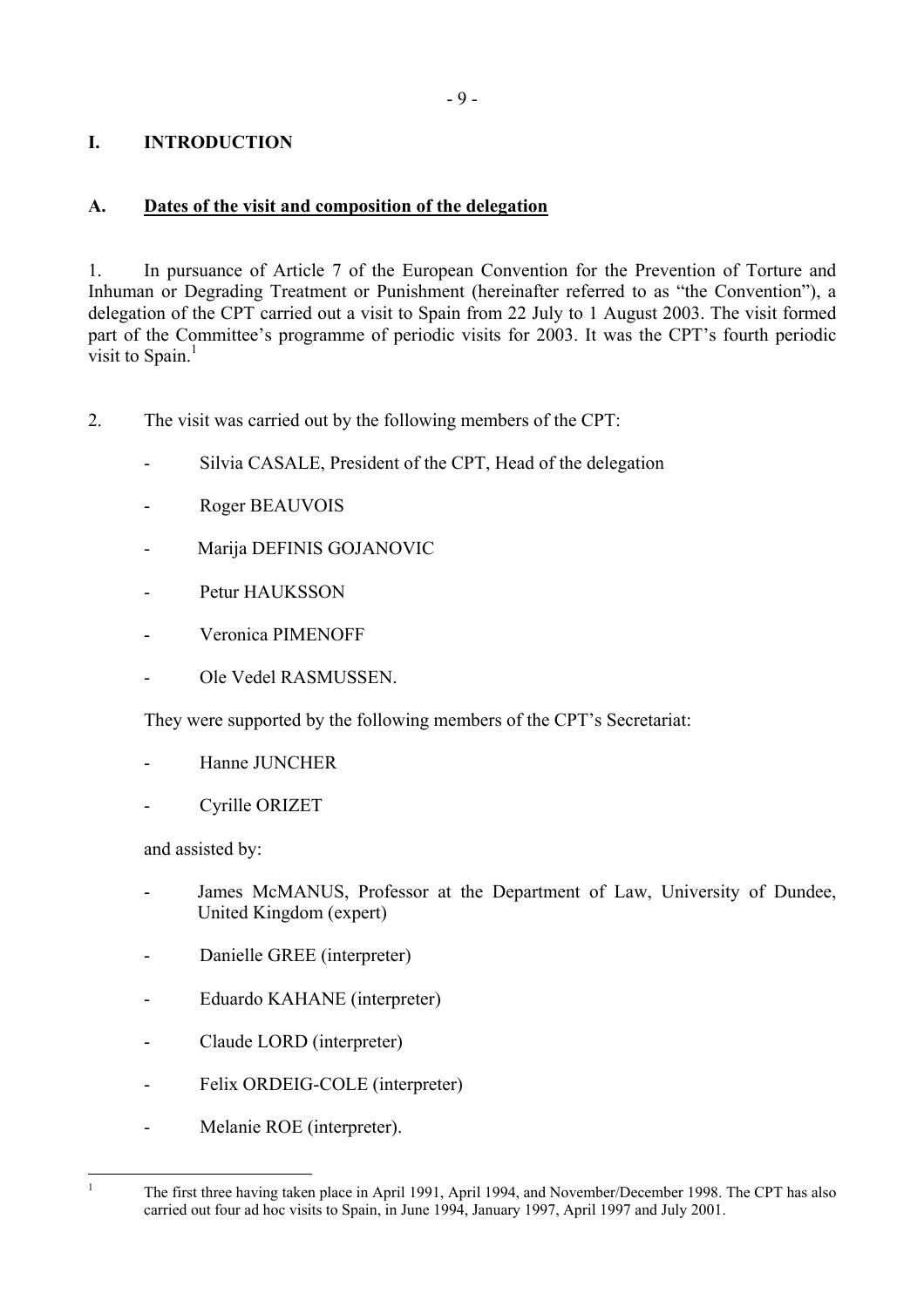# I. INTRODUCTION

## A. Dates of the visit and composition of the delegation

1. In pursuance of Article 7 of the European Convention for the Prevention of Torture and Inhuman or Degrading Treatment or Punishment (hereinafter referred to as "the Convention"), a delegation of the CPT carried out a visit to Spain from 22 July to 1 August 2003. The visit formed part of the Committee's programme of periodic visits for 2003. It was the CPT's fourth periodic visit to Spain.[1]

2. The visit was carried out by the following members of the CPT:

- Silvia CASALE, President of the CPT, Head of the delegation
- Roger BEAUVOIS
- Marija DEFINIS GOJANOVIC
- Petur HAUKSSON
- Veronica PIMENOFF
- Ole Vedel RASMUSSEN.

They were supported by the following members of the CPT's Secretariat:

- Hanne JUNCHER
- Cyrille ORIZET

and assisted by:

- James McMANUS, Professor at the Department of Law, University of Dundee, United Kingdom (expert)
- Danielle GREE (interpreter)
- Eduardo KAHANE (interpreter)
- Claude LORD (interpreter)
- Felix ORDEIG-COLE (interpreter)
- Melanie ROE (interpreter).

---

[1] The first three having taken place in April 1991, April 1994, and November/December 1998. The CPT has also carried out four ad hoc visits to Spain, in June 1994, January 1997, April 1997 and July 2001.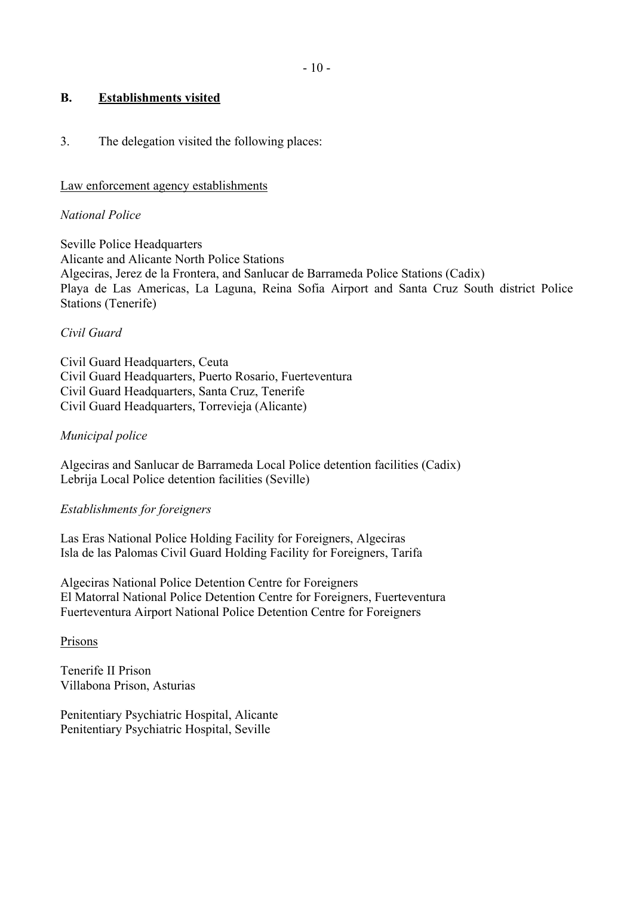## B. Establishments visited

3. The delegation visited the following places:

Law enforcement agency establishments

*National Police*

Seville Police Headquarters
Alicante and Alicante North Police Stations
Algeciras, Jerez de la Frontera, and Sanlucar de Barrameda Police Stations (Cadix)
Playa de Las Americas, La Laguna, Reina Sofia Airport and Santa Cruz South district Police Stations (Tenerife)

*Civil Guard*

Civil Guard Headquarters, Ceuta
Civil Guard Headquarters, Puerto Rosario, Fuerteventura
Civil Guard Headquarters, Santa Cruz, Tenerife
Civil Guard Headquarters, Torrevieja (Alicante)

*Municipal police*

Algeciras and Sanlucar de Barrameda Local Police detention facilities (Cadix)
Lebrija Local Police detention facilities (Seville)

*Establishments for foreigners*

Las Eras National Police Holding Facility for Foreigners, Algeciras
Isla de las Palomas Civil Guard Holding Facility for Foreigners, Tarifa

Algeciras National Police Detention Centre for Foreigners
El Matorral National Police Detention Centre for Foreigners, Fuerteventura
Fuerteventura Airport National Police Detention Centre for Foreigners

Prisons

Tenerife II Prison
Villabona Prison, Asturias

Penitentiary Psychiatric Hospital, Alicante
Penitentiary Psychiatric Hospital, Seville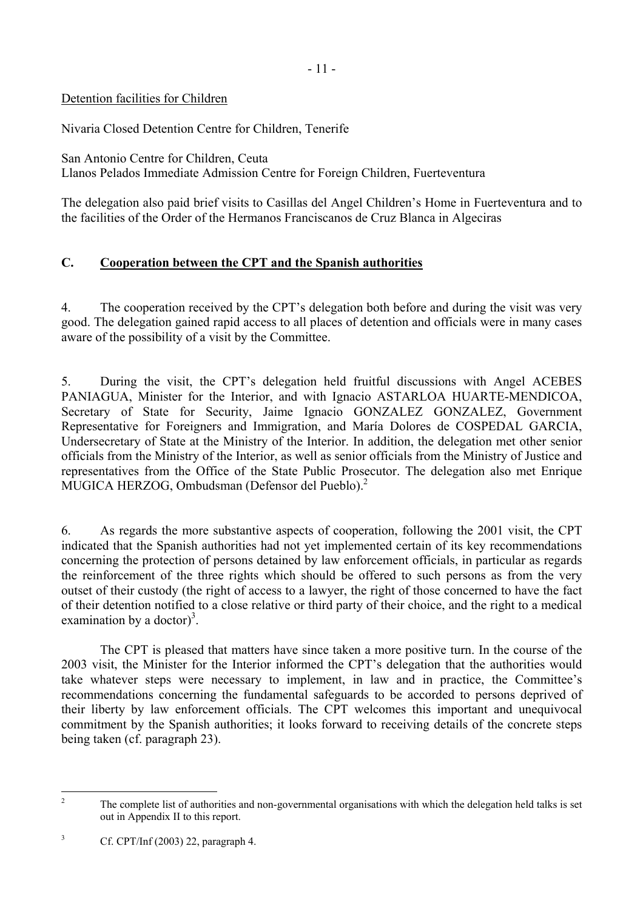Detention facilities for Children

Nivaria Closed Detention Centre for Children, Tenerife

San Antonio Centre for Children, Ceuta
Llanos Pelados Immediate Admission Centre for Foreign Children, Fuerteventura

The delegation also paid brief visits to Casillas del Angel Children's Home in Fuerteventura and to the facilities of the Order of the Hermanos Franciscanos de Cruz Blanca in Algeciras

## C. Cooperation between the CPT and the Spanish authorities

4. The cooperation received by the CPT's delegation both before and during the visit was very good. The delegation gained rapid access to all places of detention and officials were in many cases aware of the possibility of a visit by the Committee.

5. During the visit, the CPT's delegation held fruitful discussions with Angel ACEBES PANIAGUA, Minister for the Interior, and with Ignacio ASTARLOA HUARTE-MENDICOA, Secretary of State for Security, Jaime Ignacio GONZALEZ GONZALEZ, Government Representative for Foreigners and Immigration, and María Dolores de COSPEDAL GARCIA, Undersecretary of State at the Ministry of the Interior. In addition, the delegation met other senior officials from the Ministry of the Interior, as well as senior officials from the Ministry of Justice and representatives from the Office of the State Public Prosecutor. The delegation also met Enrique MUGICA HERZOG, Ombudsman (Defensor del Pueblo).[2]

6. As regards the more substantive aspects of cooperation, following the 2001 visit, the CPT indicated that the Spanish authorities had not yet implemented certain of its key recommendations concerning the protection of persons detained by law enforcement officials, in particular as regards the reinforcement of the three rights which should be offered to such persons as from the very outset of their custody (the right of access to a lawyer, the right of those concerned to have the fact of their detention notified to a close relative or third party of their choice, and the right to a medical examination by a doctor)[3].

The CPT is pleased that matters have since taken a more positive turn. In the course of the 2003 visit, the Minister for the Interior informed the CPT's delegation that the authorities would take whatever steps were necessary to implement, in law and in practice, the Committee's recommendations concerning the fundamental safeguards to be accorded to persons deprived of their liberty by law enforcement officials. The CPT welcomes this important and unequivocal commitment by the Spanish authorities; it looks forward to receiving details of the concrete steps being taken (cf. paragraph 23).

---

[2] The complete list of authorities and non-governmental organisations with which the delegation held talks is set out in Appendix II to this report.

[3] Cf. CPT/Inf (2003) 22, paragraph 4.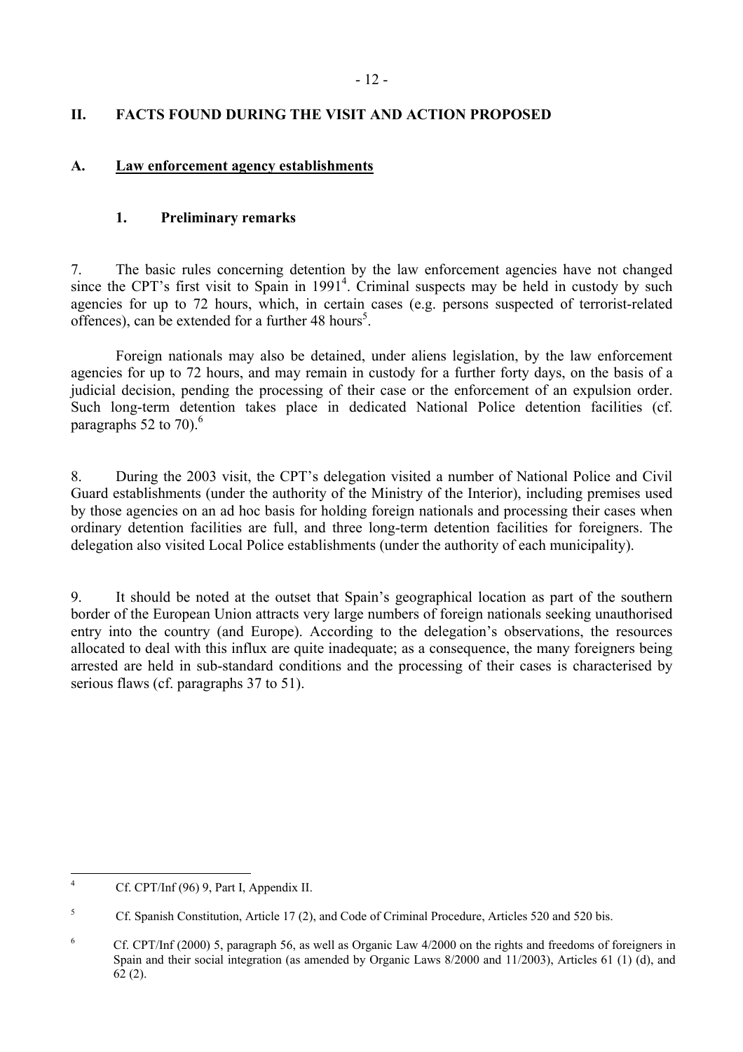## II. FACTS FOUND DURING THE VISIT AND ACTION PROPOSED

### A. Law enforcement agency establishments

#### 1. Preliminary remarks

7. The basic rules concerning detention by the law enforcement agencies have not changed since the CPT's first visit to Spain in 1991[4]. Criminal suspects may be held in custody by such agencies for up to 72 hours, which, in certain cases (e.g. persons suspected of terrorist-related offences), can be extended for a further 48 hours[5].

Foreign nationals may also be detained, under aliens legislation, by the law enforcement agencies for up to 72 hours, and may remain in custody for a further forty days, on the basis of a judicial decision, pending the processing of their case or the enforcement of an expulsion order. Such long-term detention takes place in dedicated National Police detention facilities (cf. paragraphs 52 to 70).[6]

8. During the 2003 visit, the CPT's delegation visited a number of National Police and Civil Guard establishments (under the authority of the Ministry of the Interior), including premises used by those agencies on an ad hoc basis for holding foreign nationals and processing their cases when ordinary detention facilities are full, and three long-term detention facilities for foreigners. The delegation also visited Local Police establishments (under the authority of each municipality).

9. It should be noted at the outset that Spain's geographical location as part of the southern border of the European Union attracts very large numbers of foreign nationals seeking unauthorised entry into the country (and Europe). According to the delegation's observations, the resources allocated to deal with this influx are quite inadequate; as a consequence, the many foreigners being arrested are held in sub-standard conditions and the processing of their cases is characterised by serious flaws (cf. paragraphs 37 to 51).

---

[4] Cf. CPT/Inf (96) 9, Part I, Appendix II.

[5] Cf. Spanish Constitution, Article 17 (2), and Code of Criminal Procedure, Articles 520 and 520 bis.

[6] Cf. CPT/Inf (2000) 5, paragraph 56, as well as Organic Law 4/2000 on the rights and freedoms of foreigners in Spain and their social integration (as amended by Organic Laws 8/2000 and 11/2003), Articles 61 (1) (d), and 62 (2).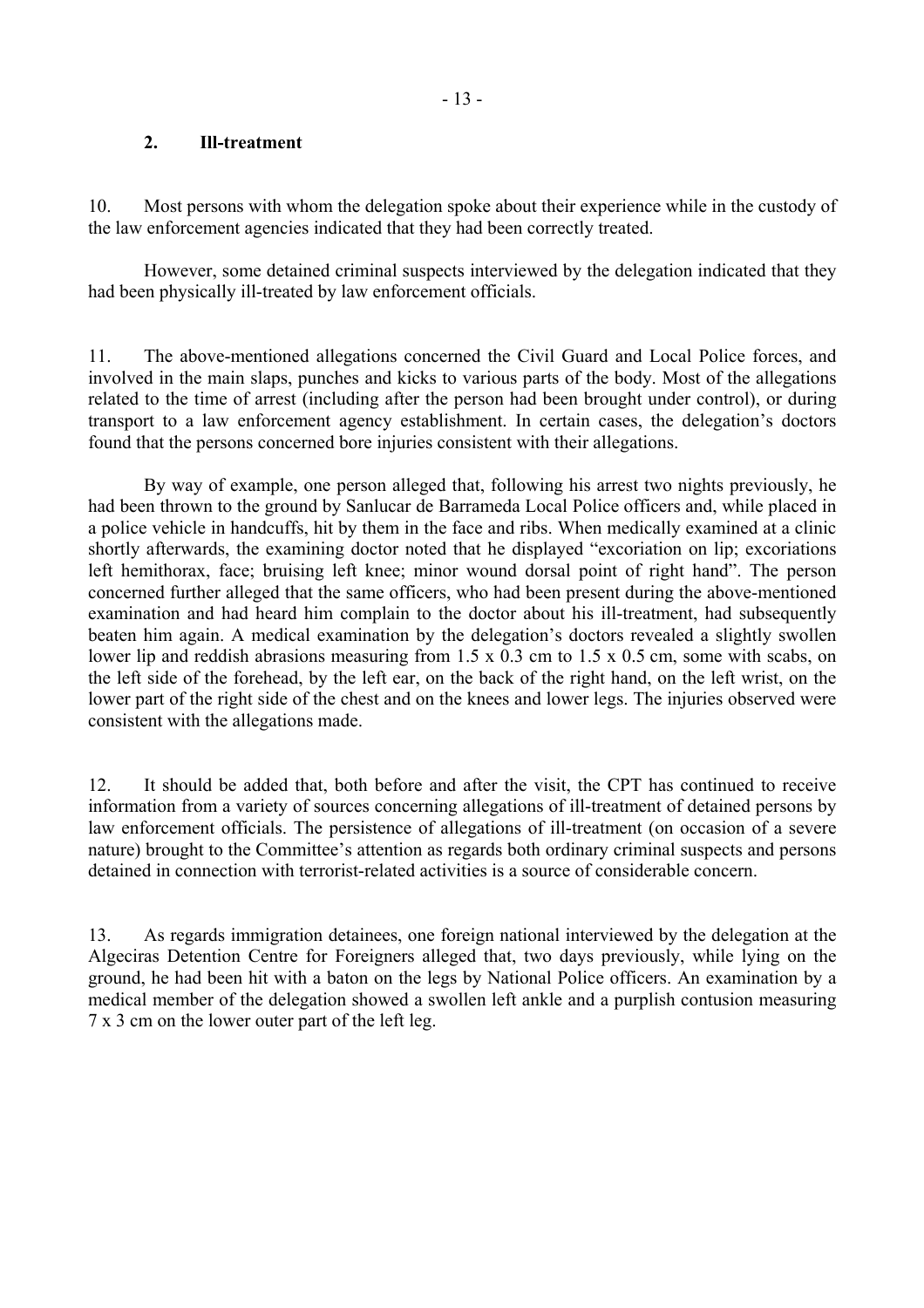## 2. Ill-treatment

10. Most persons with whom the delegation spoke about their experience while in the custody of the law enforcement agencies indicated that they had been correctly treated.

However, some detained criminal suspects interviewed by the delegation indicated that they had been physically ill-treated by law enforcement officials.

11. The above-mentioned allegations concerned the Civil Guard and Local Police forces, and involved in the main slaps, punches and kicks to various parts of the body. Most of the allegations related to the time of arrest (including after the person had been brought under control), or during transport to a law enforcement agency establishment. In certain cases, the delegation's doctors found that the persons concerned bore injuries consistent with their allegations.

By way of example, one person alleged that, following his arrest two nights previously, he had been thrown to the ground by Sanlucar de Barrameda Local Police officers and, while placed in a police vehicle in handcuffs, hit by them in the face and ribs. When medically examined at a clinic shortly afterwards, the examining doctor noted that he displayed "excoriation on lip; excoriations left hemithorax, face; bruising left knee; minor wound dorsal point of right hand". The person concerned further alleged that the same officers, who had been present during the above-mentioned examination and had heard him complain to the doctor about his ill-treatment, had subsequently beaten him again. A medical examination by the delegation's doctors revealed a slightly swollen lower lip and reddish abrasions measuring from 1.5 x 0.3 cm to 1.5 x 0.5 cm, some with scabs, on the left side of the forehead, by the left ear, on the back of the right hand, on the left wrist, on the lower part of the right side of the chest and on the knees and lower legs. The injuries observed were consistent with the allegations made.

12. It should be added that, both before and after the visit, the CPT has continued to receive information from a variety of sources concerning allegations of ill-treatment of detained persons by law enforcement officials. The persistence of allegations of ill-treatment (on occasion of a severe nature) brought to the Committee's attention as regards both ordinary criminal suspects and persons detained in connection with terrorist-related activities is a source of considerable concern.

13. As regards immigration detainees, one foreign national interviewed by the delegation at the Algeciras Detention Centre for Foreigners alleged that, two days previously, while lying on the ground, he had been hit with a baton on the legs by National Police officers. An examination by a medical member of the delegation showed a swollen left ankle and a purplish contusion measuring 7 x 3 cm on the lower outer part of the left leg.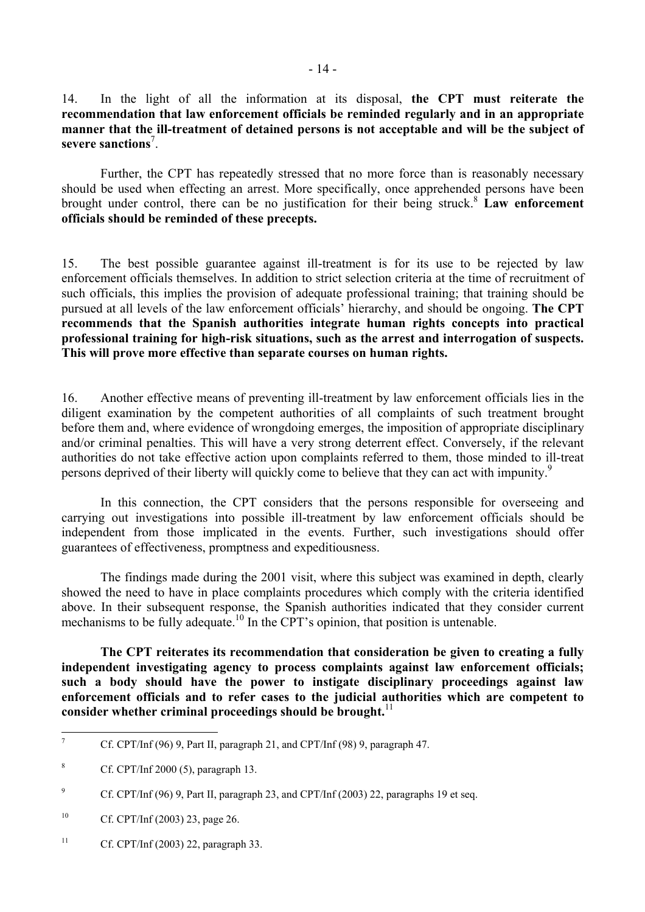14. In the light of all the information at its disposal, **the CPT must reiterate the recommendation that law enforcement officials be reminded regularly and in an appropriate manner that the ill-treatment of detained persons is not acceptable and will be the subject of severe sanctions**[7].

Further, the CPT has repeatedly stressed that no more force than is reasonably necessary should be used when effecting an arrest. More specifically, once apprehended persons have been brought under control, there can be no justification for their being struck.[8] **Law enforcement officials should be reminded of these precepts.**

15. The best possible guarantee against ill-treatment is for its use to be rejected by law enforcement officials themselves. In addition to strict selection criteria at the time of recruitment of such officials, this implies the provision of adequate professional training; that training should be pursued at all levels of the law enforcement officials' hierarchy, and should be ongoing. **The CPT recommends that the Spanish authorities integrate human rights concepts into practical professional training for high-risk situations, such as the arrest and interrogation of suspects. This will prove more effective than separate courses on human rights.**

16. Another effective means of preventing ill-treatment by law enforcement officials lies in the diligent examination by the competent authorities of all complaints of such treatment brought before them and, where evidence of wrongdoing emerges, the imposition of appropriate disciplinary and/or criminal penalties. This will have a very strong deterrent effect. Conversely, if the relevant authorities do not take effective action upon complaints referred to them, those minded to ill-treat persons deprived of their liberty will quickly come to believe that they can act with impunity.[9]

In this connection, the CPT considers that the persons responsible for overseeing and carrying out investigations into possible ill-treatment by law enforcement officials should be independent from those implicated in the events. Further, such investigations should offer guarantees of effectiveness, promptness and expeditiousness.

The findings made during the 2001 visit, where this subject was examined in depth, clearly showed the need to have in place complaints procedures which comply with the criteria identified above. In their subsequent response, the Spanish authorities indicated that they consider current mechanisms to be fully adequate.[10] In the CPT's opinion, that position is untenable.

**The CPT reiterates its recommendation that consideration be given to creating a fully independent investigating agency to process complaints against law enforcement officials; such a body should have the power to instigate disciplinary proceedings against law enforcement officials and to refer cases to the judicial authorities which are competent to consider whether criminal proceedings should be brought.**[11]

---

[7] Cf. CPT/Inf (96) 9, Part II, paragraph 21, and CPT/Inf (98) 9, paragraph 47.

[8] Cf. CPT/Inf 2000 (5), paragraph 13.

[9] Cf. CPT/Inf (96) 9, Part II, paragraph 23, and CPT/Inf (2003) 22, paragraphs 19 et seq.

[10] Cf. CPT/Inf (2003) 23, page 26.

[11] Cf. CPT/Inf (2003) 22, paragraph 33.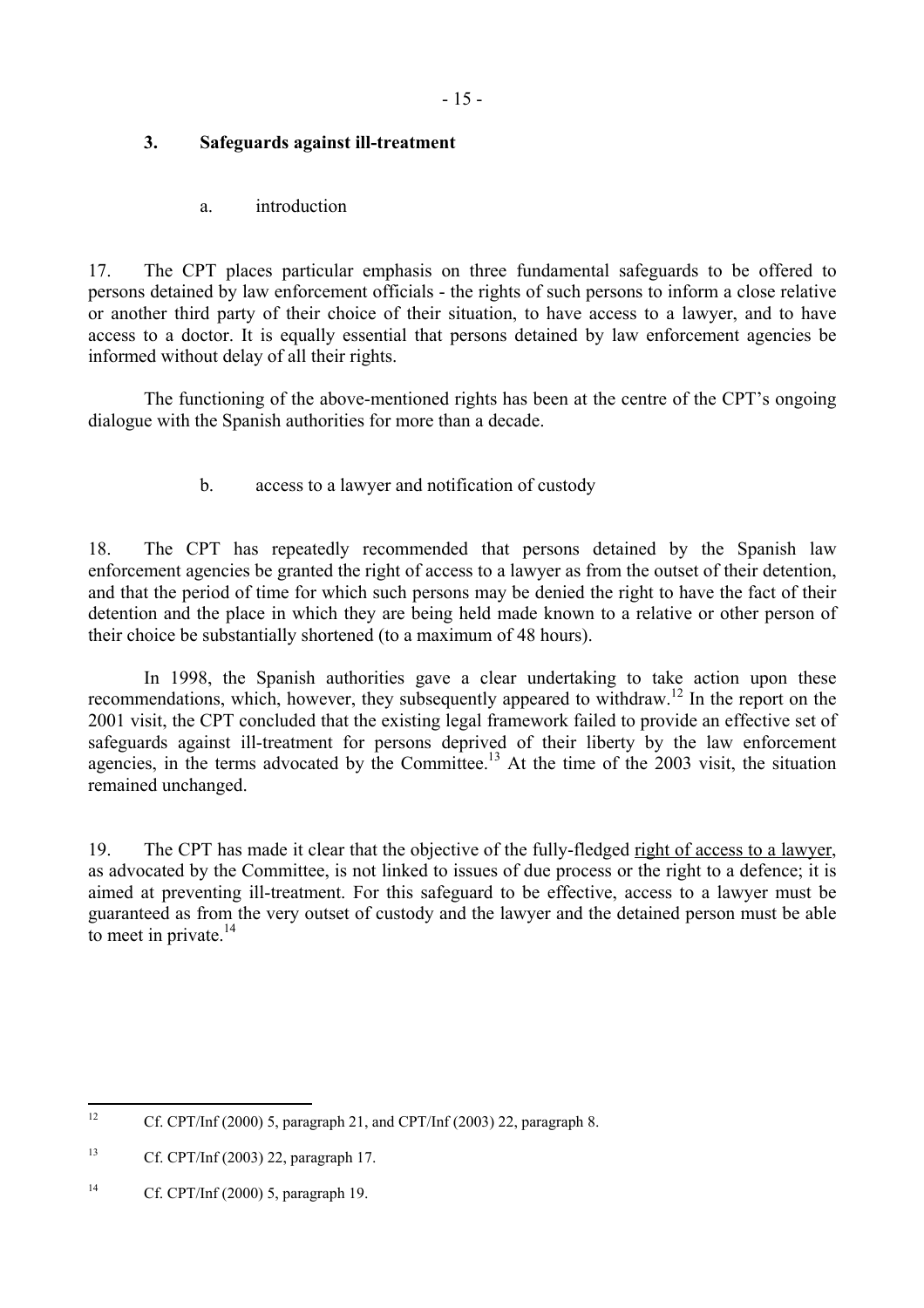### 3. Safeguards against ill-treatment

#### a. introduction

17. The CPT places particular emphasis on three fundamental safeguards to be offered to persons detained by law enforcement officials - the rights of such persons to inform a close relative or another third party of their choice of their situation, to have access to a lawyer, and to have access to a doctor. It is equally essential that persons detained by law enforcement agencies be informed without delay of all their rights.

The functioning of the above-mentioned rights has been at the centre of the CPT's ongoing dialogue with the Spanish authorities for more than a decade.

#### b. access to a lawyer and notification of custody

18. The CPT has repeatedly recommended that persons detained by the Spanish law enforcement agencies be granted the right of access to a lawyer as from the outset of their detention, and that the period of time for which such persons may be denied the right to have the fact of their detention and the place in which they are being held made known to a relative or other person of their choice be substantially shortened (to a maximum of 48 hours).

In 1998, the Spanish authorities gave a clear undertaking to take action upon these recommendations, which, however, they subsequently appeared to withdraw.[12] In the report on the 2001 visit, the CPT concluded that the existing legal framework failed to provide an effective set of safeguards against ill-treatment for persons deprived of their liberty by the law enforcement agencies, in the terms advocated by the Committee.[13] At the time of the 2003 visit, the situation remained unchanged.

19. The CPT has made it clear that the objective of the fully-fledged <u>right of access to a lawyer</u>, as advocated by the Committee, is not linked to issues of due process or the right to a defence; it is aimed at preventing ill-treatment. For this safeguard to be effective, access to a lawyer must be guaranteed as from the very outset of custody and the lawyer and the detained person must be able to meet in private.[14]

---

[12] Cf. CPT/Inf (2000) 5, paragraph 21, and CPT/Inf (2003) 22, paragraph 8.

[13] Cf. CPT/Inf (2003) 22, paragraph 17.

[14] Cf. CPT/Inf (2000) 5, paragraph 19.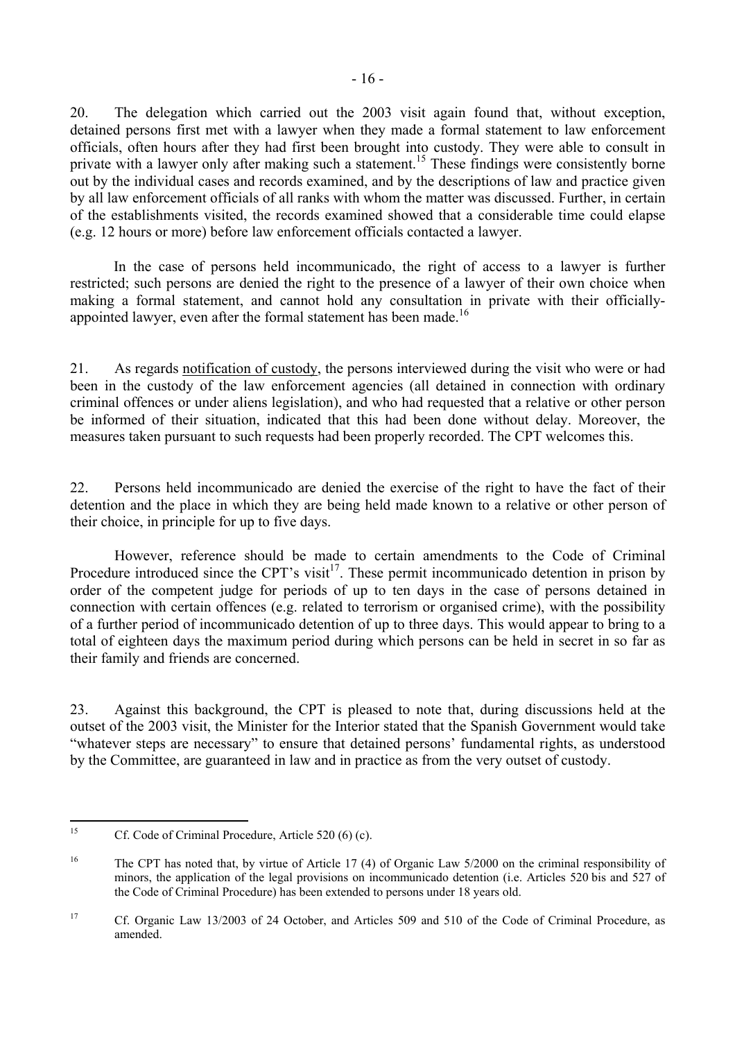20. The delegation which carried out the 2003 visit again found that, without exception, detained persons first met with a lawyer when they made a formal statement to law enforcement officials, often hours after they had first been brought into custody. They were able to consult in private with a lawyer only after making such a statement.[15] These findings were consistently borne out by the individual cases and records examined, and by the descriptions of law and practice given by all law enforcement officials of all ranks with whom the matter was discussed. Further, in certain of the establishments visited, the records examined showed that a considerable time could elapse (e.g. 12 hours or more) before law enforcement officials contacted a lawyer.

In the case of persons held incommunicado, the right of access to a lawyer is further restricted; such persons are denied the right to the presence of a lawyer of their own choice when making a formal statement, and cannot hold any consultation in private with their officially-appointed lawyer, even after the formal statement has been made.[16]

21. As regards <u>notification of custody</u>, the persons interviewed during the visit who were or had been in the custody of the law enforcement agencies (all detained in connection with ordinary criminal offences or under aliens legislation), and who had requested that a relative or other person be informed of their situation, indicated that this had been done without delay. Moreover, the measures taken pursuant to such requests had been properly recorded. The CPT welcomes this.

22. Persons held incommunicado are denied the exercise of the right to have the fact of their detention and the place in which they are being held made known to a relative or other person of their choice, in principle for up to five days.

However, reference should be made to certain amendments to the Code of Criminal Procedure introduced since the CPT's visit[17]. These permit incommunicado detention in prison by order of the competent judge for periods of up to ten days in the case of persons detained in connection with certain offences (e.g. related to terrorism or organised crime), with the possibility of a further period of incommunicado detention of up to three days. This would appear to bring to a total of eighteen days the maximum period during which persons can be held in secret in so far as their family and friends are concerned.

23. Against this background, the CPT is pleased to note that, during discussions held at the outset of the 2003 visit, the Minister for the Interior stated that the Spanish Government would take "whatever steps are necessary" to ensure that detained persons' fundamental rights, as understood by the Committee, are guaranteed in law and in practice as from the very outset of custody.

---

[15] Cf. Code of Criminal Procedure, Article 520 (6) (c).

[16] The CPT has noted that, by virtue of Article 17 (4) of Organic Law 5/2000 on the criminal responsibility of minors, the application of the legal provisions on incommunicado detention (i.e. Articles 520 bis and 527 of the Code of Criminal Procedure) has been extended to persons under 18 years old.

[17] Cf. Organic Law 13/2003 of 24 October, and Articles 509 and 510 of the Code of Criminal Procedure, as amended.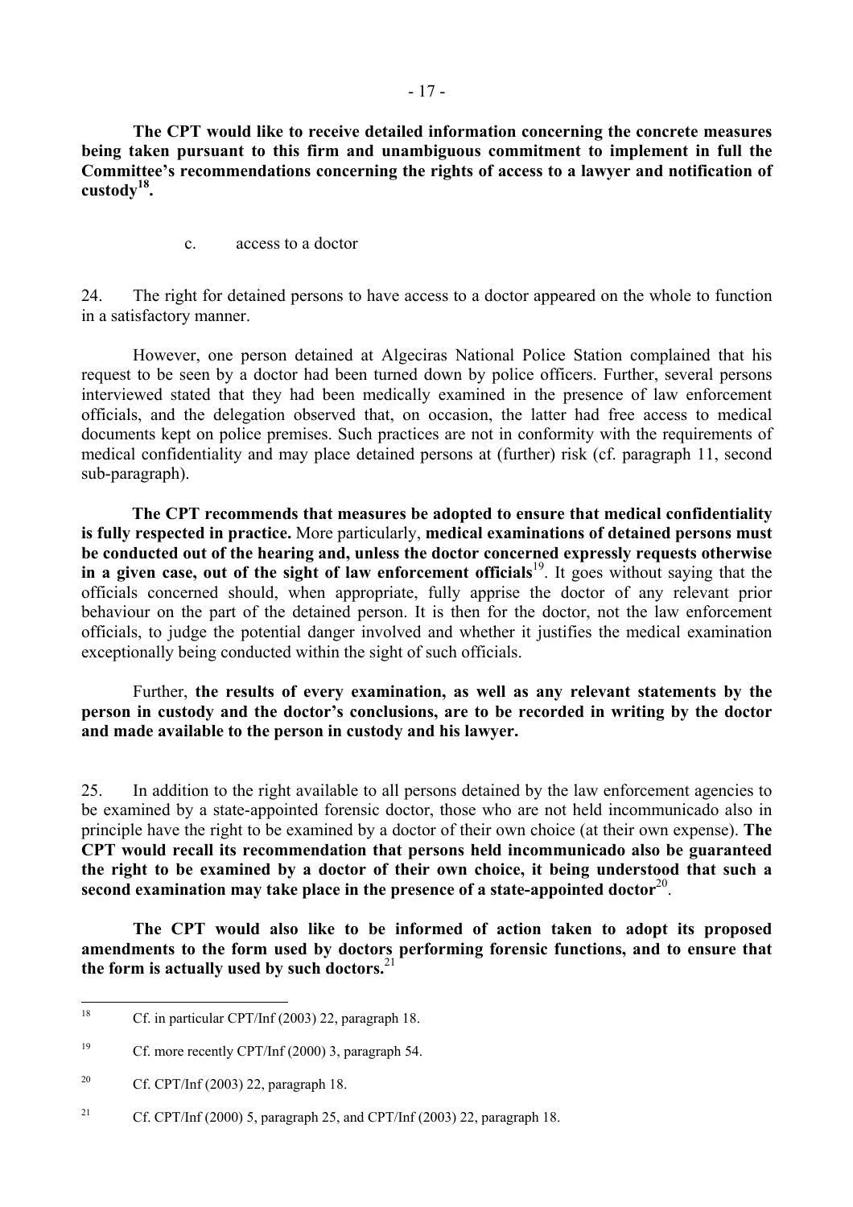**The CPT would like to receive detailed information concerning the concrete measures being taken pursuant to this firm and unambiguous commitment to implement in full the Committee's recommendations concerning the rights of access to a lawyer and notification of custody[18].**

c. access to a doctor

24. The right for detained persons to have access to a doctor appeared on the whole to function in a satisfactory manner.

However, one person detained at Algeciras National Police Station complained that his request to be seen by a doctor had been turned down by police officers. Further, several persons interviewed stated that they had been medically examined in the presence of law enforcement officials, and the delegation observed that, on occasion, the latter had free access to medical documents kept on police premises. Such practices are not in conformity with the requirements of medical confidentiality and may place detained persons at (further) risk (cf. paragraph 11, second sub-paragraph).

**The CPT recommends that measures be adopted to ensure that medical confidentiality is fully respected in practice.** More particularly, **medical examinations of detained persons must be conducted out of the hearing and, unless the doctor concerned expressly requests otherwise in a given case, out of the sight of law enforcement officials**[19]. It goes without saying that the officials concerned should, when appropriate, fully apprise the doctor of any relevant prior behaviour on the part of the detained person. It is then for the doctor, not the law enforcement officials, to judge the potential danger involved and whether it justifies the medical examination exceptionally being conducted within the sight of such officials.

Further, **the results of every examination, as well as any relevant statements by the person in custody and the doctor's conclusions, are to be recorded in writing by the doctor and made available to the person in custody and his lawyer.**

25. In addition to the right available to all persons detained by the law enforcement agencies to be examined by a state-appointed forensic doctor, those who are not held incommunicado also in principle have the right to be examined by a doctor of their own choice (at their own expense). **The CPT would recall its recommendation that persons held incommunicado also be guaranteed the right to be examined by a doctor of their own choice, it being understood that such a second examination may take place in the presence of a state-appointed doctor**[20].

**The CPT would also like to be informed of action taken to adopt its proposed amendments to the form used by doctors performing forensic functions, and to ensure that the form is actually used by such doctors.**[21]

---

[18] Cf. in particular CPT/Inf (2003) 22, paragraph 18.

[19] Cf. more recently CPT/Inf (2000) 3, paragraph 54.

[20] Cf. CPT/Inf (2003) 22, paragraph 18.

[21] Cf. CPT/Inf (2000) 5, paragraph 25, and CPT/Inf (2003) 22, paragraph 18.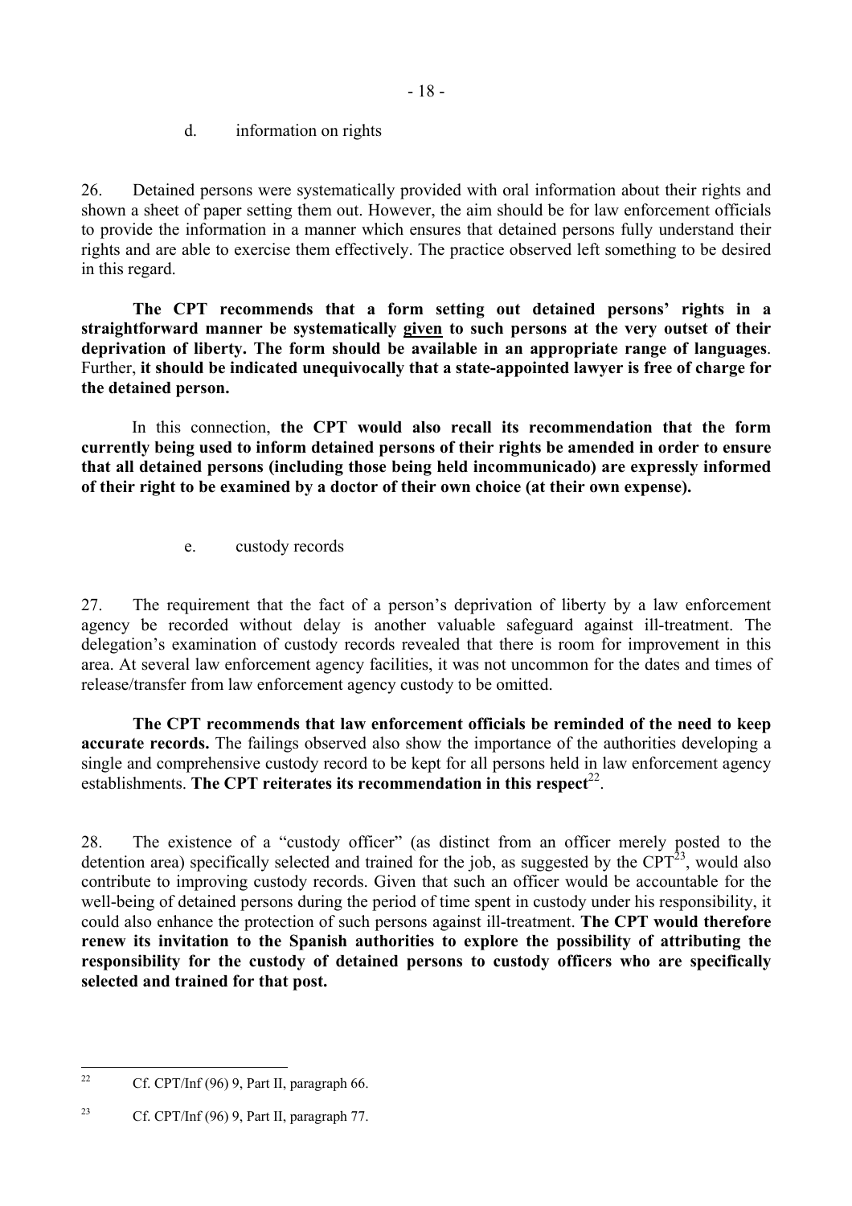### d. information on rights

26. Detained persons were systematically provided with oral information about their rights and shown a sheet of paper setting them out. However, the aim should be for law enforcement officials to provide the information in a manner which ensures that detained persons fully understand their rights and are able to exercise them effectively. The practice observed left something to be desired in this regard.

**The CPT recommends that a form setting out detained persons' rights in a straightforward manner be systematically <u>given</u> to such persons at the very outset of their deprivation of liberty. The form should be available in an appropriate range of languages**. Further, **it should be indicated unequivocally that a state-appointed lawyer is free of charge for the detained person.**

In this connection, **the CPT would also recall its recommendation that the form currently being used to inform detained persons of their rights be amended in order to ensure that all detained persons (including those being held incommunicado) are expressly informed of their right to be examined by a doctor of their own choice (at their own expense).**

### e. custody records

27. The requirement that the fact of a person's deprivation of liberty by a law enforcement agency be recorded without delay is another valuable safeguard against ill-treatment. The delegation's examination of custody records revealed that there is room for improvement in this area. At several law enforcement agency facilities, it was not uncommon for the dates and times of release/transfer from law enforcement agency custody to be omitted.

**The CPT recommends that law enforcement officials be reminded of the need to keep accurate records.** The failings observed also show the importance of the authorities developing a single and comprehensive custody record to be kept for all persons held in law enforcement agency establishments. **The CPT reiterates its recommendation in this respect**[22].

28. The existence of a "custody officer" (as distinct from an officer merely posted to the detention area) specifically selected and trained for the job, as suggested by the CPT[23], would also contribute to improving custody records. Given that such an officer would be accountable for the well-being of detained persons during the period of time spent in custody under his responsibility, it could also enhance the protection of such persons against ill-treatment. **The CPT would therefore renew its invitation to the Spanish authorities to explore the possibility of attributing the responsibility for the custody of detained persons to custody officers who are specifically selected and trained for that post.**

---

[22] Cf. CPT/Inf (96) 9, Part II, paragraph 66.

[23] Cf. CPT/Inf (96) 9, Part II, paragraph 77.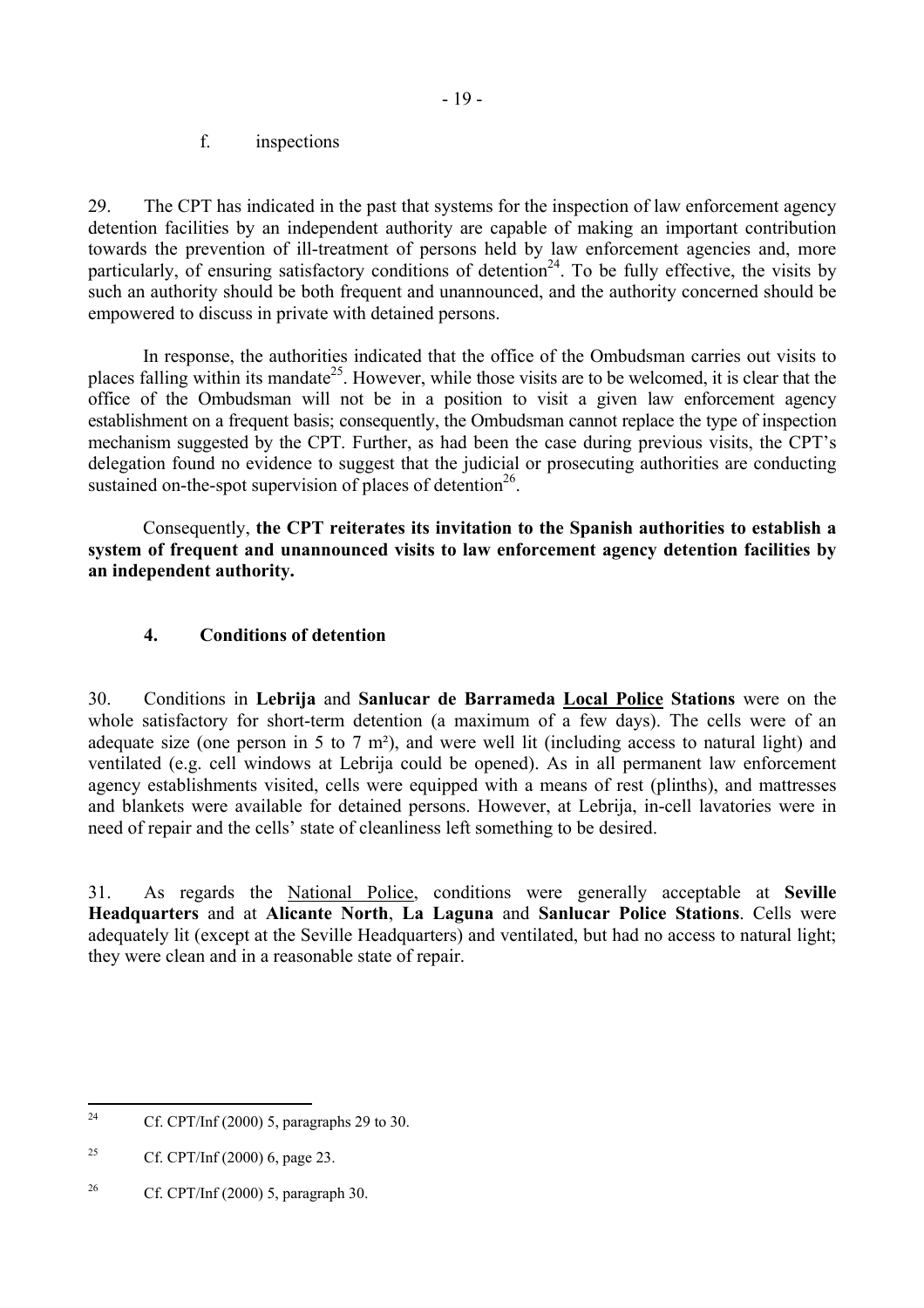f. inspections

29. The CPT has indicated in the past that systems for the inspection of law enforcement agency detention facilities by an independent authority are capable of making an important contribution towards the prevention of ill-treatment of persons held by law enforcement agencies and, more particularly, of ensuring satisfactory conditions of detention[24]. To be fully effective, the visits by such an authority should be both frequent and unannounced, and the authority concerned should be empowered to discuss in private with detained persons.

In response, the authorities indicated that the office of the Ombudsman carries out visits to places falling within its mandate[25]. However, while those visits are to be welcomed, it is clear that the office of the Ombudsman will not be in a position to visit a given law enforcement agency establishment on a frequent basis; consequently, the Ombudsman cannot replace the type of inspection mechanism suggested by the CPT. Further, as had been the case during previous visits, the CPT's delegation found no evidence to suggest that the judicial or prosecuting authorities are conducting sustained on-the-spot supervision of places of detention[26].

Consequently, **the CPT reiterates its invitation to the Spanish authorities to establish a system of frequent and unannounced visits to law enforcement agency detention facilities by an independent authority.**

### 4. Conditions of detention

30. Conditions in **Lebrija** and **Sanlucar de Barrameda** **Local Police** **Stations** were on the whole satisfactory for short-term detention (a maximum of a few days). The cells were of an adequate size (one person in 5 to 7 m²), and were well lit (including access to natural light) and ventilated (e.g. cell windows at Lebrija could be opened). As in all permanent law enforcement agency establishments visited, cells were equipped with a means of rest (plinths), and mattresses and blankets were available for detained persons. However, at Lebrija, in-cell lavatories were in need of repair and the cells' state of cleanliness left something to be desired.

31. As regards the National Police, conditions were generally acceptable at **Seville Headquarters** and at **Alicante North**, **La Laguna** and **Sanlucar Police Stations**. Cells were adequately lit (except at the Seville Headquarters) and ventilated, but had no access to natural light; they were clean and in a reasonable state of repair.

---

[24] Cf. CPT/Inf (2000) 5, paragraphs 29 to 30.

[25] Cf. CPT/Inf (2000) 6, page 23.

[26] Cf. CPT/Inf (2000) 5, paragraph 30.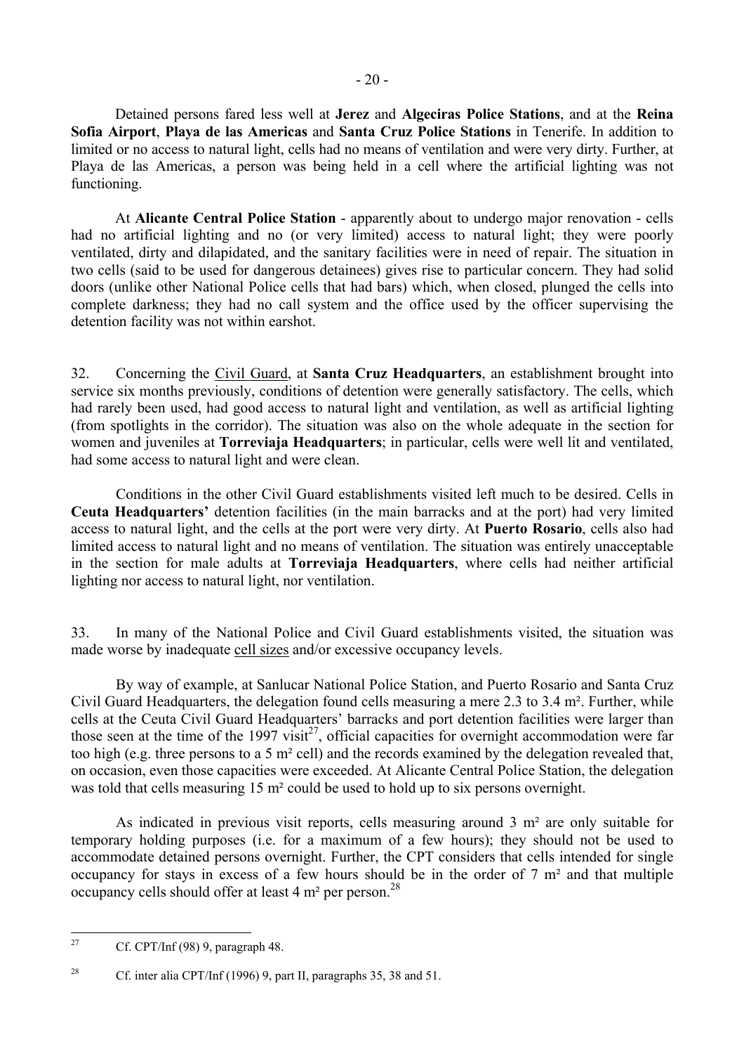Detained persons fared less well at **Jerez** and **Algeciras Police Stations**, and at the **Reina Sofia Airport**, **Playa de las Americas** and **Santa Cruz Police Stations** in Tenerife. In addition to limited or no access to natural light, cells had no means of ventilation and were very dirty. Further, at Playa de las Americas, a person was being held in a cell where the artificial lighting was not functioning.

At **Alicante Central Police Station** - apparently about to undergo major renovation - cells had no artificial lighting and no (or very limited) access to natural light; they were poorly ventilated, dirty and dilapidated, and the sanitary facilities were in need of repair. The situation in two cells (said to be used for dangerous detainees) gives rise to particular concern. They had solid doors (unlike other National Police cells that had bars) which, when closed, plunged the cells into complete darkness; they had no call system and the office used by the officer supervising the detention facility was not within earshot.

32. Concerning the Civil Guard, at **Santa Cruz Headquarters**, an establishment brought into service six months previously, conditions of detention were generally satisfactory. The cells, which had rarely been used, had good access to natural light and ventilation, as well as artificial lighting (from spotlights in the corridor). The situation was also on the whole adequate in the section for women and juveniles at **Torreviaja Headquarters**; in particular, cells were well lit and ventilated, had some access to natural light and were clean.

Conditions in the other Civil Guard establishments visited left much to be desired. Cells in **Ceuta Headquarters'** detention facilities (in the main barracks and at the port) had very limited access to natural light, and the cells at the port were very dirty. At **Puerto Rosario**, cells also had limited access to natural light and no means of ventilation. The situation was entirely unacceptable in the section for male adults at **Torreviaja Headquarters**, where cells had neither artificial lighting nor access to natural light, nor ventilation.

33. In many of the National Police and Civil Guard establishments visited, the situation was made worse by inadequate cell sizes and/or excessive occupancy levels.

By way of example, at Sanlucar National Police Station, and Puerto Rosario and Santa Cruz Civil Guard Headquarters, the delegation found cells measuring a mere 2.3 to 3.4 m². Further, while cells at the Ceuta Civil Guard Headquarters' barracks and port detention facilities were larger than those seen at the time of the 1997 visit[27], official capacities for overnight accommodation were far too high (e.g. three persons to a 5 m² cell) and the records examined by the delegation revealed that, on occasion, even those capacities were exceeded. At Alicante Central Police Station, the delegation was told that cells measuring 15 m² could be used to hold up to six persons overnight.

As indicated in previous visit reports, cells measuring around 3 m² are only suitable for temporary holding purposes (i.e. for a maximum of a few hours); they should not be used to accommodate detained persons overnight. Further, the CPT considers that cells intended for single occupancy for stays in excess of a few hours should be in the order of 7 m² and that multiple occupancy cells should offer at least 4 m² per person.[28]

---

[27] Cf. CPT/Inf (98) 9, paragraph 48.

[28] Cf. inter alia CPT/Inf (1996) 9, part II, paragraphs 35, 38 and 51.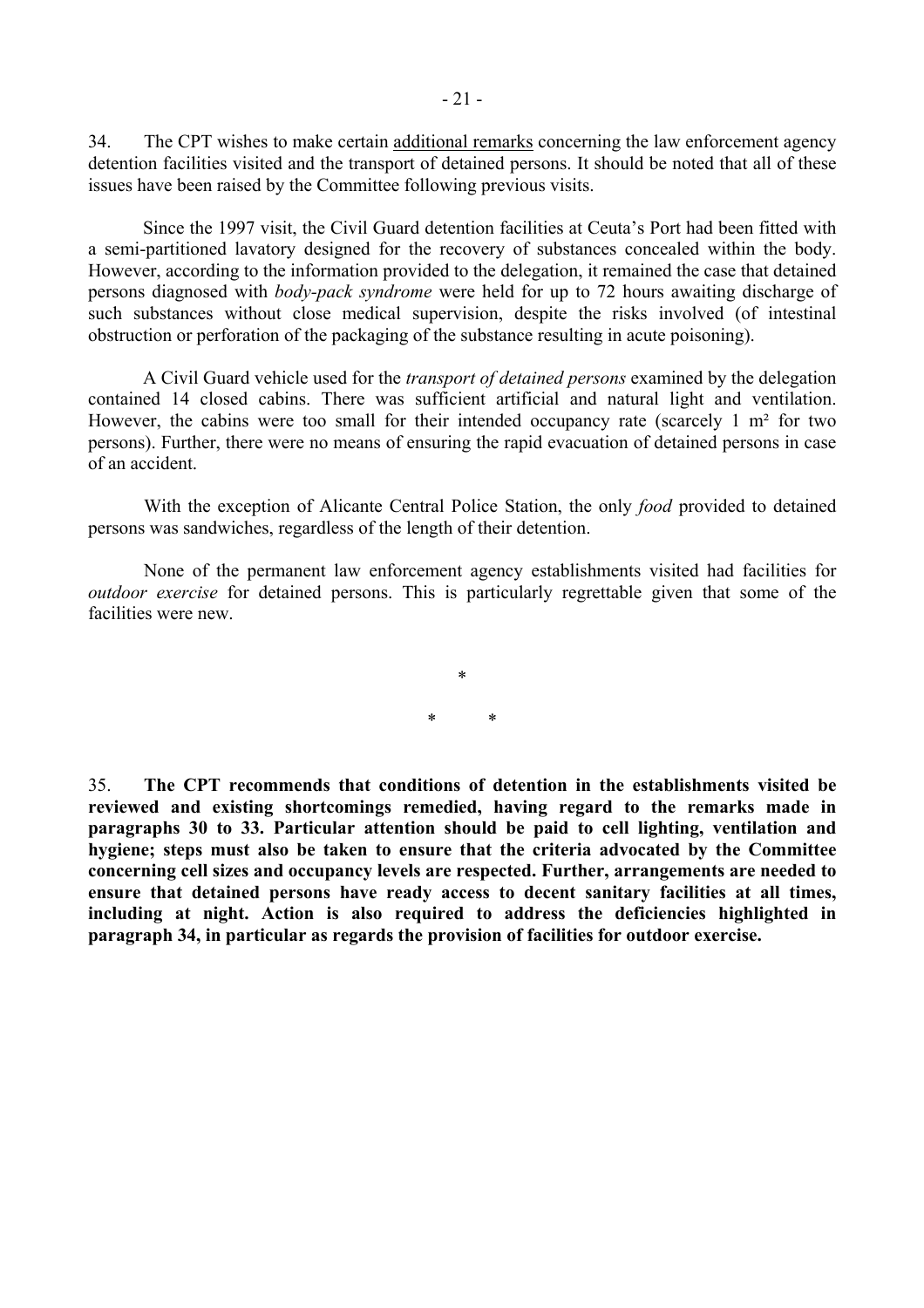34. The CPT wishes to make certain additional remarks concerning the law enforcement agency detention facilities visited and the transport of detained persons. It should be noted that all of these issues have been raised by the Committee following previous visits.

Since the 1997 visit, the Civil Guard detention facilities at Ceuta's Port had been fitted with a semi-partitioned lavatory designed for the recovery of substances concealed within the body. However, according to the information provided to the delegation, it remained the case that detained persons diagnosed with *body-pack syndrome* were held for up to 72 hours awaiting discharge of such substances without close medical supervision, despite the risks involved (of intestinal obstruction or perforation of the packaging of the substance resulting in acute poisoning).

A Civil Guard vehicle used for the *transport of detained persons* examined by the delegation contained 14 closed cabins. There was sufficient artificial and natural light and ventilation. However, the cabins were too small for their intended occupancy rate (scarcely 1 m² for two persons). Further, there were no means of ensuring the rapid evacuation of detained persons in case of an accident.

With the exception of Alicante Central Police Station, the only *food* provided to detained persons was sandwiches, regardless of the length of their detention.

None of the permanent law enforcement agency establishments visited had facilities for *outdoor exercise* for detained persons. This is particularly regrettable given that some of the facilities were new.

\*

\* \*

35. **The CPT recommends that conditions of detention in the establishments visited be reviewed and existing shortcomings remedied, having regard to the remarks made in paragraphs 30 to 33. Particular attention should be paid to cell lighting, ventilation and hygiene; steps must also be taken to ensure that the criteria advocated by the Committee concerning cell sizes and occupancy levels are respected. Further, arrangements are needed to ensure that detained persons have ready access to decent sanitary facilities at all times, including at night. Action is also required to address the deficiencies highlighted in paragraph 34, in particular as regards the provision of facilities for outdoor exercise.**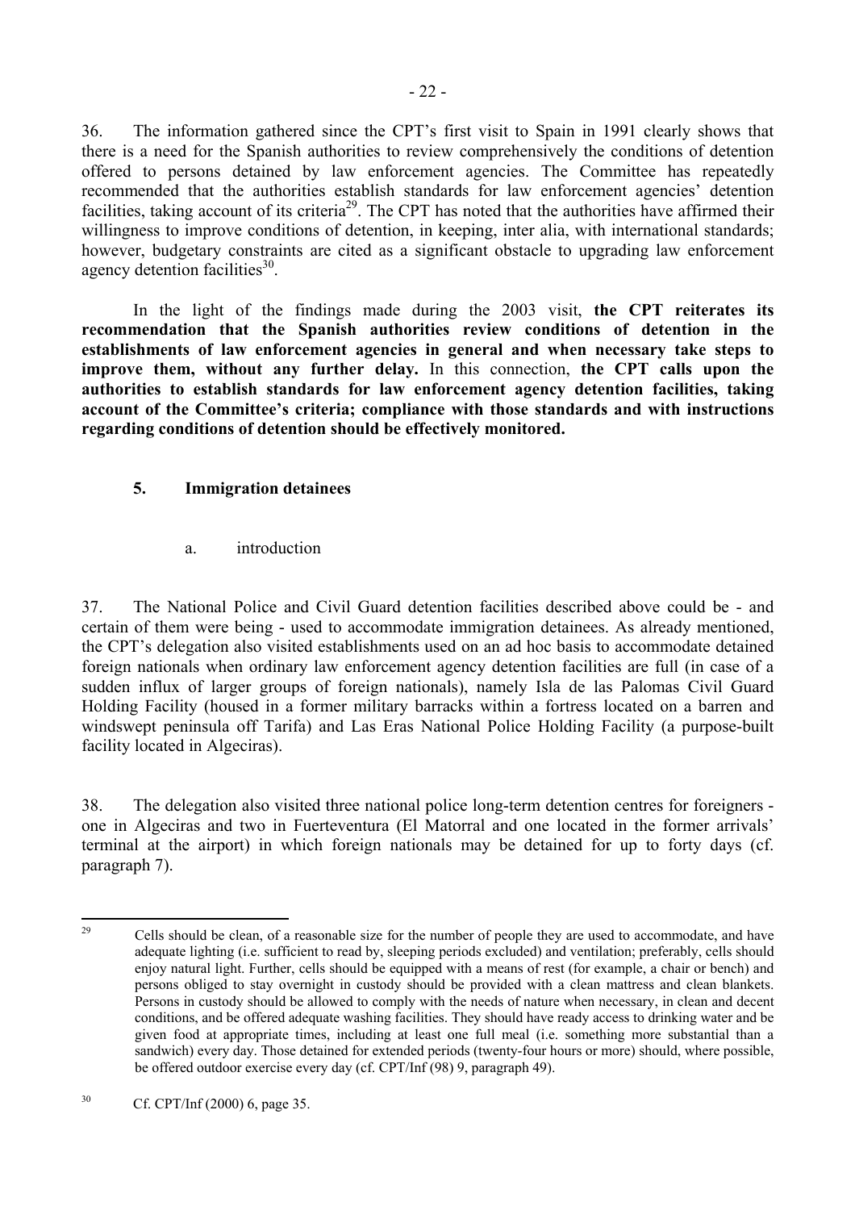36. The information gathered since the CPT's first visit to Spain in 1991 clearly shows that there is a need for the Spanish authorities to review comprehensively the conditions of detention offered to persons detained by law enforcement agencies. The Committee has repeatedly recommended that the authorities establish standards for law enforcement agencies' detention facilities, taking account of its criteria[29]. The CPT has noted that the authorities have affirmed their willingness to improve conditions of detention, in keeping, inter alia, with international standards; however, budgetary constraints are cited as a significant obstacle to upgrading law enforcement agency detention facilities[30].

In the light of the findings made during the 2003 visit, **the CPT reiterates its recommendation that the Spanish authorities review conditions of detention in the establishments of law enforcement agencies in general and when necessary take steps to improve them, without any further delay.** In this connection, **the CPT calls upon the authorities to establish standards for law enforcement agency detention facilities, taking account of the Committee's criteria; compliance with those standards and with instructions regarding conditions of detention should be effectively monitored.**

### 5. Immigration detainees

a. introduction

37. The National Police and Civil Guard detention facilities described above could be - and certain of them were being - used to accommodate immigration detainees. As already mentioned, the CPT's delegation also visited establishments used on an ad hoc basis to accommodate detained foreign nationals when ordinary law enforcement agency detention facilities are full (in case of a sudden influx of larger groups of foreign nationals), namely Isla de las Palomas Civil Guard Holding Facility (housed in a former military barracks within a fortress located on a barren and windswept peninsula off Tarifa) and Las Eras National Police Holding Facility (a purpose-built facility located in Algeciras).

38. The delegation also visited three national police long-term detention centres for foreigners - one in Algeciras and two in Fuerteventura (El Matorral and one located in the former arrivals' terminal at the airport) in which foreign nationals may be detained for up to forty days (cf. paragraph 7).

---

[29] Cells should be clean, of a reasonable size for the number of people they are used to accommodate, and have adequate lighting (i.e. sufficient to read by, sleeping periods excluded) and ventilation; preferably, cells should enjoy natural light. Further, cells should be equipped with a means of rest (for example, a chair or bench) and persons obliged to stay overnight in custody should be provided with a clean mattress and clean blankets. Persons in custody should be allowed to comply with the needs of nature when necessary, in clean and decent conditions, and be offered adequate washing facilities. They should have ready access to drinking water and be given food at appropriate times, including at least one full meal (i.e. something more substantial than a sandwich) every day. Those detained for extended periods (twenty-four hours or more) should, where possible, be offered outdoor exercise every day (cf. CPT/Inf (98) 9, paragraph 49).

[30] Cf. CPT/Inf (2000) 6, page 35.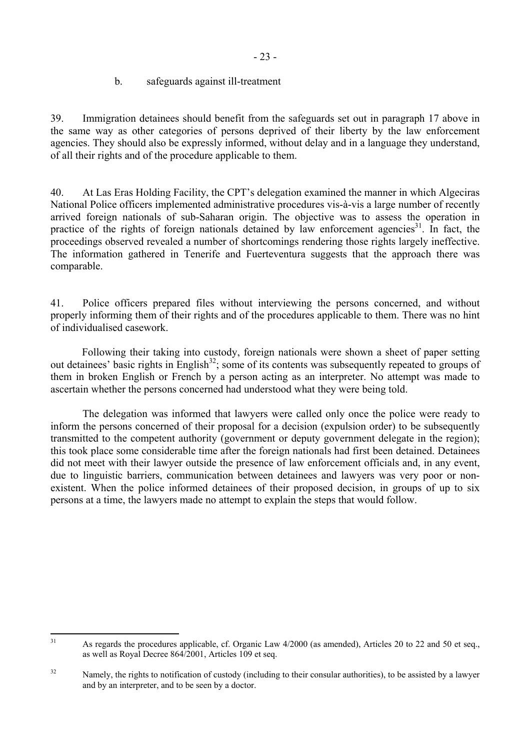### b. safeguards against ill-treatment

39. Immigration detainees should benefit from the safeguards set out in paragraph 17 above in the same way as other categories of persons deprived of their liberty by the law enforcement agencies. They should also be expressly informed, without delay and in a language they understand, of all their rights and of the procedure applicable to them.

40. At Las Eras Holding Facility, the CPT's delegation examined the manner in which Algeciras National Police officers implemented administrative procedures vis-à-vis a large number of recently arrived foreign nationals of sub-Saharan origin. The objective was to assess the operation in practice of the rights of foreign nationals detained by law enforcement agencies[31]. In fact, the proceedings observed revealed a number of shortcomings rendering those rights largely ineffective. The information gathered in Tenerife and Fuerteventura suggests that the approach there was comparable.

41. Police officers prepared files without interviewing the persons concerned, and without properly informing them of their rights and of the procedures applicable to them. There was no hint of individualised casework.

Following their taking into custody, foreign nationals were shown a sheet of paper setting out detainees' basic rights in English[32]; some of its contents was subsequently repeated to groups of them in broken English or French by a person acting as an interpreter. No attempt was made to ascertain whether the persons concerned had understood what they were being told.

The delegation was informed that lawyers were called only once the police were ready to inform the persons concerned of their proposal for a decision (expulsion order) to be subsequently transmitted to the competent authority (government or deputy government delegate in the region); this took place some considerable time after the foreign nationals had first been detained. Detainees did not meet with their lawyer outside the presence of law enforcement officials and, in any event, due to linguistic barriers, communication between detainees and lawyers was very poor or non-existent. When the police informed detainees of their proposed decision, in groups of up to six persons at a time, the lawyers made no attempt to explain the steps that would follow.

---

[31] As regards the procedures applicable, cf. Organic Law 4/2000 (as amended), Articles 20 to 22 and 50 et seq., as well as Royal Decree 864/2001, Articles 109 et seq.

[32] Namely, the rights to notification of custody (including to their consular authorities), to be assisted by a lawyer and by an interpreter, and to be seen by a doctor.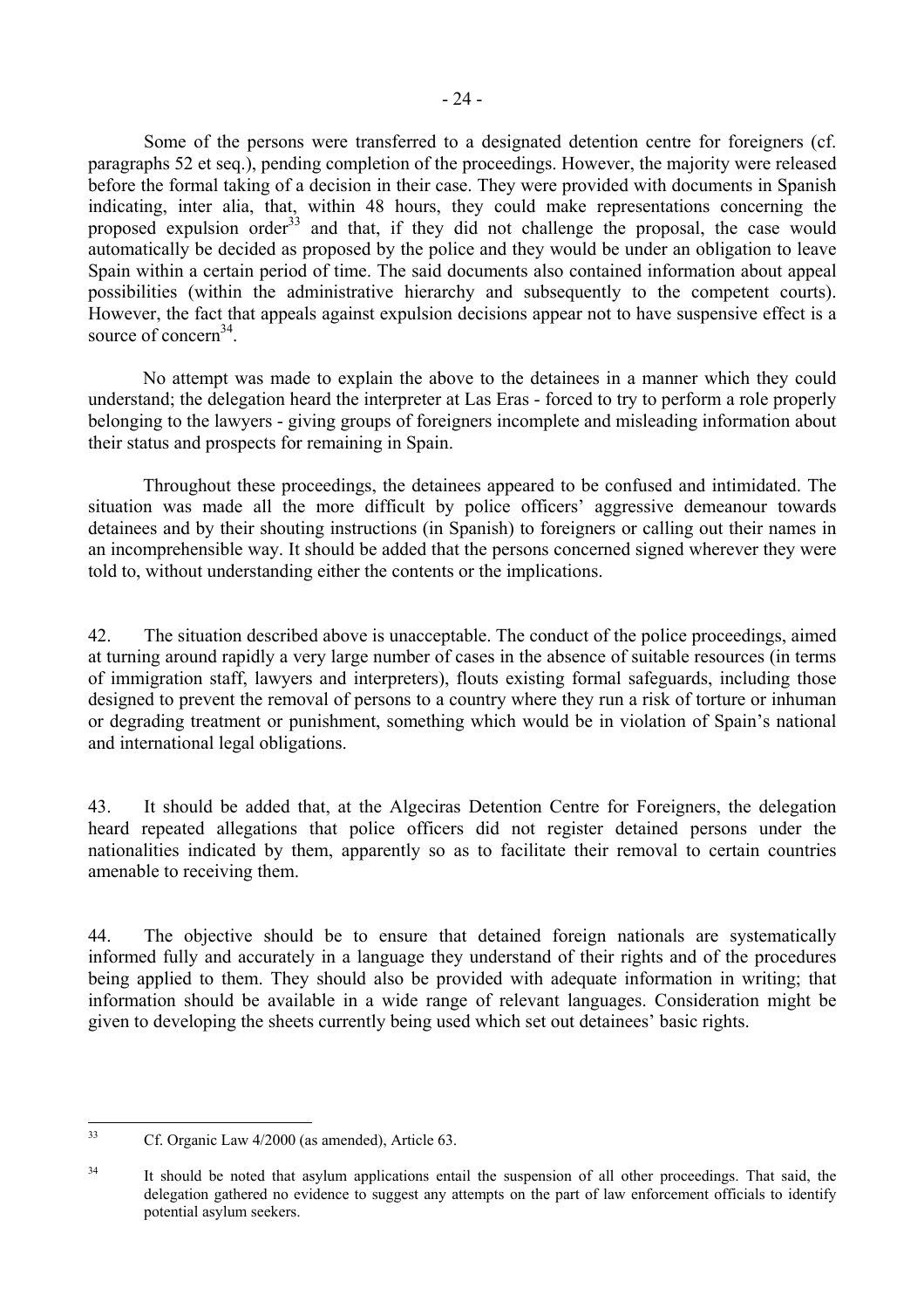Some of the persons were transferred to a designated detention centre for foreigners (cf. paragraphs 52 et seq.), pending completion of the proceedings. However, the majority were released before the formal taking of a decision in their case. They were provided with documents in Spanish indicating, inter alia, that, within 48 hours, they could make representations concerning the proposed expulsion order[33] and that, if they did not challenge the proposal, the case would automatically be decided as proposed by the police and they would be under an obligation to leave Spain within a certain period of time. The said documents also contained information about appeal possibilities (within the administrative hierarchy and subsequently to the competent courts). However, the fact that appeals against expulsion decisions appear not to have suspensive effect is a source of concern[34].

No attempt was made to explain the above to the detainees in a manner which they could understand; the delegation heard the interpreter at Las Eras - forced to try to perform a role properly belonging to the lawyers - giving groups of foreigners incomplete and misleading information about their status and prospects for remaining in Spain.

Throughout these proceedings, the detainees appeared to be confused and intimidated. The situation was made all the more difficult by police officers' aggressive demeanour towards detainees and by their shouting instructions (in Spanish) to foreigners or calling out their names in an incomprehensible way. It should be added that the persons concerned signed wherever they were told to, without understanding either the contents or the implications.

42. The situation described above is unacceptable. The conduct of the police proceedings, aimed at turning around rapidly a very large number of cases in the absence of suitable resources (in terms of immigration staff, lawyers and interpreters), flouts existing formal safeguards, including those designed to prevent the removal of persons to a country where they run a risk of torture or inhuman or degrading treatment or punishment, something which would be in violation of Spain's national and international legal obligations.

43. It should be added that, at the Algeciras Detention Centre for Foreigners, the delegation heard repeated allegations that police officers did not register detained persons under the nationalities indicated by them, apparently so as to facilitate their removal to certain countries amenable to receiving them.

44. The objective should be to ensure that detained foreign nationals are systematically informed fully and accurately in a language they understand of their rights and of the procedures being applied to them. They should also be provided with adequate information in writing; that information should be available in a wide range of relevant languages. Consideration might be given to developing the sheets currently being used which set out detainees' basic rights.

---

[33] Cf. Organic Law 4/2000 (as amended), Article 63.

[34] It should be noted that asylum applications entail the suspension of all other proceedings. That said, the delegation gathered no evidence to suggest any attempts on the part of law enforcement officials to identify potential asylum seekers.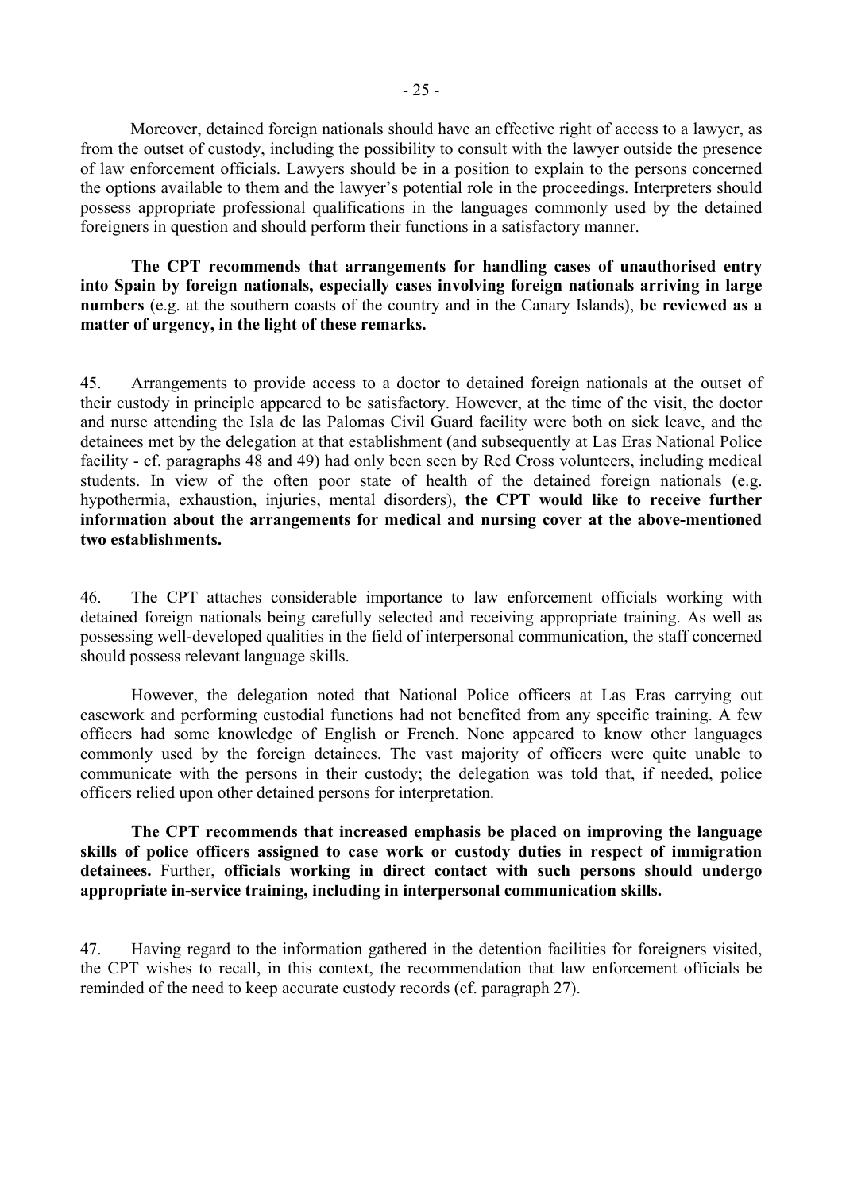Moreover, detained foreign nationals should have an effective right of access to a lawyer, as from the outset of custody, including the possibility to consult with the lawyer outside the presence of law enforcement officials. Lawyers should be in a position to explain to the persons concerned the options available to them and the lawyer's potential role in the proceedings. Interpreters should possess appropriate professional qualifications in the languages commonly used by the detained foreigners in question and should perform their functions in a satisfactory manner.

**The CPT recommends that arrangements for handling cases of unauthorised entry into Spain by foreign nationals, especially cases involving foreign nationals arriving in large numbers** (e.g. at the southern coasts of the country and in the Canary Islands), **be reviewed as a matter of urgency, in the light of these remarks.**

45. Arrangements to provide access to a doctor to detained foreign nationals at the outset of their custody in principle appeared to be satisfactory. However, at the time of the visit, the doctor and nurse attending the Isla de las Palomas Civil Guard facility were both on sick leave, and the detainees met by the delegation at that establishment (and subsequently at Las Eras National Police facility - cf. paragraphs 48 and 49) had only been seen by Red Cross volunteers, including medical students. In view of the often poor state of health of the detained foreign nationals (e.g. hypothermia, exhaustion, injuries, mental disorders), **the CPT would like to receive further information about the arrangements for medical and nursing cover at the above-mentioned two establishments.**

46. The CPT attaches considerable importance to law enforcement officials working with detained foreign nationals being carefully selected and receiving appropriate training. As well as possessing well-developed qualities in the field of interpersonal communication, the staff concerned should possess relevant language skills.

However, the delegation noted that National Police officers at Las Eras carrying out casework and performing custodial functions had not benefited from any specific training. A few officers had some knowledge of English or French. None appeared to know other languages commonly used by the foreign detainees. The vast majority of officers were quite unable to communicate with the persons in their custody; the delegation was told that, if needed, police officers relied upon other detained persons for interpretation.

**The CPT recommends that increased emphasis be placed on improving the language skills of police officers assigned to case work or custody duties in respect of immigration detainees.** Further, **officials working in direct contact with such persons should undergo appropriate in-service training, including in interpersonal communication skills.**

47. Having regard to the information gathered in the detention facilities for foreigners visited, the CPT wishes to recall, in this context, the recommendation that law enforcement officials be reminded of the need to keep accurate custody records (cf. paragraph 27).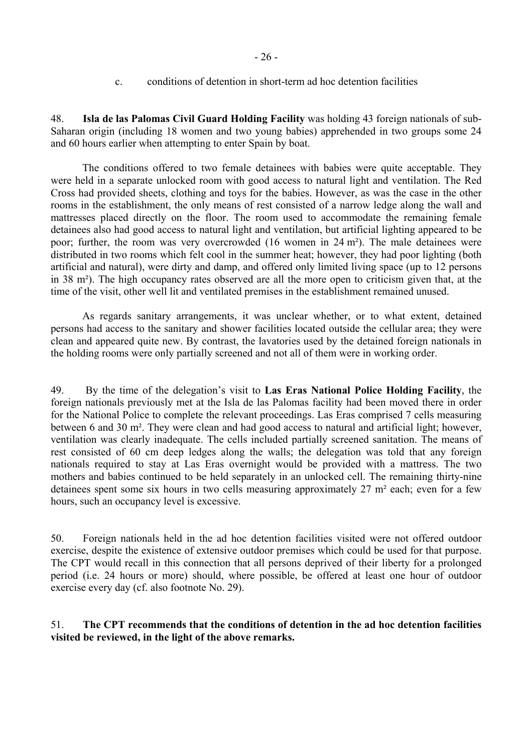### c. conditions of detention in short-term ad hoc detention facilities

48. **Isla de las Palomas Civil Guard Holding Facility** was holding 43 foreign nationals of sub-Saharan origin (including 18 women and two young babies) apprehended in two groups some 24 and 60 hours earlier when attempting to enter Spain by boat.

The conditions offered to two female detainees with babies were quite acceptable. They were held in a separate unlocked room with good access to natural light and ventilation. The Red Cross had provided sheets, clothing and toys for the babies. However, as was the case in the other rooms in the establishment, the only means of rest consisted of a narrow ledge along the wall and mattresses placed directly on the floor. The room used to accommodate the remaining female detainees also had good access to natural light and ventilation, but artificial lighting appeared to be poor; further, the room was very overcrowded (16 women in 24 m²). The male detainees were distributed in two rooms which felt cool in the summer heat; however, they had poor lighting (both artificial and natural), were dirty and damp, and offered only limited living space (up to 12 persons in 38 m²). The high occupancy rates observed are all the more open to criticism given that, at the time of the visit, other well lit and ventilated premises in the establishment remained unused.

As regards sanitary arrangements, it was unclear whether, or to what extent, detained persons had access to the sanitary and shower facilities located outside the cellular area; they were clean and appeared quite new. By contrast, the lavatories used by the detained foreign nationals in the holding rooms were only partially screened and not all of them were in working order.

49. By the time of the delegation's visit to **Las Eras National Police Holding Facility**, the foreign nationals previously met at the Isla de las Palomas facility had been moved there in order for the National Police to complete the relevant proceedings. Las Eras comprised 7 cells measuring between 6 and 30 m². They were clean and had good access to natural and artificial light; however, ventilation was clearly inadequate. The cells included partially screened sanitation. The means of rest consisted of 60 cm deep ledges along the walls; the delegation was told that any foreign nationals required to stay at Las Eras overnight would be provided with a mattress. The two mothers and babies continued to be held separately in an unlocked cell. The remaining thirty-nine detainees spent some six hours in two cells measuring approximately 27 m² each; even for a few hours, such an occupancy level is excessive.

50. Foreign nationals held in the ad hoc detention facilities visited were not offered outdoor exercise, despite the existence of extensive outdoor premises which could be used for that purpose. The CPT would recall in this connection that all persons deprived of their liberty for a prolonged period (i.e. 24 hours or more) should, where possible, be offered at least one hour of outdoor exercise every day (cf. also footnote No. 29).

51. **The CPT recommends that the conditions of detention in the ad hoc detention facilities visited be reviewed, in the light of the above remarks.**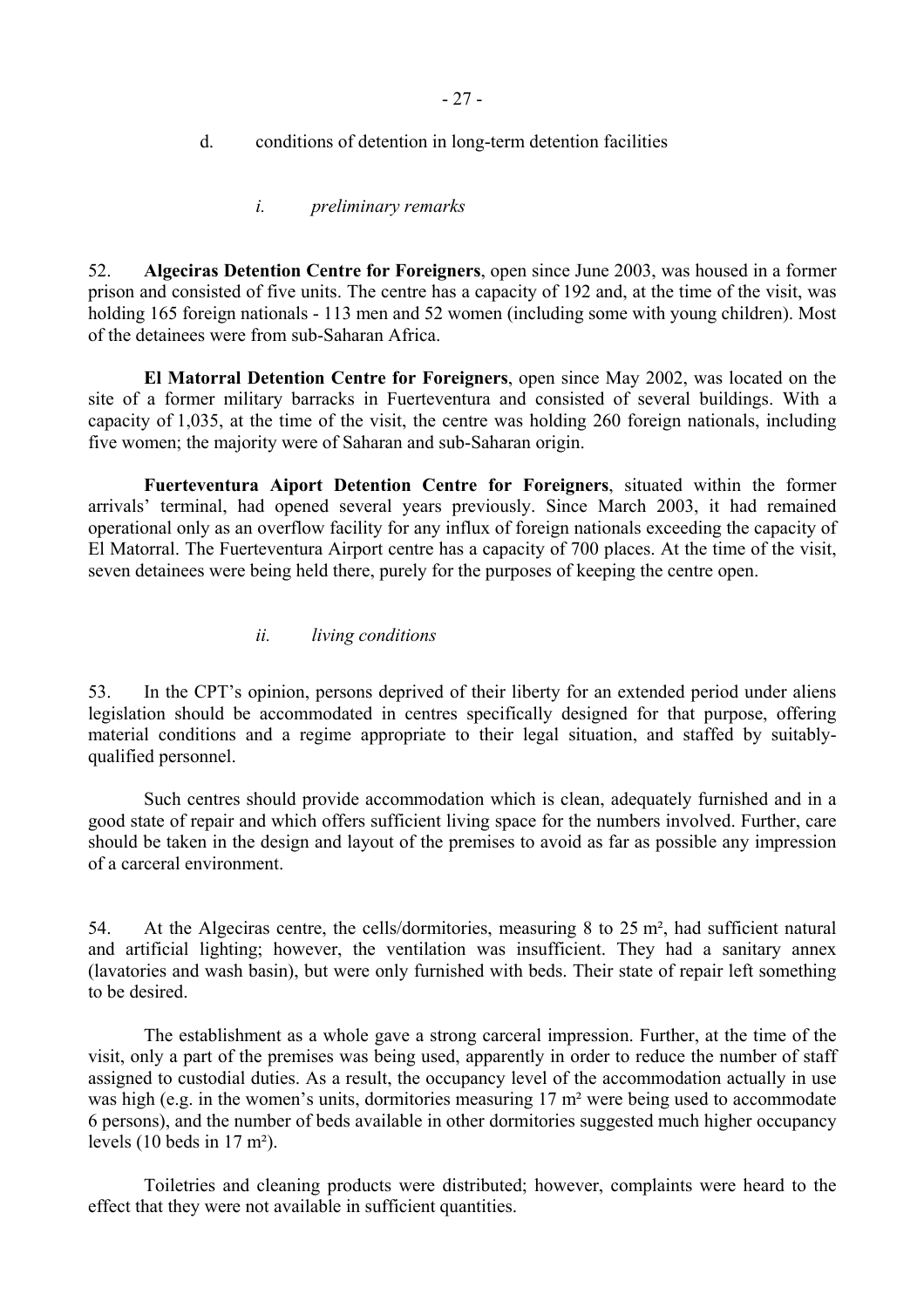d. conditions of detention in long-term detention facilities

*i. preliminary remarks*

52. **Algeciras Detention Centre for Foreigners**, open since June 2003, was housed in a former prison and consisted of five units. The centre has a capacity of 192 and, at the time of the visit, was holding 165 foreign nationals - 113 men and 52 women (including some with young children). Most of the detainees were from sub-Saharan Africa.

**El Matorral Detention Centre for Foreigners**, open since May 2002, was located on the site of a former military barracks in Fuerteventura and consisted of several buildings. With a capacity of 1,035, at the time of the visit, the centre was holding 260 foreign nationals, including five women; the majority were of Saharan and sub-Saharan origin.

**Fuerteventura Aiport Detention Centre for Foreigners**, situated within the former arrivals' terminal, had opened several years previously. Since March 2003, it had remained operational only as an overflow facility for any influx of foreign nationals exceeding the capacity of El Matorral. The Fuerteventura Airport centre has a capacity of 700 places. At the time of the visit, seven detainees were being held there, purely for the purposes of keeping the centre open.

*ii. living conditions*

53. In the CPT's opinion, persons deprived of their liberty for an extended period under aliens legislation should be accommodated in centres specifically designed for that purpose, offering material conditions and a regime appropriate to their legal situation, and staffed by suitably-qualified personnel.

Such centres should provide accommodation which is clean, adequately furnished and in a good state of repair and which offers sufficient living space for the numbers involved. Further, care should be taken in the design and layout of the premises to avoid as far as possible any impression of a carceral environment.

54. At the Algeciras centre, the cells/dormitories, measuring 8 to 25 m², had sufficient natural and artificial lighting; however, the ventilation was insufficient. They had a sanitary annex (lavatories and wash basin), but were only furnished with beds. Their state of repair left something to be desired.

The establishment as a whole gave a strong carceral impression. Further, at the time of the visit, only a part of the premises was being used, apparently in order to reduce the number of staff assigned to custodial duties. As a result, the occupancy level of the accommodation actually in use was high (e.g. in the women's units, dormitories measuring 17 m² were being used to accommodate 6 persons), and the number of beds available in other dormitories suggested much higher occupancy levels (10 beds in 17 m²).

Toiletries and cleaning products were distributed; however, complaints were heard to the effect that they were not available in sufficient quantities.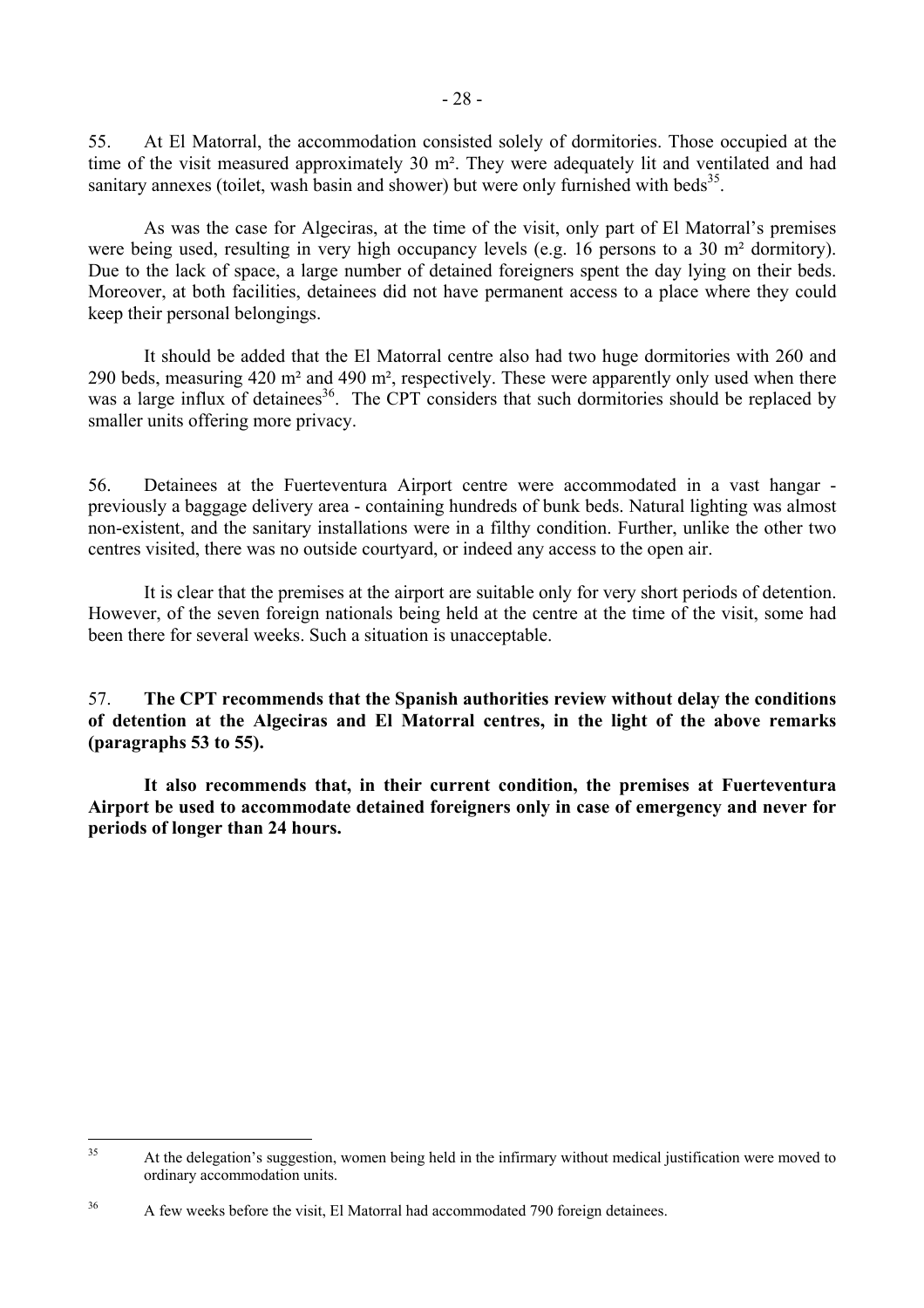55. At El Matorral, the accommodation consisted solely of dormitories. Those occupied at the time of the visit measured approximately 30 m². They were adequately lit and ventilated and had sanitary annexes (toilet, wash basin and shower) but were only furnished with beds[35].

As was the case for Algeciras, at the time of the visit, only part of El Matorral's premises were being used, resulting in very high occupancy levels (e.g. 16 persons to a 30 m² dormitory). Due to the lack of space, a large number of detained foreigners spent the day lying on their beds. Moreover, at both facilities, detainees did not have permanent access to a place where they could keep their personal belongings.

It should be added that the El Matorral centre also had two huge dormitories with 260 and 290 beds, measuring 420 m² and 490 m², respectively. These were apparently only used when there was a large influx of detainees[36]. The CPT considers that such dormitories should be replaced by smaller units offering more privacy.

56. Detainees at the Fuerteventura Airport centre were accommodated in a vast hangar - previously a baggage delivery area - containing hundreds of bunk beds. Natural lighting was almost non-existent, and the sanitary installations were in a filthy condition. Further, unlike the other two centres visited, there was no outside courtyard, or indeed any access to the open air.

It is clear that the premises at the airport are suitable only for very short periods of detention. However, of the seven foreign nationals being held at the centre at the time of the visit, some had been there for several weeks. Such a situation is unacceptable.

57. **The CPT recommends that the Spanish authorities review without delay the conditions of detention at the Algeciras and El Matorral centres, in the light of the above remarks (paragraphs 53 to 55).**

**It also recommends that, in their current condition, the premises at Fuerteventura Airport be used to accommodate detained foreigners only in case of emergency and never for periods of longer than 24 hours.**

---

[35] At the delegation's suggestion, women being held in the infirmary without medical justification were moved to ordinary accommodation units.

[36] A few weeks before the visit, El Matorral had accommodated 790 foreign detainees.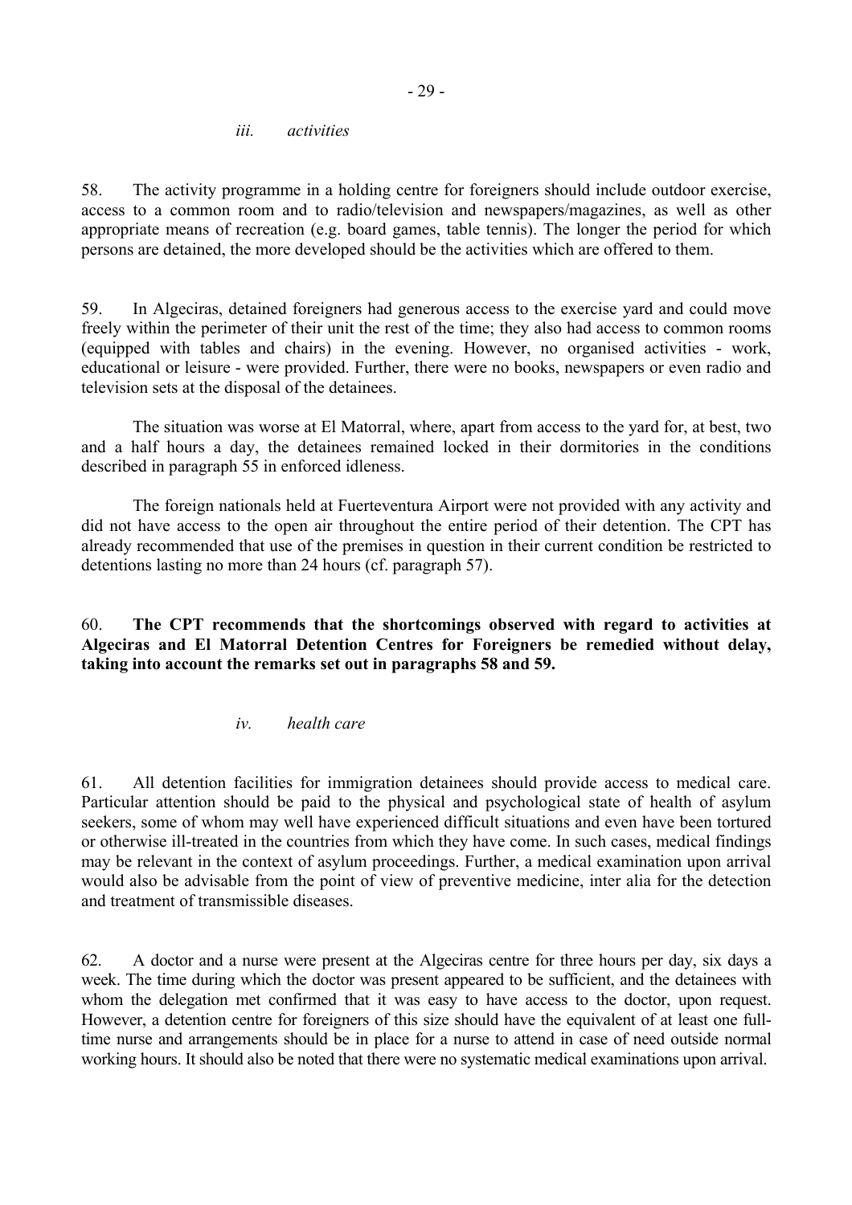*iii. activities*

58. The activity programme in a holding centre for foreigners should include outdoor exercise, access to a common room and to radio/television and newspapers/magazines, as well as other appropriate means of recreation (e.g. board games, table tennis). The longer the period for which persons are detained, the more developed should be the activities which are offered to them.

59. In Algeciras, detained foreigners had generous access to the exercise yard and could move freely within the perimeter of their unit the rest of the time; they also had access to common rooms (equipped with tables and chairs) in the evening. However, no organised activities - work, educational or leisure - were provided. Further, there were no books, newspapers or even radio and television sets at the disposal of the detainees.

The situation was worse at El Matorral, where, apart from access to the yard for, at best, two and a half hours a day, the detainees remained locked in their dormitories in the conditions described in paragraph 55 in enforced idleness.

The foreign nationals held at Fuerteventura Airport were not provided with any activity and did not have access to the open air throughout the entire period of their detention. The CPT has already recommended that use of the premises in question in their current condition be restricted to detentions lasting no more than 24 hours (cf. paragraph 57).

60. **The CPT recommends that the shortcomings observed with regard to activities at Algeciras and El Matorral Detention Centres for Foreigners be remedied without delay, taking into account the remarks set out in paragraphs 58 and 59.**

*iv. health care*

61. All detention facilities for immigration detainees should provide access to medical care. Particular attention should be paid to the physical and psychological state of health of asylum seekers, some of whom may well have experienced difficult situations and even have been tortured or otherwise ill-treated in the countries from which they have come. In such cases, medical findings may be relevant in the context of asylum proceedings. Further, a medical examination upon arrival would also be advisable from the point of view of preventive medicine, inter alia for the detection and treatment of transmissible diseases.

62. A doctor and a nurse were present at the Algeciras centre for three hours per day, six days a week. The time during which the doctor was present appeared to be sufficient, and the detainees with whom the delegation met confirmed that it was easy to have access to the doctor, upon request. However, a detention centre for foreigners of this size should have the equivalent of at least one full-time nurse and arrangements should be in place for a nurse to attend in case of need outside normal working hours. It should also be noted that there were no systematic medical examinations upon arrival.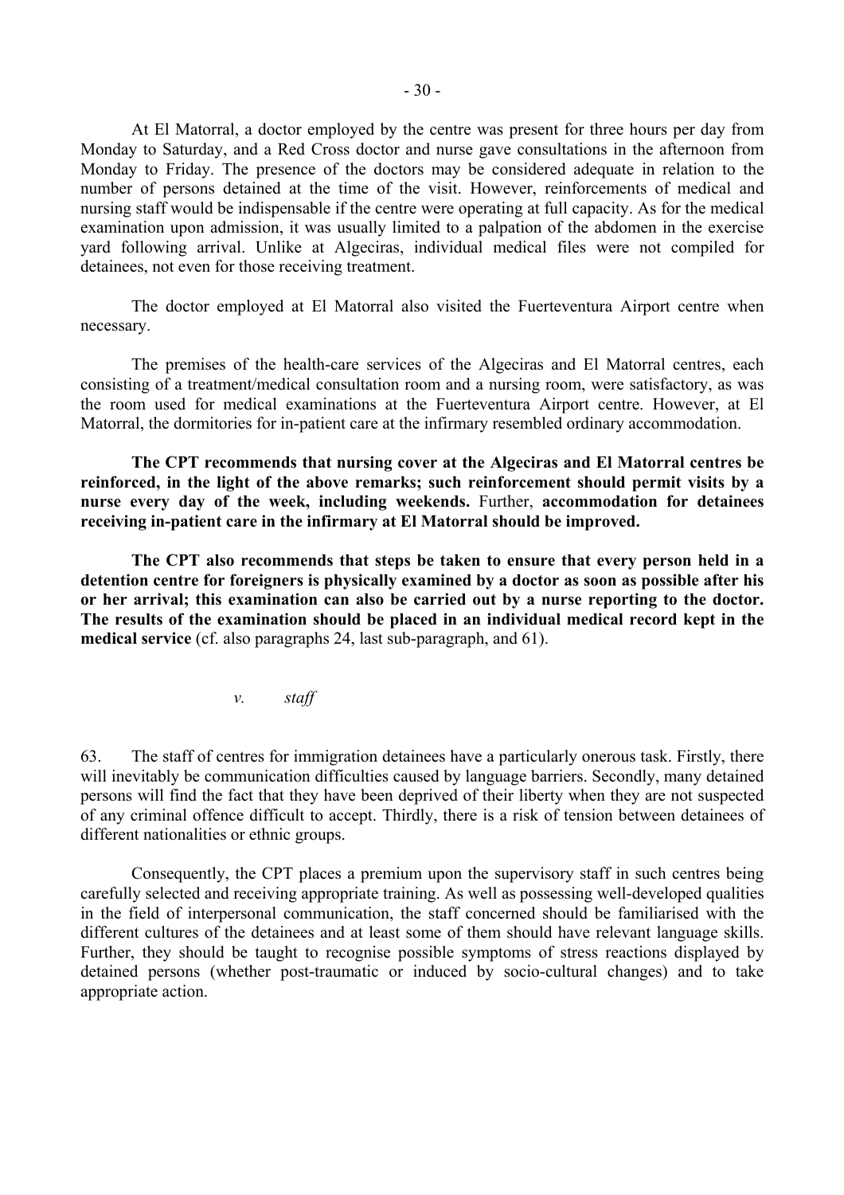At El Matorral, a doctor employed by the centre was present for three hours per day from Monday to Saturday, and a Red Cross doctor and nurse gave consultations in the afternoon from Monday to Friday. The presence of the doctors may be considered adequate in relation to the number of persons detained at the time of the visit. However, reinforcements of medical and nursing staff would be indispensable if the centre were operating at full capacity. As for the medical examination upon admission, it was usually limited to a palpation of the abdomen in the exercise yard following arrival. Unlike at Algeciras, individual medical files were not compiled for detainees, not even for those receiving treatment.

The doctor employed at El Matorral also visited the Fuerteventura Airport centre when necessary.

The premises of the health-care services of the Algeciras and El Matorral centres, each consisting of a treatment/medical consultation room and a nursing room, were satisfactory, as was the room used for medical examinations at the Fuerteventura Airport centre. However, at El Matorral, the dormitories for in-patient care at the infirmary resembled ordinary accommodation.

**The CPT recommends that nursing cover at the Algeciras and El Matorral centres be reinforced, in the light of the above remarks; such reinforcement should permit visits by a nurse every day of the week, including weekends.** Further, **accommodation for detainees receiving in-patient care in the infirmary at El Matorral should be improved.**

**The CPT also recommends that steps be taken to ensure that every person held in a detention centre for foreigners is physically examined by a doctor as soon as possible after his or her arrival; this examination can also be carried out by a nurse reporting to the doctor. The results of the examination should be placed in an individual medical record kept in the medical service** (cf. also paragraphs 24, last sub-paragraph, and 61).

*v. staff*

63. The staff of centres for immigration detainees have a particularly onerous task. Firstly, there will inevitably be communication difficulties caused by language barriers. Secondly, many detained persons will find the fact that they have been deprived of their liberty when they are not suspected of any criminal offence difficult to accept. Thirdly, there is a risk of tension between detainees of different nationalities or ethnic groups.

Consequently, the CPT places a premium upon the supervisory staff in such centres being carefully selected and receiving appropriate training. As well as possessing well-developed qualities in the field of interpersonal communication, the staff concerned should be familiarised with the different cultures of the detainees and at least some of them should have relevant language skills. Further, they should be taught to recognise possible symptoms of stress reactions displayed by detained persons (whether post-traumatic or induced by socio-cultural changes) and to take appropriate action.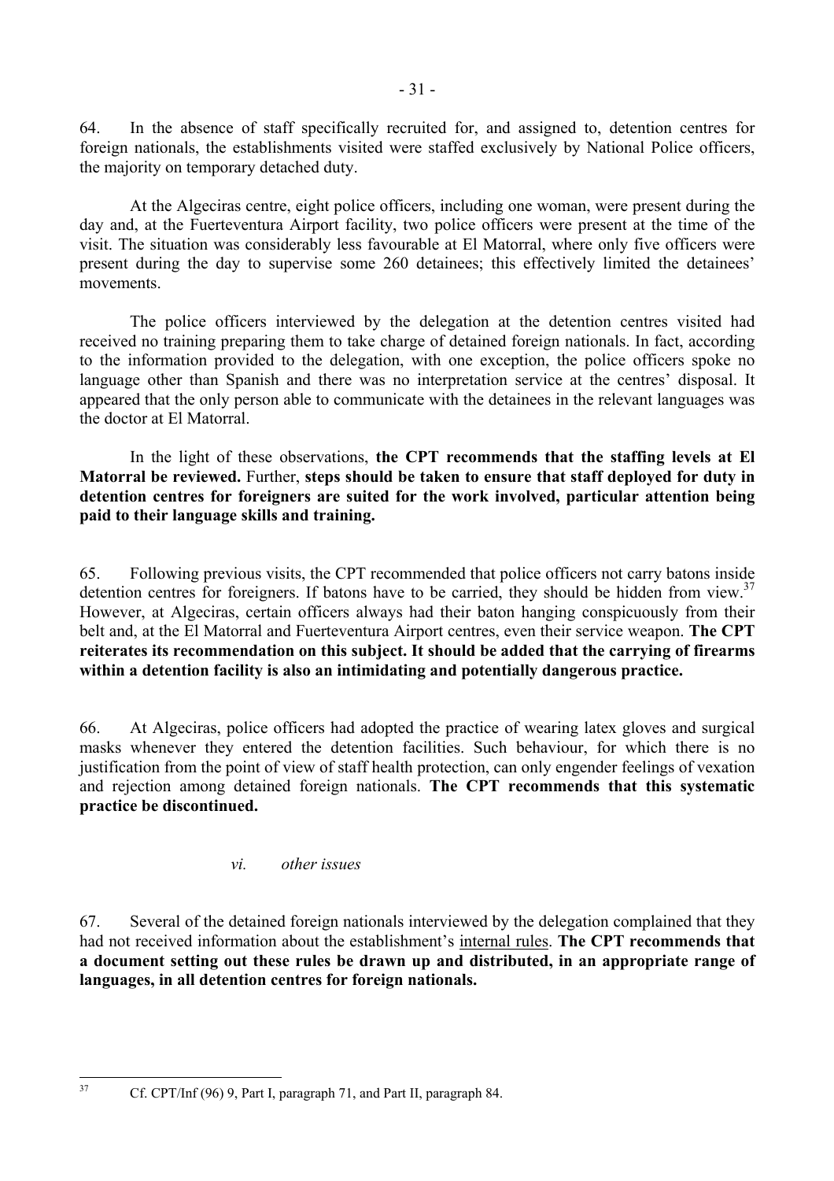64. In the absence of staff specifically recruited for, and assigned to, detention centres for foreign nationals, the establishments visited were staffed exclusively by National Police officers, the majority on temporary detached duty.

At the Algeciras centre, eight police officers, including one woman, were present during the day and, at the Fuerteventura Airport facility, two police officers were present at the time of the visit. The situation was considerably less favourable at El Matorral, where only five officers were present during the day to supervise some 260 detainees; this effectively limited the detainees' movements.

The police officers interviewed by the delegation at the detention centres visited had received no training preparing them to take charge of detained foreign nationals. In fact, according to the information provided to the delegation, with one exception, the police officers spoke no language other than Spanish and there was no interpretation service at the centres' disposal. It appeared that the only person able to communicate with the detainees in the relevant languages was the doctor at El Matorral.

In the light of these observations, **the CPT recommends that the staffing levels at El Matorral be reviewed.** Further, **steps should be taken to ensure that staff deployed for duty in detention centres for foreigners are suited for the work involved, particular attention being paid to their language skills and training.**

65. Following previous visits, the CPT recommended that police officers not carry batons inside detention centres for foreigners. If batons have to be carried, they should be hidden from view.[37] However, at Algeciras, certain officers always had their baton hanging conspicuously from their belt and, at the El Matorral and Fuerteventura Airport centres, even their service weapon. **The CPT reiterates its recommendation on this subject. It should be added that the carrying of firearms within a detention facility is also an intimidating and potentially dangerous practice.**

66. At Algeciras, police officers had adopted the practice of wearing latex gloves and surgical masks whenever they entered the detention facilities. Such behaviour, for which there is no justification from the point of view of staff health protection, can only engender feelings of vexation and rejection among detained foreign nationals. **The CPT recommends that this systematic practice be discontinued.**

### *vi. other issues*

67. Several of the detained foreign nationals interviewed by the delegation complained that they had not received information about the establishment's internal rules. **The CPT recommends that a document setting out these rules be drawn up and distributed, in an appropriate range of languages, in all detention centres for foreign nationals.**

---

[37] Cf. CPT/Inf (96) 9, Part I, paragraph 71, and Part II, paragraph 84.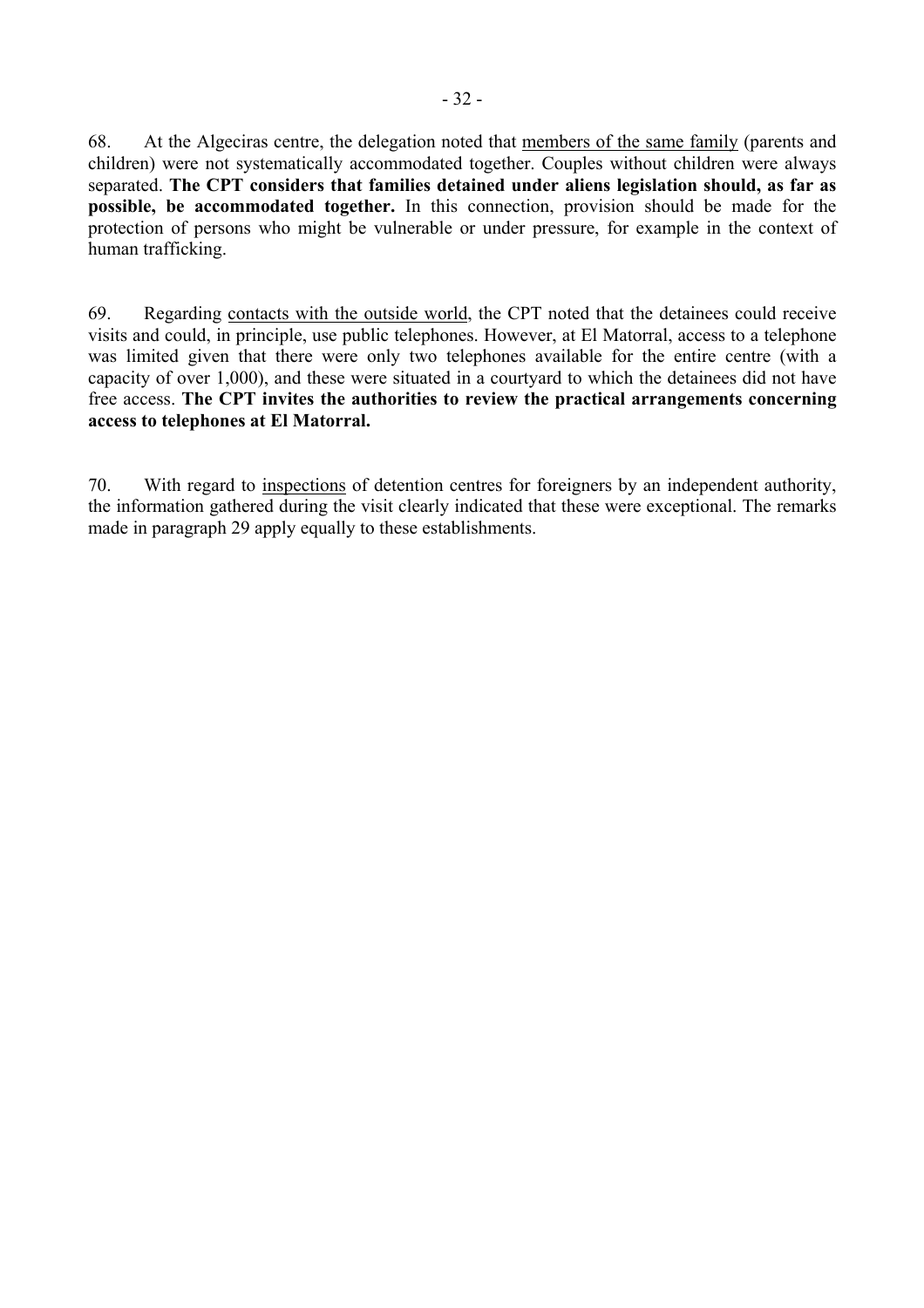68. At the Algeciras centre, the delegation noted that <u>members of the same family</u> (parents and children) were not systematically accommodated together. Couples without children were always separated. **The CPT considers that families detained under aliens legislation should, as far as possible, be accommodated together.** In this connection, provision should be made for the protection of persons who might be vulnerable or under pressure, for example in the context of human trafficking.

69. Regarding <u>contacts with the outside world</u>, the CPT noted that the detainees could receive visits and could, in principle, use public telephones. However, at El Matorral, access to a telephone was limited given that there were only two telephones available for the entire centre (with a capacity of over 1,000), and these were situated in a courtyard to which the detainees did not have free access. **The CPT invites the authorities to review the practical arrangements concerning access to telephones at El Matorral.**

70. With regard to <u>inspections</u> of detention centres for foreigners by an independent authority, the information gathered during the visit clearly indicated that these were exceptional. The remarks made in paragraph 29 apply equally to these establishments.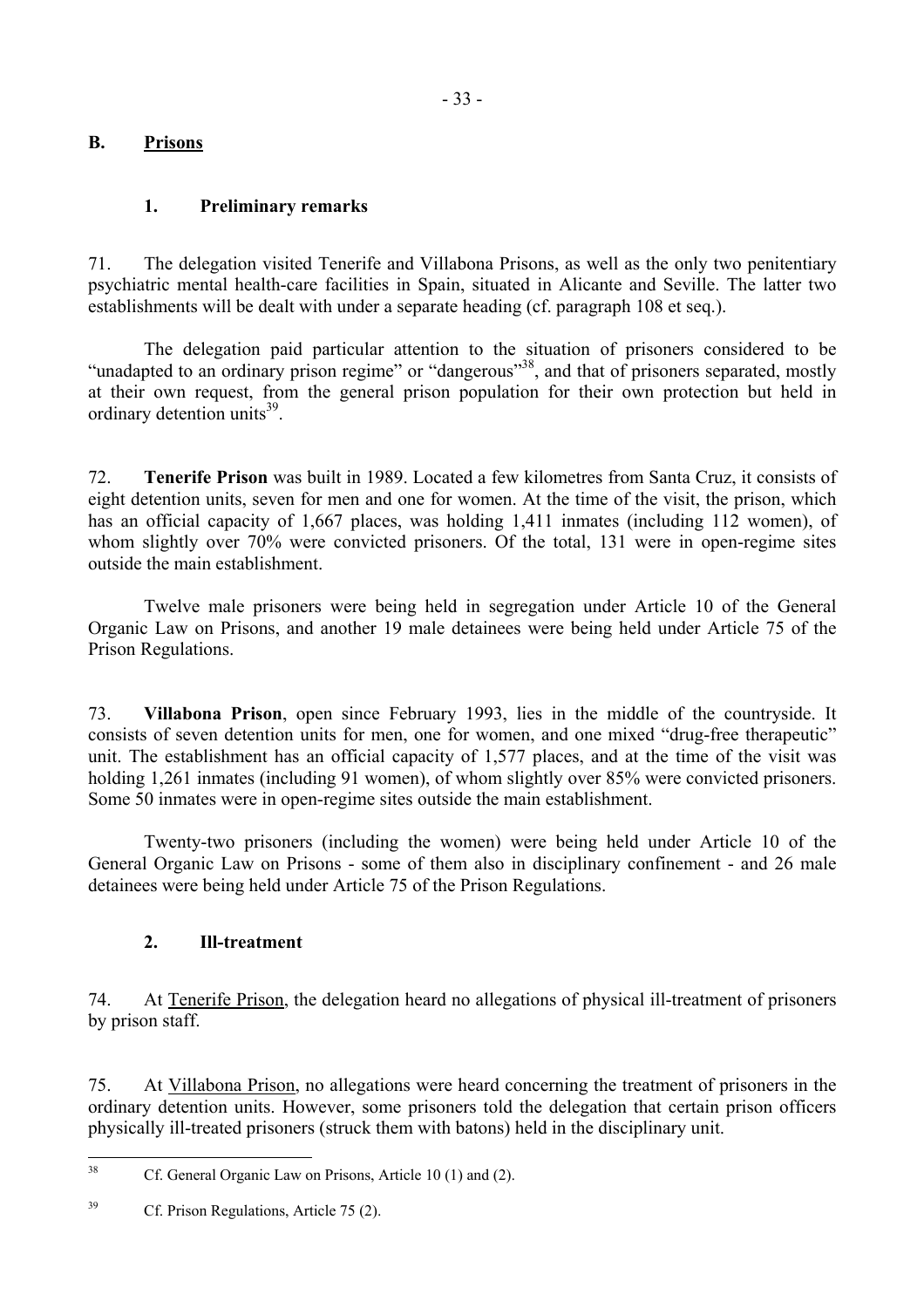## B. Prisons

### 1. Preliminary remarks

71. The delegation visited Tenerife and Villabona Prisons, as well as the only two penitentiary psychiatric mental health-care facilities in Spain, situated in Alicante and Seville. The latter two establishments will be dealt with under a separate heading (cf. paragraph 108 et seq.).

The delegation paid particular attention to the situation of prisoners considered to be "unadapted to an ordinary prison regime" or "dangerous"[38], and that of prisoners separated, mostly at their own request, from the general prison population for their own protection but held in ordinary detention units[39].

72. **Tenerife Prison** was built in 1989. Located a few kilometres from Santa Cruz, it consists of eight detention units, seven for men and one for women. At the time of the visit, the prison, which has an official capacity of 1,667 places, was holding 1,411 inmates (including 112 women), of whom slightly over 70% were convicted prisoners. Of the total, 131 were in open-regime sites outside the main establishment.

Twelve male prisoners were being held in segregation under Article 10 of the General Organic Law on Prisons, and another 19 male detainees were being held under Article 75 of the Prison Regulations.

73. **Villabona Prison**, open since February 1993, lies in the middle of the countryside. It consists of seven detention units for men, one for women, and one mixed "drug-free therapeutic" unit. The establishment has an official capacity of 1,577 places, and at the time of the visit was holding 1,261 inmates (including 91 women), of whom slightly over 85% were convicted prisoners. Some 50 inmates were in open-regime sites outside the main establishment.

Twenty-two prisoners (including the women) were being held under Article 10 of the General Organic Law on Prisons - some of them also in disciplinary confinement - and 26 male detainees were being held under Article 75 of the Prison Regulations.

### 2. Ill-treatment

74. At Tenerife Prison, the delegation heard no allegations of physical ill-treatment of prisoners by prison staff.

75. At Villabona Prison, no allegations were heard concerning the treatment of prisoners in the ordinary detention units. However, some prisoners told the delegation that certain prison officers physically ill-treated prisoners (struck them with batons) held in the disciplinary unit.

---

[38] Cf. General Organic Law on Prisons, Article 10 (1) and (2).

[39] Cf. Prison Regulations, Article 75 (2).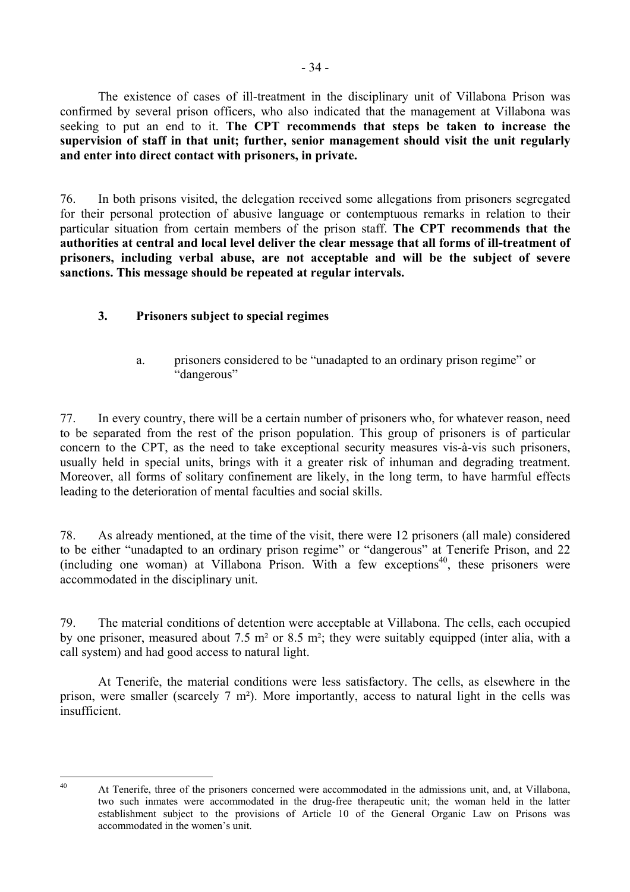The existence of cases of ill-treatment in the disciplinary unit of Villabona Prison was confirmed by several prison officers, who also indicated that the management at Villabona was seeking to put an end to it. **The CPT recommends that steps be taken to increase the supervision of staff in that unit; further, senior management should visit the unit regularly and enter into direct contact with prisoners, in private.**

76. In both prisons visited, the delegation received some allegations from prisoners segregated for their personal protection of abusive language or contemptuous remarks in relation to their particular situation from certain members of the prison staff. **The CPT recommends that the authorities at central and local level deliver the clear message that all forms of ill-treatment of prisoners, including verbal abuse, are not acceptable and will be the subject of severe sanctions. This message should be repeated at regular intervals.**

### 3. Prisoners subject to special regimes

#### a. prisoners considered to be "unadapted to an ordinary prison regime" or "dangerous"

77. In every country, there will be a certain number of prisoners who, for whatever reason, need to be separated from the rest of the prison population. This group of prisoners is of particular concern to the CPT, as the need to take exceptional security measures vis-à-vis such prisoners, usually held in special units, brings with it a greater risk of inhuman and degrading treatment. Moreover, all forms of solitary confinement are likely, in the long term, to have harmful effects leading to the deterioration of mental faculties and social skills.

78. As already mentioned, at the time of the visit, there were 12 prisoners (all male) considered to be either "unadapted to an ordinary prison regime" or "dangerous" at Tenerife Prison, and 22 (including one woman) at Villabona Prison. With a few exceptions[40], these prisoners were accommodated in the disciplinary unit.

79. The material conditions of detention were acceptable at Villabona. The cells, each occupied by one prisoner, measured about 7.5 m² or 8.5 m²; they were suitably equipped (inter alia, with a call system) and had good access to natural light.

At Tenerife, the material conditions were less satisfactory. The cells, as elsewhere in the prison, were smaller (scarcely 7 m²). More importantly, access to natural light in the cells was insufficient.

---

[40] At Tenerife, three of the prisoners concerned were accommodated in the admissions unit, and, at Villabona, two such inmates were accommodated in the drug-free therapeutic unit; the woman held in the latter establishment subject to the provisions of Article 10 of the General Organic Law on Prisons was accommodated in the women's unit.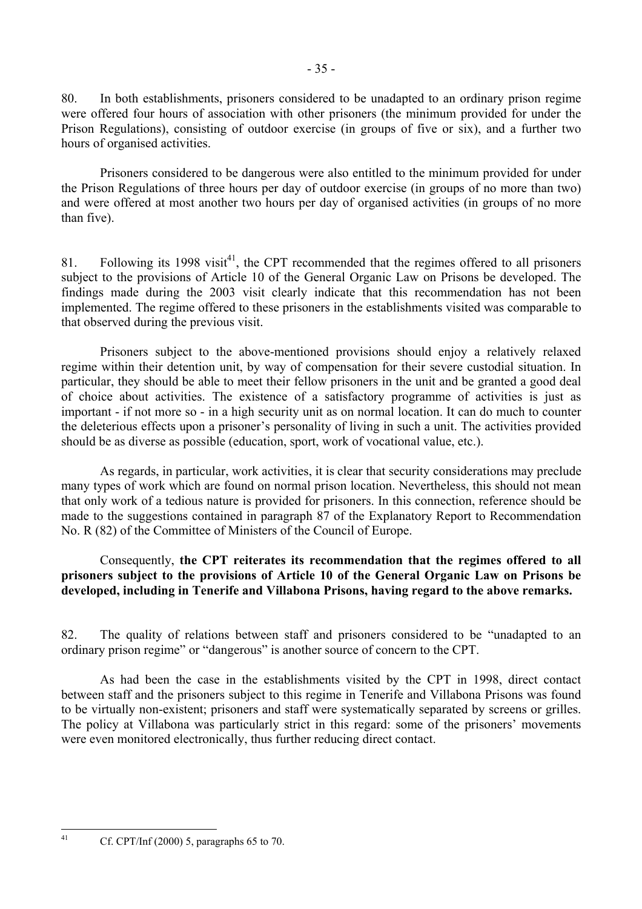80. In both establishments, prisoners considered to be unadapted to an ordinary prison regime were offered four hours of association with other prisoners (the minimum provided for under the Prison Regulations), consisting of outdoor exercise (in groups of five or six), and a further two hours of organised activities.

Prisoners considered to be dangerous were also entitled to the minimum provided for under the Prison Regulations of three hours per day of outdoor exercise (in groups of no more than two) and were offered at most another two hours per day of organised activities (in groups of no more than five).

81. Following its 1998 visit[41], the CPT recommended that the regimes offered to all prisoners subject to the provisions of Article 10 of the General Organic Law on Prisons be developed. The findings made during the 2003 visit clearly indicate that this recommendation has not been implemented. The regime offered to these prisoners in the establishments visited was comparable to that observed during the previous visit.

Prisoners subject to the above-mentioned provisions should enjoy a relatively relaxed regime within their detention unit, by way of compensation for their severe custodial situation. In particular, they should be able to meet their fellow prisoners in the unit and be granted a good deal of choice about activities. The existence of a satisfactory programme of activities is just as important - if not more so - in a high security unit as on normal location. It can do much to counter the deleterious effects upon a prisoner's personality of living in such a unit. The activities provided should be as diverse as possible (education, sport, work of vocational value, etc.).

As regards, in particular, work activities, it is clear that security considerations may preclude many types of work which are found on normal prison location. Nevertheless, this should not mean that only work of a tedious nature is provided for prisoners. In this connection, reference should be made to the suggestions contained in paragraph 87 of the Explanatory Report to Recommendation No. R (82) of the Committee of Ministers of the Council of Europe.

Consequently, **the CPT reiterates its recommendation that the regimes offered to all prisoners subject to the provisions of Article 10 of the General Organic Law on Prisons be developed, including in Tenerife and Villabona Prisons, having regard to the above remarks.**

82. The quality of relations between staff and prisoners considered to be "unadapted to an ordinary prison regime" or "dangerous" is another source of concern to the CPT.

As had been the case in the establishments visited by the CPT in 1998, direct contact between staff and the prisoners subject to this regime in Tenerife and Villabona Prisons was found to be virtually non-existent; prisoners and staff were systematically separated by screens or grilles. The policy at Villabona was particularly strict in this regard: some of the prisoners' movements were even monitored electronically, thus further reducing direct contact.

---

[41] Cf. CPT/Inf (2000) 5, paragraphs 65 to 70.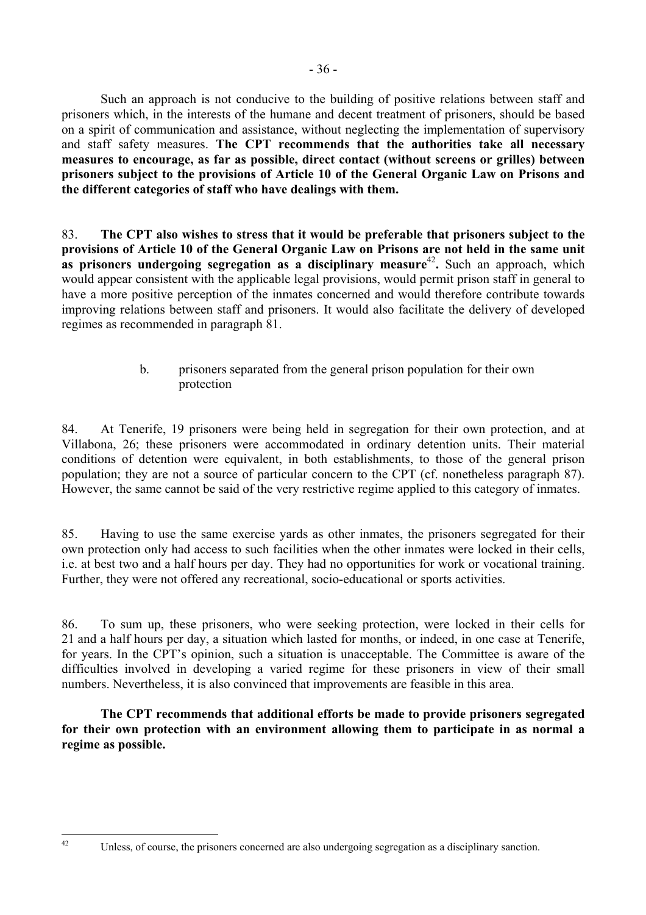Such an approach is not conducive to the building of positive relations between staff and prisoners which, in the interests of the humane and decent treatment of prisoners, should be based on a spirit of communication and assistance, without neglecting the implementation of supervisory and staff safety measures. **The CPT recommends that the authorities take all necessary measures to encourage, as far as possible, direct contact (without screens or grilles) between prisoners subject to the provisions of Article 10 of the General Organic Law on Prisons and the different categories of staff who have dealings with them.**

83. **The CPT also wishes to stress that it would be preferable that prisoners subject to the provisions of Article 10 of the General Organic Law on Prisons are not held in the same unit as prisoners undergoing segregation as a disciplinary measure**[42]**.** Such an approach, which would appear consistent with the applicable legal provisions, would permit prison staff in general to have a more positive perception of the inmates concerned and would therefore contribute towards improving relations between staff and prisoners. It would also facilitate the delivery of developed regimes as recommended in paragraph 81.

b. prisoners separated from the general prison population for their own protection

84. At Tenerife, 19 prisoners were being held in segregation for their own protection, and at Villabona, 26; these prisoners were accommodated in ordinary detention units. Their material conditions of detention were equivalent, in both establishments, to those of the general prison population; they are not a source of particular concern to the CPT (cf. nonetheless paragraph 87). However, the same cannot be said of the very restrictive regime applied to this category of inmates.

85. Having to use the same exercise yards as other inmates, the prisoners segregated for their own protection only had access to such facilities when the other inmates were locked in their cells, i.e. at best two and a half hours per day. They had no opportunities for work or vocational training. Further, they were not offered any recreational, socio-educational or sports activities.

86. To sum up, these prisoners, who were seeking protection, were locked in their cells for 21 and a half hours per day, a situation which lasted for months, or indeed, in one case at Tenerife, for years. In the CPT's opinion, such a situation is unacceptable. The Committee is aware of the difficulties involved in developing a varied regime for these prisoners in view of their small numbers. Nevertheless, it is also convinced that improvements are feasible in this area.

**The CPT recommends that additional efforts be made to provide prisoners segregated for their own protection with an environment allowing them to participate in as normal a regime as possible.**

---

[42] Unless, of course, the prisoners concerned are also undergoing segregation as a disciplinary sanction.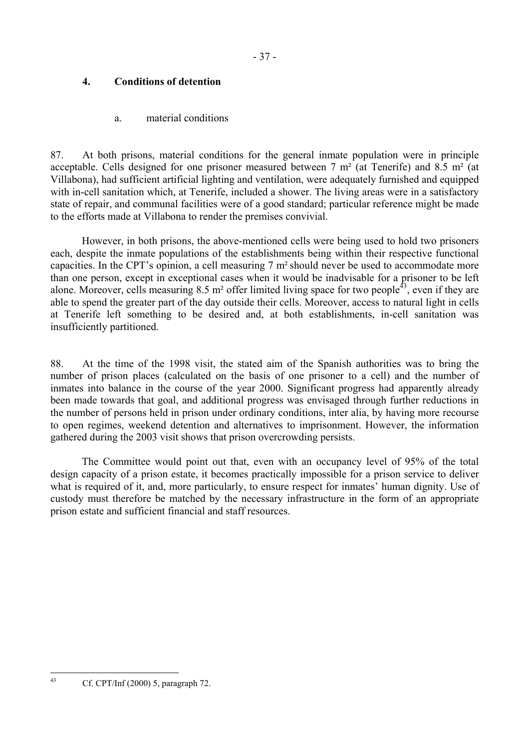## 4. Conditions of detention

### a. material conditions

87. At both prisons, material conditions for the general inmate population were in principle acceptable. Cells designed for one prisoner measured between 7 m² (at Tenerife) and 8.5 m² (at Villabona), had sufficient artificial lighting and ventilation, were adequately furnished and equipped with in-cell sanitation which, at Tenerife, included a shower. The living areas were in a satisfactory state of repair, and communal facilities were of a good standard; particular reference might be made to the efforts made at Villabona to render the premises convivial.

However, in both prisons, the above-mentioned cells were being used to hold two prisoners each, despite the inmate populations of the establishments being within their respective functional capacities. In the CPT's opinion, a cell measuring 7 m² should never be used to accommodate more than one person, except in exceptional cases when it would be inadvisable for a prisoner to be left alone. Moreover, cells measuring 8.5 m² offer limited living space for two people[43], even if they are able to spend the greater part of the day outside their cells. Moreover, access to natural light in cells at Tenerife left something to be desired and, at both establishments, in-cell sanitation was insufficiently partitioned.

88. At the time of the 1998 visit, the stated aim of the Spanish authorities was to bring the number of prison places (calculated on the basis of one prisoner to a cell) and the number of inmates into balance in the course of the year 2000. Significant progress had apparently already been made towards that goal, and additional progress was envisaged through further reductions in the number of persons held in prison under ordinary conditions, inter alia, by having more recourse to open regimes, weekend detention and alternatives to imprisonment. However, the information gathered during the 2003 visit shows that prison overcrowding persists.

The Committee would point out that, even with an occupancy level of 95% of the total design capacity of a prison estate, it becomes practically impossible for a prison service to deliver what is required of it, and, more particularly, to ensure respect for inmates' human dignity. Use of custody must therefore be matched by the necessary infrastructure in the form of an appropriate prison estate and sufficient financial and staff resources.

---

[43] Cf. CPT/Inf (2000) 5, paragraph 72.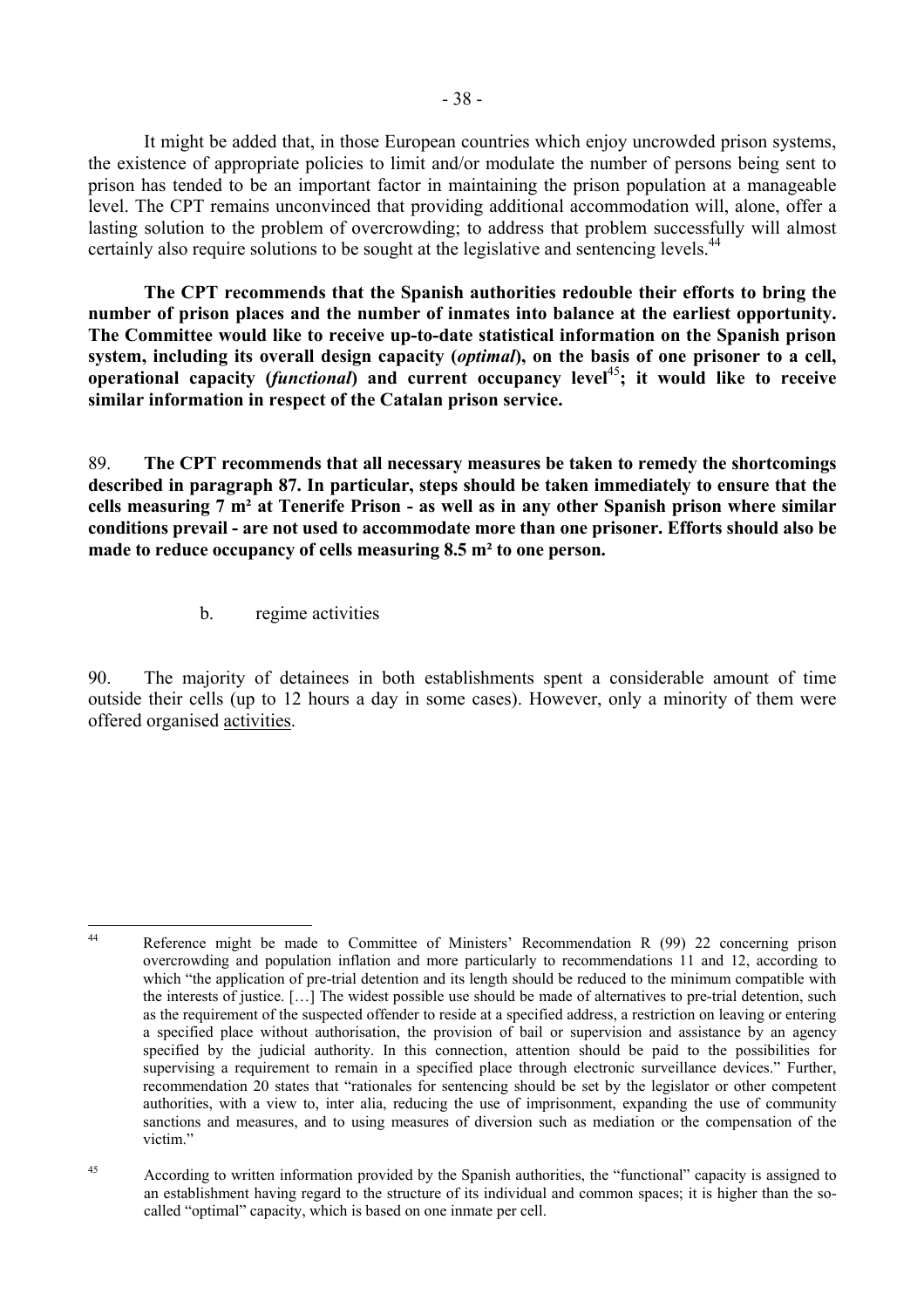It might be added that, in those European countries which enjoy uncrowded prison systems, the existence of appropriate policies to limit and/or modulate the number of persons being sent to prison has tended to be an important factor in maintaining the prison population at a manageable level. The CPT remains unconvinced that providing additional accommodation will, alone, offer a lasting solution to the problem of overcrowding; to address that problem successfully will almost certainly also require solutions to be sought at the legislative and sentencing levels.[44]

**The CPT recommends that the Spanish authorities redouble their efforts to bring the number of prison places and the number of inmates into balance at the earliest opportunity. The Committee would like to receive up-to-date statistical information on the Spanish prison system, including its overall design capacity (*optimal*), on the basis of one prisoner to a cell, operational capacity (*functional*) and current occupancy level[45]; it would like to receive similar information in respect of the Catalan prison service.**

89. **The CPT recommends that all necessary measures be taken to remedy the shortcomings described in paragraph 87. In particular, steps should be taken immediately to ensure that the cells measuring 7 m² at Tenerife Prison - as well as in any other Spanish prison where similar conditions prevail - are not used to accommodate more than one prisoner. Efforts should also be made to reduce occupancy of cells measuring 8.5 m² to one person.**

b. regime activities

90. The majority of detainees in both establishments spent a considerable amount of time outside their cells (up to 12 hours a day in some cases). However, only a minority of them were offered organised activities.

---

[44] Reference might be made to Committee of Ministers' Recommendation R (99) 22 concerning prison overcrowding and population inflation and more particularly to recommendations 11 and 12, according to which "the application of pre-trial detention and its length should be reduced to the minimum compatible with the interests of justice. […] The widest possible use should be made of alternatives to pre-trial detention, such as the requirement of the suspected offender to reside at a specified address, a restriction on leaving or entering a specified place without authorisation, the provision of bail or supervision and assistance by an agency specified by the judicial authority. In this connection, attention should be paid to the possibilities for supervising a requirement to remain in a specified place through electronic surveillance devices." Further, recommendation 20 states that "rationales for sentencing should be set by the legislator or other competent authorities, with a view to, inter alia, reducing the use of imprisonment, expanding the use of community sanctions and measures, and to using measures of diversion such as mediation or the compensation of the victim."

[45] According to written information provided by the Spanish authorities, the "functional" capacity is assigned to an establishment having regard to the structure of its individual and common spaces; it is higher than the so-called "optimal" capacity, which is based on one inmate per cell.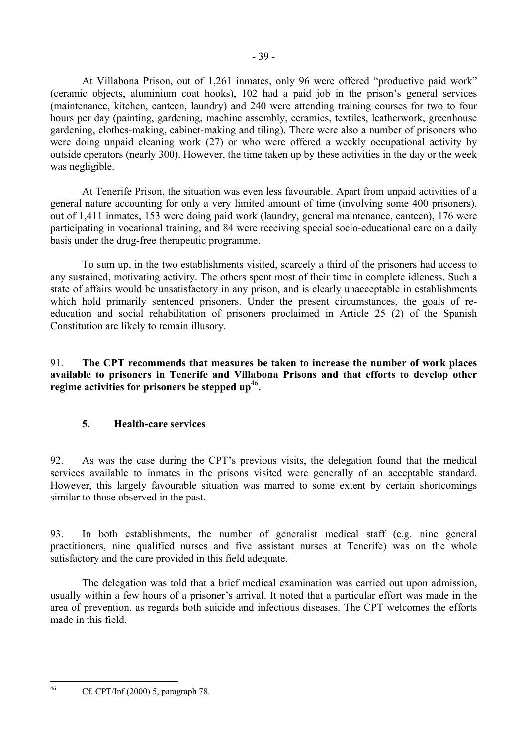At Villabona Prison, out of 1,261 inmates, only 96 were offered "productive paid work" (ceramic objects, aluminium coat hooks), 102 had a paid job in the prison's general services (maintenance, kitchen, canteen, laundry) and 240 were attending training courses for two to four hours per day (painting, gardening, machine assembly, ceramics, textiles, leatherwork, greenhouse gardening, clothes-making, cabinet-making and tiling). There were also a number of prisoners who were doing unpaid cleaning work (27) or who were offered a weekly occupational activity by outside operators (nearly 300). However, the time taken up by these activities in the day or the week was negligible.

At Tenerife Prison, the situation was even less favourable. Apart from unpaid activities of a general nature accounting for only a very limited amount of time (involving some 400 prisoners), out of 1,411 inmates, 153 were doing paid work (laundry, general maintenance, canteen), 176 were participating in vocational training, and 84 were receiving special socio-educational care on a daily basis under the drug-free therapeutic programme.

To sum up, in the two establishments visited, scarcely a third of the prisoners had access to any sustained, motivating activity. The others spent most of their time in complete idleness. Such a state of affairs would be unsatisfactory in any prison, and is clearly unacceptable in establishments which hold primarily sentenced prisoners. Under the present circumstances, the goals of re-education and social rehabilitation of prisoners proclaimed in Article 25 (2) of the Spanish Constitution are likely to remain illusory.

91. **The CPT recommends that measures be taken to increase the number of work places available to prisoners in Tenerife and Villabona Prisons and that efforts to develop other regime activities for prisoners be stepped up[46].**

## 5. Health-care services

92. As was the case during the CPT's previous visits, the delegation found that the medical services available to inmates in the prisons visited were generally of an acceptable standard. However, this largely favourable situation was marred to some extent by certain shortcomings similar to those observed in the past.

93. In both establishments, the number of generalist medical staff (e.g. nine general practitioners, nine qualified nurses and five assistant nurses at Tenerife) was on the whole satisfactory and the care provided in this field adequate.

The delegation was told that a brief medical examination was carried out upon admission, usually within a few hours of a prisoner's arrival. It noted that a particular effort was made in the area of prevention, as regards both suicide and infectious diseases. The CPT welcomes the efforts made in this field.

---

[46] Cf. CPT/Inf (2000) 5, paragraph 78.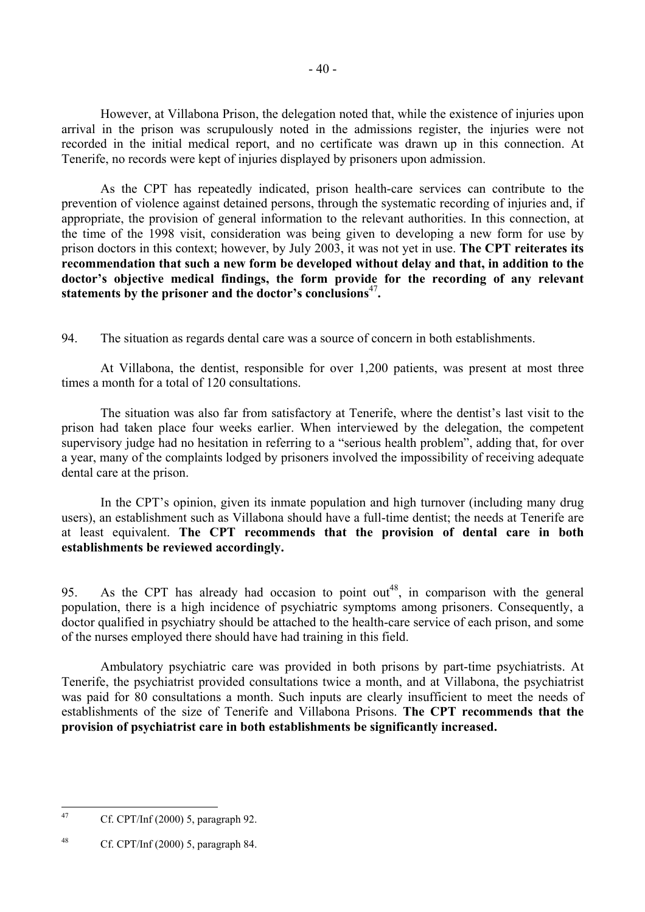However, at Villabona Prison, the delegation noted that, while the existence of injuries upon arrival in the prison was scrupulously noted in the admissions register, the injuries were not recorded in the initial medical report, and no certificate was drawn up in this connection. At Tenerife, no records were kept of injuries displayed by prisoners upon admission.

As the CPT has repeatedly indicated, prison health-care services can contribute to the prevention of violence against detained persons, through the systematic recording of injuries and, if appropriate, the provision of general information to the relevant authorities. In this connection, at the time of the 1998 visit, consideration was being given to developing a new form for use by prison doctors in this context; however, by July 2003, it was not yet in use. **The CPT reiterates its recommendation that such a new form be developed without delay and that, in addition to the doctor's objective medical findings, the form provide for the recording of any relevant statements by the prisoner and the doctor's conclusions[47].**

94. The situation as regards dental care was a source of concern in both establishments.

At Villabona, the dentist, responsible for over 1,200 patients, was present at most three times a month for a total of 120 consultations.

The situation was also far from satisfactory at Tenerife, where the dentist's last visit to the prison had taken place four weeks earlier. When interviewed by the delegation, the competent supervisory judge had no hesitation in referring to a "serious health problem", adding that, for over a year, many of the complaints lodged by prisoners involved the impossibility of receiving adequate dental care at the prison.

In the CPT's opinion, given its inmate population and high turnover (including many drug users), an establishment such as Villabona should have a full-time dentist; the needs at Tenerife are at least equivalent. **The CPT recommends that the provision of dental care in both establishments be reviewed accordingly.**

95. As the CPT has already had occasion to point out[48], in comparison with the general population, there is a high incidence of psychiatric symptoms among prisoners. Consequently, a doctor qualified in psychiatry should be attached to the health-care service of each prison, and some of the nurses employed there should have had training in this field.

Ambulatory psychiatric care was provided in both prisons by part-time psychiatrists. At Tenerife, the psychiatrist provided consultations twice a month, and at Villabona, the psychiatrist was paid for 80 consultations a month. Such inputs are clearly insufficient to meet the needs of establishments of the size of Tenerife and Villabona Prisons. **The CPT recommends that the provision of psychiatrist care in both establishments be significantly increased.**

---

[47] Cf. CPT/Inf (2000) 5, paragraph 92.

[48] Cf. CPT/Inf (2000) 5, paragraph 84.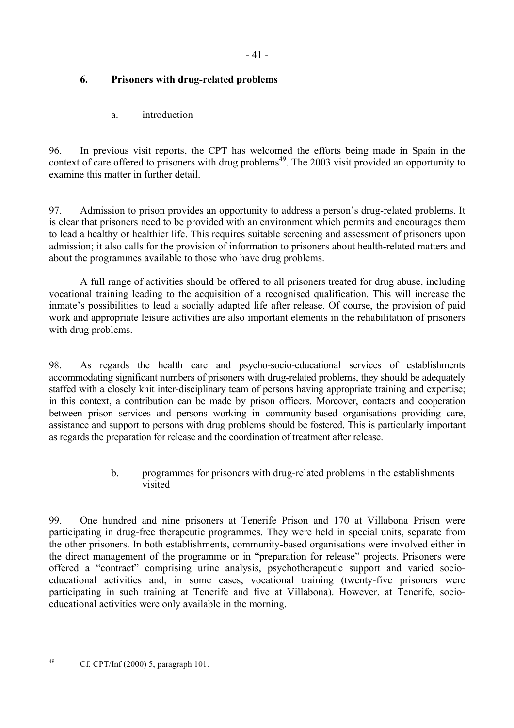## 6. Prisoners with drug-related problems

### a. introduction

96. In previous visit reports, the CPT has welcomed the efforts being made in Spain in the context of care offered to prisoners with drug problems[49]. The 2003 visit provided an opportunity to examine this matter in further detail.

97. Admission to prison provides an opportunity to address a person's drug-related problems. It is clear that prisoners need to be provided with an environment which permits and encourages them to lead a healthy or healthier life. This requires suitable screening and assessment of prisoners upon admission; it also calls for the provision of information to prisoners about health-related matters and about the programmes available to those who have drug problems.

A full range of activities should be offered to all prisoners treated for drug abuse, including vocational training leading to the acquisition of a recognised qualification. This will increase the inmate's possibilities to lead a socially adapted life after release. Of course, the provision of paid work and appropriate leisure activities are also important elements in the rehabilitation of prisoners with drug problems.

98. As regards the health care and psycho-socio-educational services of establishments accommodating significant numbers of prisoners with drug-related problems, they should be adequately staffed with a closely knit inter-disciplinary team of persons having appropriate training and expertise; in this context, a contribution can be made by prison officers. Moreover, contacts and cooperation between prison services and persons working in community-based organisations providing care, assistance and support to persons with drug problems should be fostered. This is particularly important as regards the preparation for release and the coordination of treatment after release.

### b. programmes for prisoners with drug-related problems in the establishments visited

99. One hundred and nine prisoners at Tenerife Prison and 170 at Villabona Prison were participating in drug-free therapeutic programmes. They were held in special units, separate from the other prisoners. In both establishments, community-based organisations were involved either in the direct management of the programme or in "preparation for release" projects. Prisoners were offered a "contract" comprising urine analysis, psychotherapeutic support and varied socio-educational activities and, in some cases, vocational training (twenty-five prisoners were participating in such training at Tenerife and five at Villabona). However, at Tenerife, socio-educational activities were only available in the morning.

---

[49] Cf. CPT/Inf (2000) 5, paragraph 101.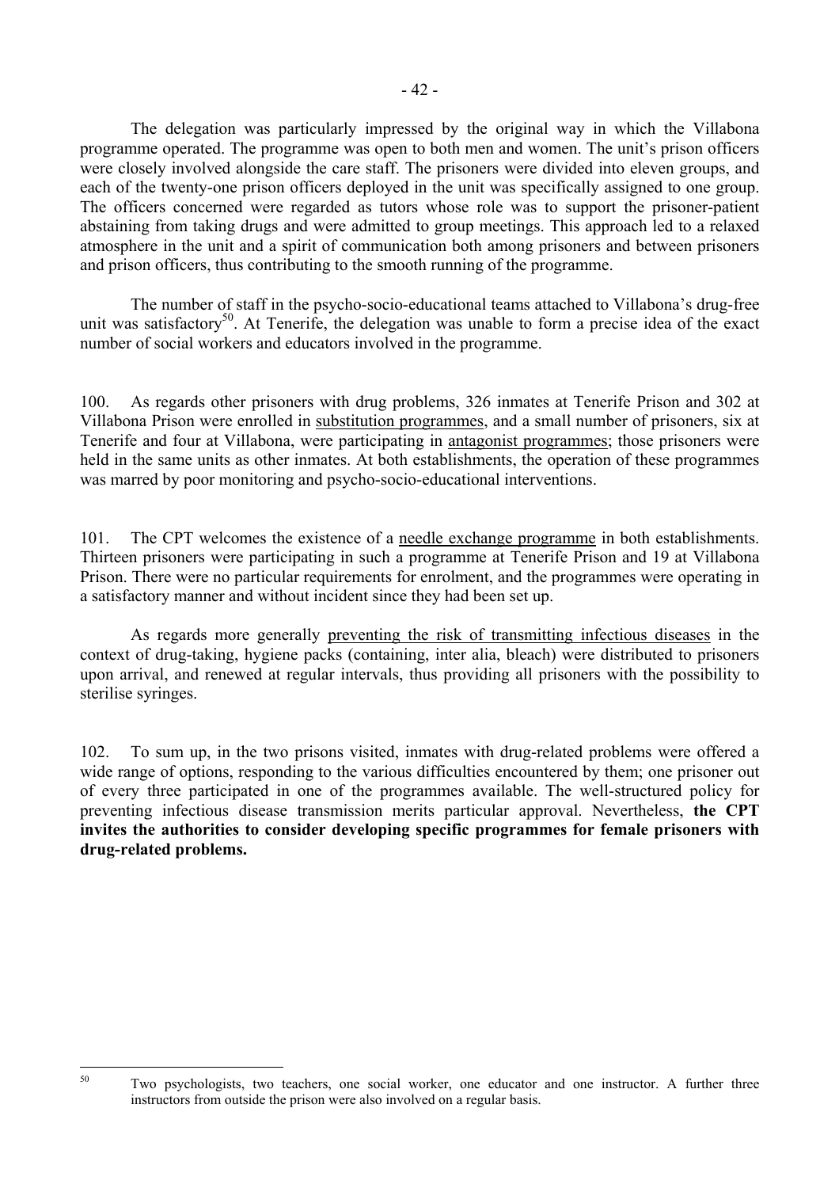The delegation was particularly impressed by the original way in which the Villabona programme operated. The programme was open to both men and women. The unit's prison officers were closely involved alongside the care staff. The prisoners were divided into eleven groups, and each of the twenty-one prison officers deployed in the unit was specifically assigned to one group. The officers concerned were regarded as tutors whose role was to support the prisoner-patient abstaining from taking drugs and were admitted to group meetings. This approach led to a relaxed atmosphere in the unit and a spirit of communication both among prisoners and between prisoners and prison officers, thus contributing to the smooth running of the programme.

The number of staff in the psycho-socio-educational teams attached to Villabona's drug-free unit was satisfactory[50]. At Tenerife, the delegation was unable to form a precise idea of the exact number of social workers and educators involved in the programme.

100. As regards other prisoners with drug problems, 326 inmates at Tenerife Prison and 302 at Villabona Prison were enrolled in substitution programmes, and a small number of prisoners, six at Tenerife and four at Villabona, were participating in antagonist programmes; those prisoners were held in the same units as other inmates. At both establishments, the operation of these programmes was marred by poor monitoring and psycho-socio-educational interventions.

101. The CPT welcomes the existence of a needle exchange programme in both establishments. Thirteen prisoners were participating in such a programme at Tenerife Prison and 19 at Villabona Prison. There were no particular requirements for enrolment, and the programmes were operating in a satisfactory manner and without incident since they had been set up.

As regards more generally preventing the risk of transmitting infectious diseases in the context of drug-taking, hygiene packs (containing, inter alia, bleach) were distributed to prisoners upon arrival, and renewed at regular intervals, thus providing all prisoners with the possibility to sterilise syringes.

102. To sum up, in the two prisons visited, inmates with drug-related problems were offered a wide range of options, responding to the various difficulties encountered by them; one prisoner out of every three participated in one of the programmes available. The well-structured policy for preventing infectious disease transmission merits particular approval. Nevertheless, **the CPT invites the authorities to consider developing specific programmes for female prisoners with drug-related problems.**

---

[50] Two psychologists, two teachers, one social worker, one educator and one instructor. A further three instructors from outside the prison were also involved on a regular basis.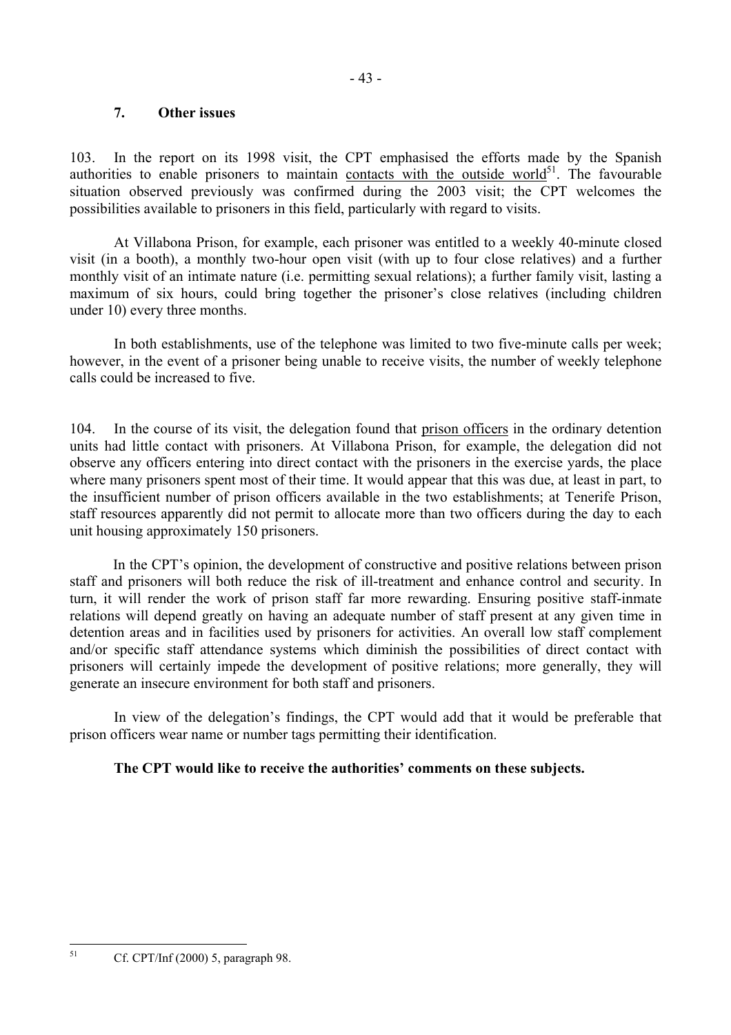### 7. Other issues

103. In the report on its 1998 visit, the CPT emphasised the efforts made by the Spanish authorities to enable prisoners to maintain contacts with the outside world[51]. The favourable situation observed previously was confirmed during the 2003 visit; the CPT welcomes the possibilities available to prisoners in this field, particularly with regard to visits.

At Villabona Prison, for example, each prisoner was entitled to a weekly 40-minute closed visit (in a booth), a monthly two-hour open visit (with up to four close relatives) and a further monthly visit of an intimate nature (i.e. permitting sexual relations); a further family visit, lasting a maximum of six hours, could bring together the prisoner's close relatives (including children under 10) every three months.

In both establishments, use of the telephone was limited to two five-minute calls per week; however, in the event of a prisoner being unable to receive visits, the number of weekly telephone calls could be increased to five.

104. In the course of its visit, the delegation found that prison officers in the ordinary detention units had little contact with prisoners. At Villabona Prison, for example, the delegation did not observe any officers entering into direct contact with the prisoners in the exercise yards, the place where many prisoners spent most of their time. It would appear that this was due, at least in part, to the insufficient number of prison officers available in the two establishments; at Tenerife Prison, staff resources apparently did not permit to allocate more than two officers during the day to each unit housing approximately 150 prisoners.

In the CPT's opinion, the development of constructive and positive relations between prison staff and prisoners will both reduce the risk of ill-treatment and enhance control and security. In turn, it will render the work of prison staff far more rewarding. Ensuring positive staff-inmate relations will depend greatly on having an adequate number of staff present at any given time in detention areas and in facilities used by prisoners for activities. An overall low staff complement and/or specific staff attendance systems which diminish the possibilities of direct contact with prisoners will certainly impede the development of positive relations; more generally, they will generate an insecure environment for both staff and prisoners.

In view of the delegation's findings, the CPT would add that it would be preferable that prison officers wear name or number tags permitting their identification.

**The CPT would like to receive the authorities' comments on these subjects.**

---

[51] Cf. CPT/Inf (2000) 5, paragraph 98.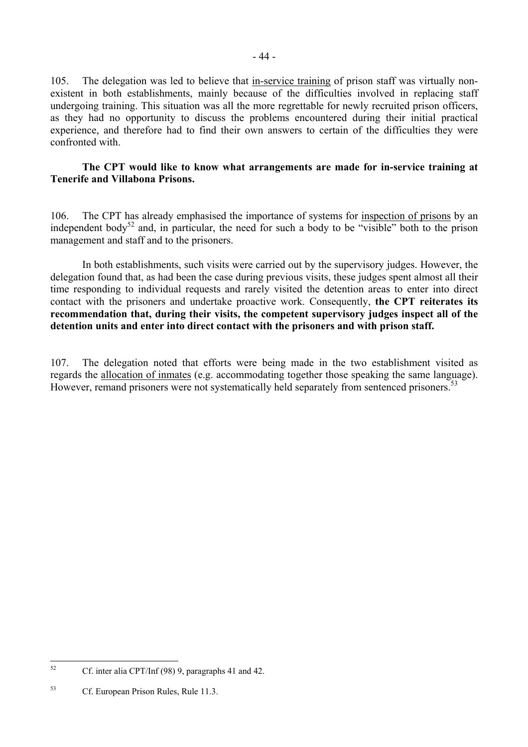105. The delegation was led to believe that in-service training of prison staff was virtually non-existent in both establishments, mainly because of the difficulties involved in replacing staff undergoing training. This situation was all the more regrettable for newly recruited prison officers, as they had no opportunity to discuss the problems encountered during their initial practical experience, and therefore had to find their own answers to certain of the difficulties they were confronted with.

**The CPT would like to know what arrangements are made for in-service training at Tenerife and Villabona Prisons.**

106. The CPT has already emphasised the importance of systems for inspection of prisons by an independent body[52] and, in particular, the need for such a body to be "visible" both to the prison management and staff and to the prisoners.

In both establishments, such visits were carried out by the supervisory judges. However, the delegation found that, as had been the case during previous visits, these judges spent almost all their time responding to individual requests and rarely visited the detention areas to enter into direct contact with the prisoners and undertake proactive work. Consequently, **the CPT reiterates its recommendation that, during their visits, the competent supervisory judges inspect all of the detention units and enter into direct contact with the prisoners and with prison staff.**

107. The delegation noted that efforts were being made in the two establishment visited as regards the allocation of inmates (e.g. accommodating together those speaking the same language). However, remand prisoners were not systematically held separately from sentenced prisoners.[53]

---

[52] Cf. inter alia CPT/Inf (98) 9, paragraphs 41 and 42.

[53] Cf. European Prison Rules, Rule 11.3.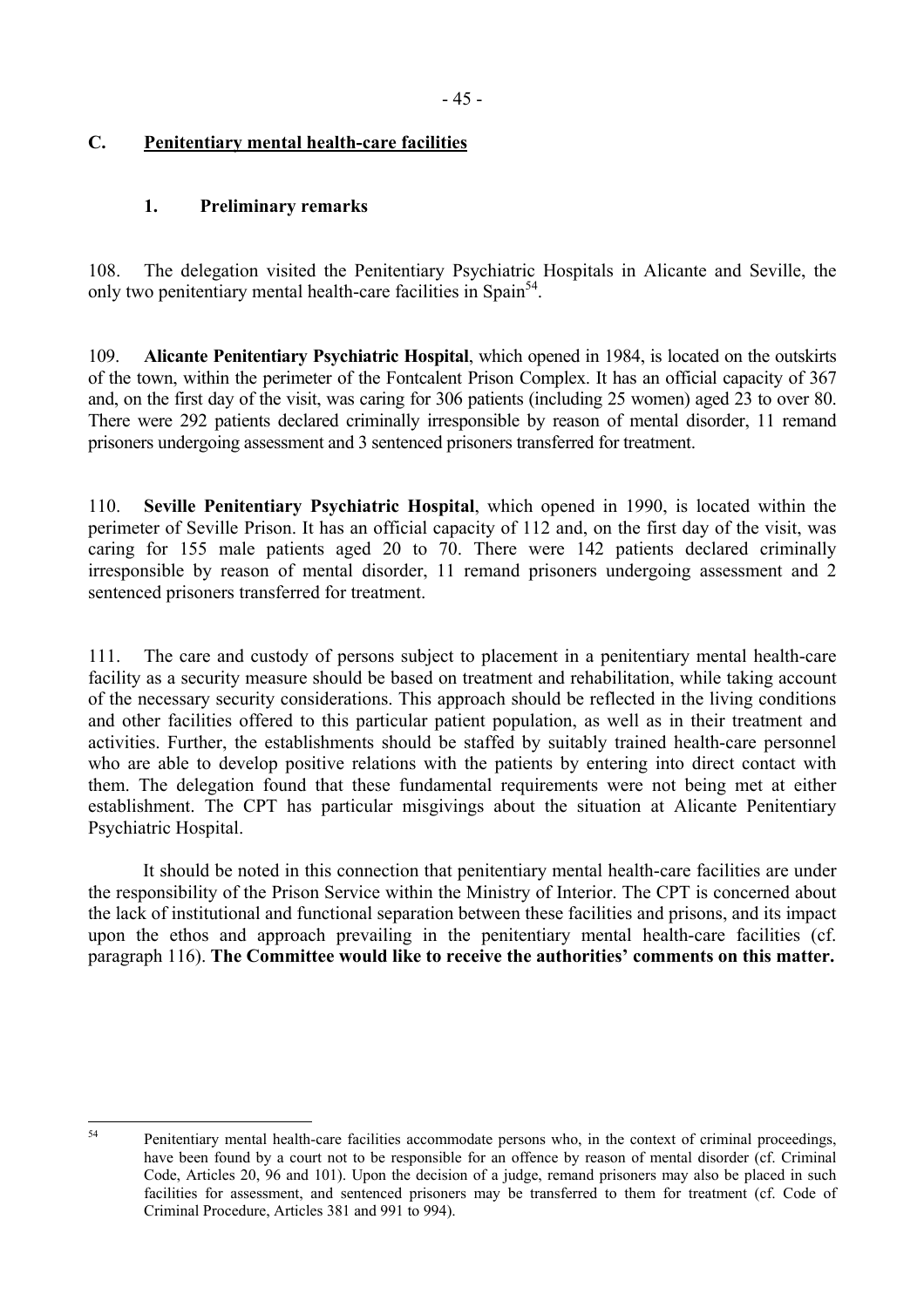## C. Penitentiary mental health-care facilities

### 1. Preliminary remarks

108. The delegation visited the Penitentiary Psychiatric Hospitals in Alicante and Seville, the only two penitentiary mental health-care facilities in Spain[54].

109. **Alicante Penitentiary Psychiatric Hospital**, which opened in 1984, is located on the outskirts of the town, within the perimeter of the Fontcalent Prison Complex. It has an official capacity of 367 and, on the first day of the visit, was caring for 306 patients (including 25 women) aged 23 to over 80. There were 292 patients declared criminally irresponsible by reason of mental disorder, 11 remand prisoners undergoing assessment and 3 sentenced prisoners transferred for treatment.

110. **Seville Penitentiary Psychiatric Hospital**, which opened in 1990, is located within the perimeter of Seville Prison. It has an official capacity of 112 and, on the first day of the visit, was caring for 155 male patients aged 20 to 70. There were 142 patients declared criminally irresponsible by reason of mental disorder, 11 remand prisoners undergoing assessment and 2 sentenced prisoners transferred for treatment.

111. The care and custody of persons subject to placement in a penitentiary mental health-care facility as a security measure should be based on treatment and rehabilitation, while taking account of the necessary security considerations. This approach should be reflected in the living conditions and other facilities offered to this particular patient population, as well as in their treatment and activities. Further, the establishments should be staffed by suitably trained health-care personnel who are able to develop positive relations with the patients by entering into direct contact with them. The delegation found that these fundamental requirements were not being met at either establishment. The CPT has particular misgivings about the situation at Alicante Penitentiary Psychiatric Hospital.

It should be noted in this connection that penitentiary mental health-care facilities are under the responsibility of the Prison Service within the Ministry of Interior. The CPT is concerned about the lack of institutional and functional separation between these facilities and prisons, and its impact upon the ethos and approach prevailing in the penitentiary mental health-care facilities (cf. paragraph 116). **The Committee would like to receive the authorities' comments on this matter.**

---

[54] Penitentiary mental health-care facilities accommodate persons who, in the context of criminal proceedings, have been found by a court not to be responsible for an offence by reason of mental disorder (cf. Criminal Code, Articles 20, 96 and 101). Upon the decision of a judge, remand prisoners may also be placed in such facilities for assessment, and sentenced prisoners may be transferred to them for treatment (cf. Code of Criminal Procedure, Articles 381 and 991 to 994).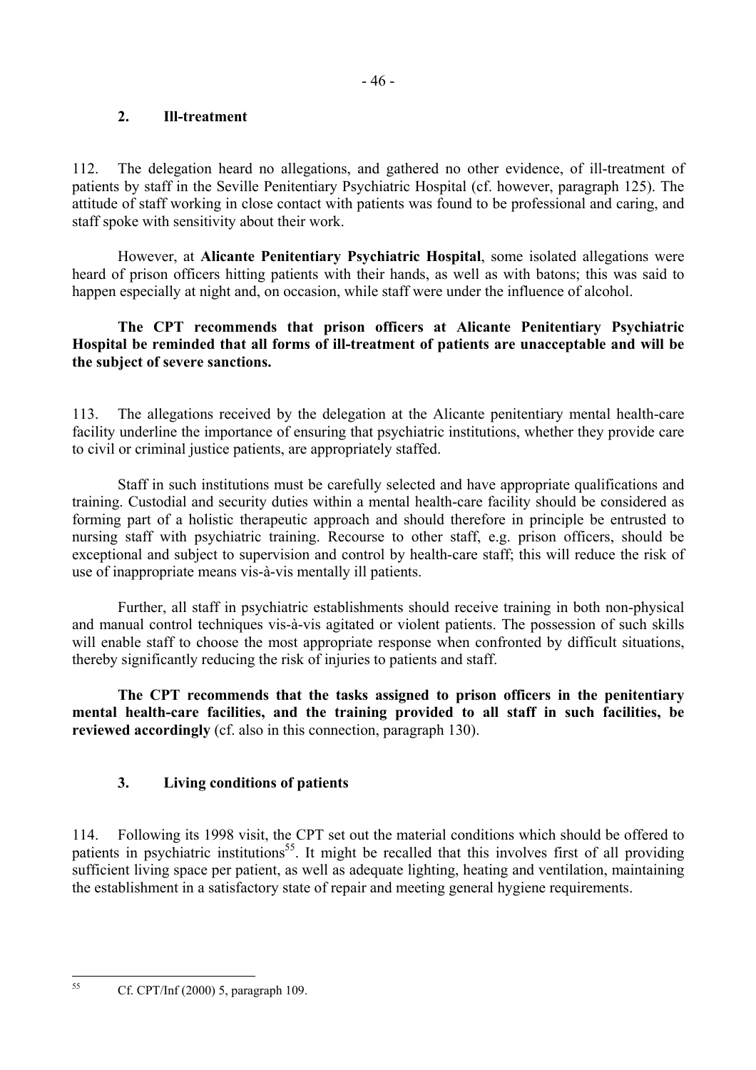### 2. Ill-treatment

112. The delegation heard no allegations, and gathered no other evidence, of ill-treatment of patients by staff in the Seville Penitentiary Psychiatric Hospital (cf. however, paragraph 125). The attitude of staff working in close contact with patients was found to be professional and caring, and staff spoke with sensitivity about their work.

However, at **Alicante Penitentiary Psychiatric Hospital**, some isolated allegations were heard of prison officers hitting patients with their hands, as well as with batons; this was said to happen especially at night and, on occasion, while staff were under the influence of alcohol.

**The CPT recommends that prison officers at Alicante Penitentiary Psychiatric Hospital be reminded that all forms of ill-treatment of patients are unacceptable and will be the subject of severe sanctions.**

113. The allegations received by the delegation at the Alicante penitentiary mental health-care facility underline the importance of ensuring that psychiatric institutions, whether they provide care to civil or criminal justice patients, are appropriately staffed.

Staff in such institutions must be carefully selected and have appropriate qualifications and training. Custodial and security duties within a mental health-care facility should be considered as forming part of a holistic therapeutic approach and should therefore in principle be entrusted to nursing staff with psychiatric training. Recourse to other staff, e.g. prison officers, should be exceptional and subject to supervision and control by health-care staff; this will reduce the risk of use of inappropriate means vis-à-vis mentally ill patients.

Further, all staff in psychiatric establishments should receive training in both non-physical and manual control techniques vis-à-vis agitated or violent patients. The possession of such skills will enable staff to choose the most appropriate response when confronted by difficult situations, thereby significantly reducing the risk of injuries to patients and staff.

**The CPT recommends that the tasks assigned to prison officers in the penitentiary mental health-care facilities, and the training provided to all staff in such facilities, be reviewed accordingly** (cf. also in this connection, paragraph 130).

### 3. Living conditions of patients

114. Following its 1998 visit, the CPT set out the material conditions which should be offered to patients in psychiatric institutions[55]. It might be recalled that this involves first of all providing sufficient living space per patient, as well as adequate lighting, heating and ventilation, maintaining the establishment in a satisfactory state of repair and meeting general hygiene requirements.

---

[55] Cf. CPT/Inf (2000) 5, paragraph 109.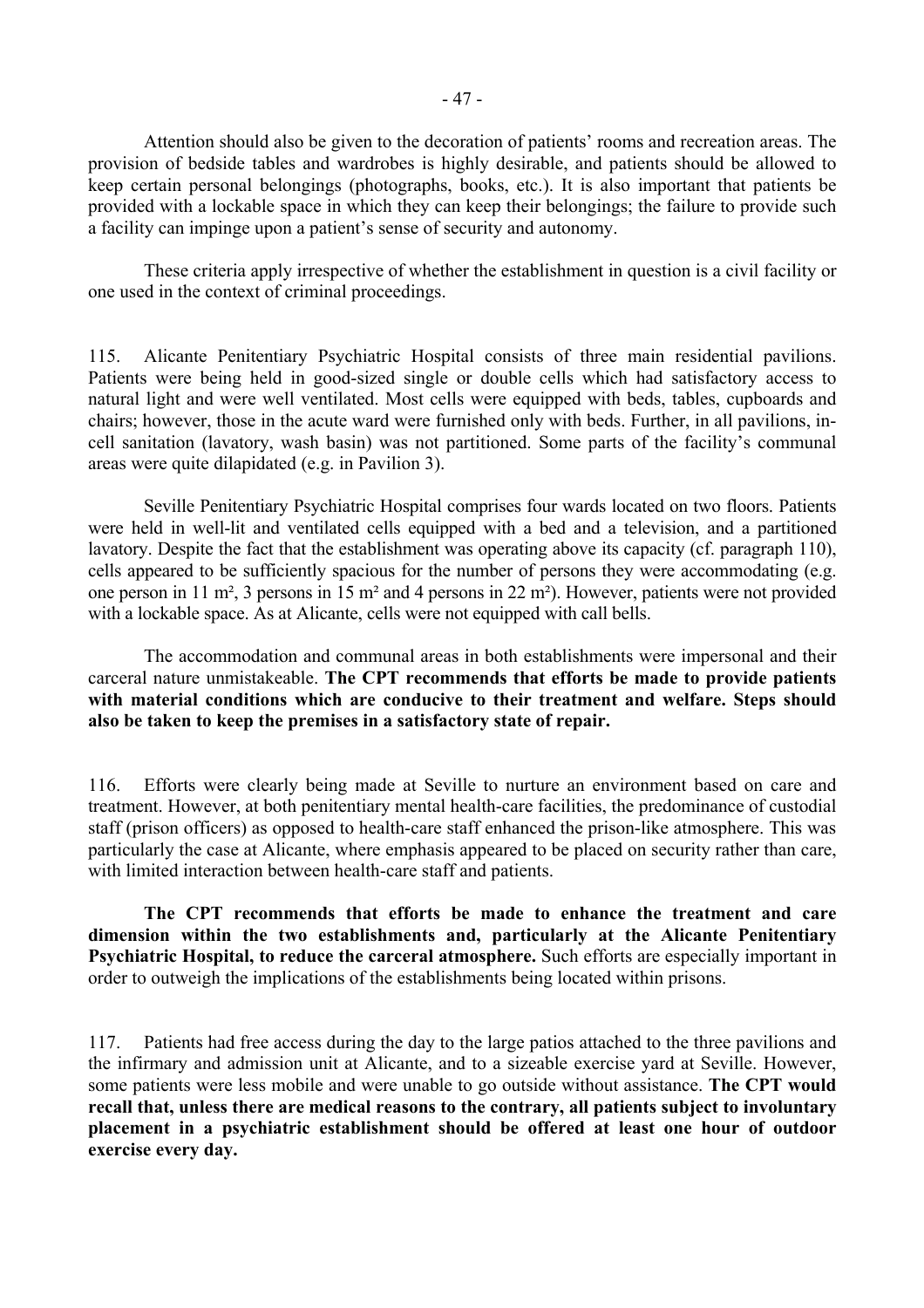Attention should also be given to the decoration of patients' rooms and recreation areas. The provision of bedside tables and wardrobes is highly desirable, and patients should be allowed to keep certain personal belongings (photographs, books, etc.). It is also important that patients be provided with a lockable space in which they can keep their belongings; the failure to provide such a facility can impinge upon a patient's sense of security and autonomy.

These criteria apply irrespective of whether the establishment in question is a civil facility or one used in the context of criminal proceedings.

115. Alicante Penitentiary Psychiatric Hospital consists of three main residential pavilions. Patients were being held in good-sized single or double cells which had satisfactory access to natural light and were well ventilated. Most cells were equipped with beds, tables, cupboards and chairs; however, those in the acute ward were furnished only with beds. Further, in all pavilions, in-cell sanitation (lavatory, wash basin) was not partitioned. Some parts of the facility's communal areas were quite dilapidated (e.g. in Pavilion 3).

Seville Penitentiary Psychiatric Hospital comprises four wards located on two floors. Patients were held in well-lit and ventilated cells equipped with a bed and a television, and a partitioned lavatory. Despite the fact that the establishment was operating above its capacity (cf. paragraph 110), cells appeared to be sufficiently spacious for the number of persons they were accommodating (e.g. one person in 11 m², 3 persons in 15 m² and 4 persons in 22 m²). However, patients were not provided with a lockable space. As at Alicante, cells were not equipped with call bells.

The accommodation and communal areas in both establishments were impersonal and their carceral nature unmistakeable. **The CPT recommends that efforts be made to provide patients with material conditions which are conducive to their treatment and welfare. Steps should also be taken to keep the premises in a satisfactory state of repair.**

116. Efforts were clearly being made at Seville to nurture an environment based on care and treatment. However, at both penitentiary mental health-care facilities, the predominance of custodial staff (prison officers) as opposed to health-care staff enhanced the prison-like atmosphere. This was particularly the case at Alicante, where emphasis appeared to be placed on security rather than care, with limited interaction between health-care staff and patients.

**The CPT recommends that efforts be made to enhance the treatment and care dimension within the two establishments and, particularly at the Alicante Penitentiary Psychiatric Hospital, to reduce the carceral atmosphere.** Such efforts are especially important in order to outweigh the implications of the establishments being located within prisons.

117. Patients had free access during the day to the large patios attached to the three pavilions and the infirmary and admission unit at Alicante, and to a sizeable exercise yard at Seville. However, some patients were less mobile and were unable to go outside without assistance. **The CPT would recall that, unless there are medical reasons to the contrary, all patients subject to involuntary placement in a psychiatric establishment should be offered at least one hour of outdoor exercise every day.**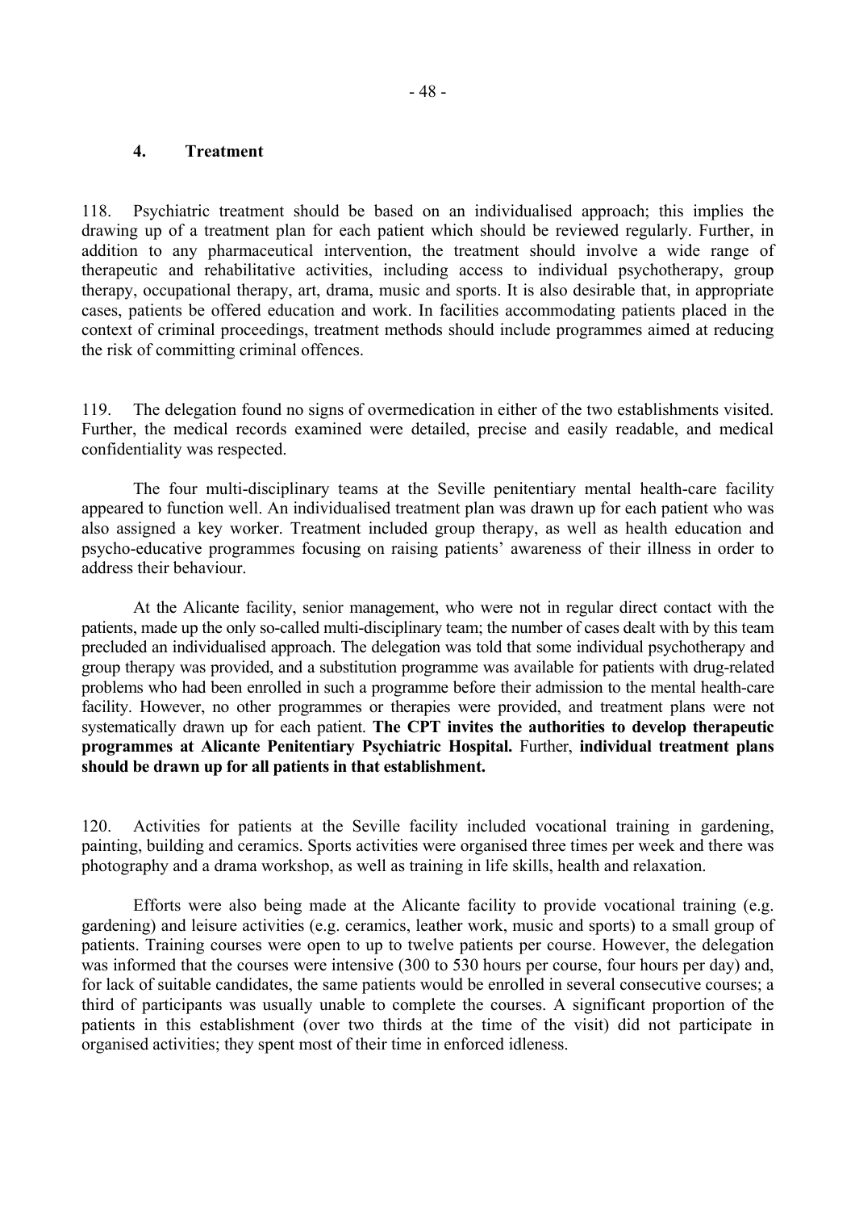### 4. Treatment

118. Psychiatric treatment should be based on an individualised approach; this implies the drawing up of a treatment plan for each patient which should be reviewed regularly. Further, in addition to any pharmaceutical intervention, the treatment should involve a wide range of therapeutic and rehabilitative activities, including access to individual psychotherapy, group therapy, occupational therapy, art, drama, music and sports. It is also desirable that, in appropriate cases, patients be offered education and work. In facilities accommodating patients placed in the context of criminal proceedings, treatment methods should include programmes aimed at reducing the risk of committing criminal offences.

119. The delegation found no signs of overmedication in either of the two establishments visited. Further, the medical records examined were detailed, precise and easily readable, and medical confidentiality was respected.

The four multi-disciplinary teams at the Seville penitentiary mental health-care facility appeared to function well. An individualised treatment plan was drawn up for each patient who was also assigned a key worker. Treatment included group therapy, as well as health education and psycho-educative programmes focusing on raising patients' awareness of their illness in order to address their behaviour.

At the Alicante facility, senior management, who were not in regular direct contact with the patients, made up the only so-called multi-disciplinary team; the number of cases dealt with by this team precluded an individualised approach. The delegation was told that some individual psychotherapy and group therapy was provided, and a substitution programme was available for patients with drug-related problems who had been enrolled in such a programme before their admission to the mental health-care facility. However, no other programmes or therapies were provided, and treatment plans were not systematically drawn up for each patient. **The CPT invites the authorities to develop therapeutic programmes at Alicante Penitentiary Psychiatric Hospital.** Further, **individual treatment plans should be drawn up for all patients in that establishment.**

120. Activities for patients at the Seville facility included vocational training in gardening, painting, building and ceramics. Sports activities were organised three times per week and there was photography and a drama workshop, as well as training in life skills, health and relaxation.

Efforts were also being made at the Alicante facility to provide vocational training (e.g. gardening) and leisure activities (e.g. ceramics, leather work, music and sports) to a small group of patients. Training courses were open to up to twelve patients per course. However, the delegation was informed that the courses were intensive (300 to 530 hours per course, four hours per day) and, for lack of suitable candidates, the same patients would be enrolled in several consecutive courses; a third of participants was usually unable to complete the courses. A significant proportion of the patients in this establishment (over two thirds at the time of the visit) did not participate in organised activities; they spent most of their time in enforced idleness.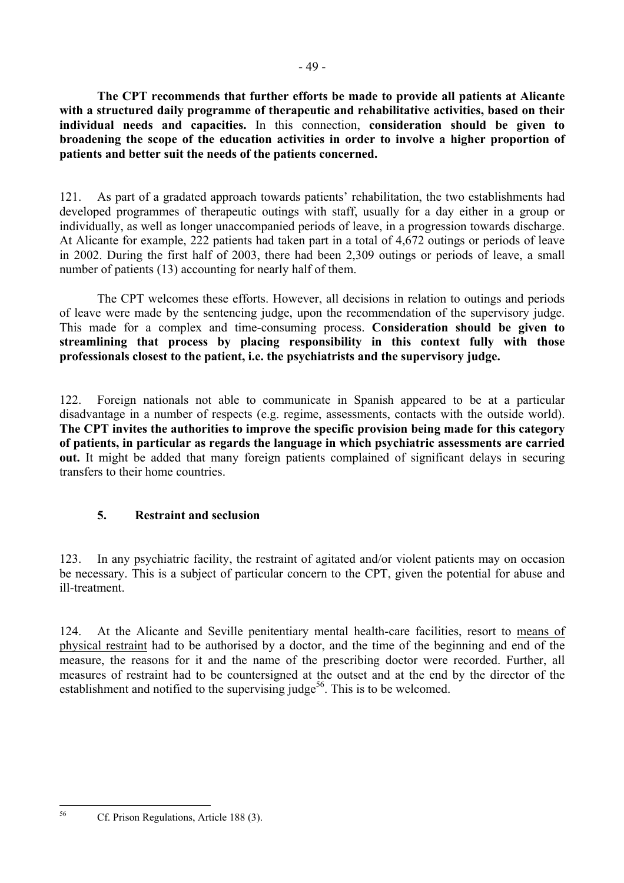**The CPT recommends that further efforts be made to provide all patients at Alicante with a structured daily programme of therapeutic and rehabilitative activities, based on their individual needs and capacities.** In this connection, **consideration should be given to broadening the scope of the education activities in order to involve a higher proportion of patients and better suit the needs of the patients concerned.**

121. As part of a gradated approach towards patients' rehabilitation, the two establishments had developed programmes of therapeutic outings with staff, usually for a day either in a group or individually, as well as longer unaccompanied periods of leave, in a progression towards discharge. At Alicante for example, 222 patients had taken part in a total of 4,672 outings or periods of leave in 2002. During the first half of 2003, there had been 2,309 outings or periods of leave, a small number of patients (13) accounting for nearly half of them.

The CPT welcomes these efforts. However, all decisions in relation to outings and periods of leave were made by the sentencing judge, upon the recommendation of the supervisory judge. This made for a complex and time-consuming process. **Consideration should be given to streamlining that process by placing responsibility in this context fully with those professionals closest to the patient, i.e. the psychiatrists and the supervisory judge.**

122. Foreign nationals not able to communicate in Spanish appeared to be at a particular disadvantage in a number of respects (e.g. regime, assessments, contacts with the outside world). **The CPT invites the authorities to improve the specific provision being made for this category of patients, in particular as regards the language in which psychiatric assessments are carried out.** It might be added that many foreign patients complained of significant delays in securing transfers to their home countries.

### 5. Restraint and seclusion

123. In any psychiatric facility, the restraint of agitated and/or violent patients may on occasion be necessary. This is a subject of particular concern to the CPT, given the potential for abuse and ill-treatment.

124. At the Alicante and Seville penitentiary mental health-care facilities, resort to means of physical restraint had to be authorised by a doctor, and the time of the beginning and end of the measure, the reasons for it and the name of the prescribing doctor were recorded. Further, all measures of restraint had to be countersigned at the outset and at the end by the director of the establishment and notified to the supervising judge[56]. This is to be welcomed.

---

[56] Cf. Prison Regulations, Article 188 (3).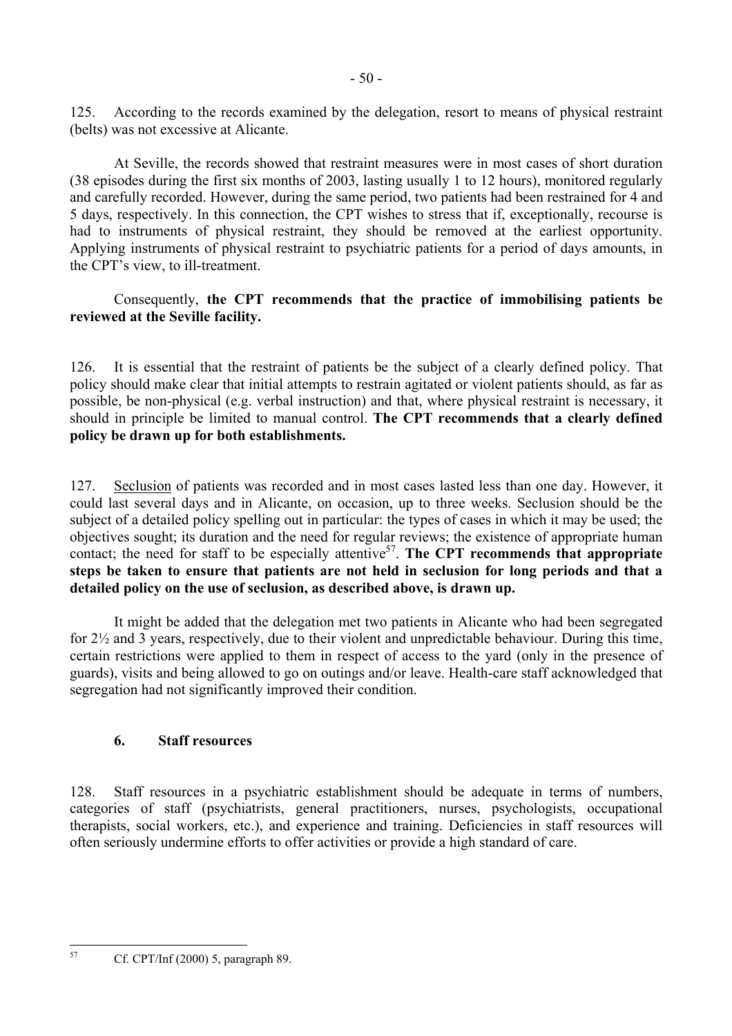125. According to the records examined by the delegation, resort to means of physical restraint (belts) was not excessive at Alicante.

At Seville, the records showed that restraint measures were in most cases of short duration (38 episodes during the first six months of 2003, lasting usually 1 to 12 hours), monitored regularly and carefully recorded. However, during the same period, two patients had been restrained for 4 and 5 days, respectively. In this connection, the CPT wishes to stress that if, exceptionally, recourse is had to instruments of physical restraint, they should be removed at the earliest opportunity. Applying instruments of physical restraint to psychiatric patients for a period of days amounts, in the CPT's view, to ill-treatment.

Consequently, **the CPT recommends that the practice of immobilising patients be reviewed at the Seville facility.**

126. It is essential that the restraint of patients be the subject of a clearly defined policy. That policy should make clear that initial attempts to restrain agitated or violent patients should, as far as possible, be non-physical (e.g. verbal instruction) and that, where physical restraint is necessary, it should in principle be limited to manual control. **The CPT recommends that a clearly defined policy be drawn up for both establishments.**

127. Seclusion of patients was recorded and in most cases lasted less than one day. However, it could last several days and in Alicante, on occasion, up to three weeks. Seclusion should be the subject of a detailed policy spelling out in particular: the types of cases in which it may be used; the objectives sought; its duration and the need for regular reviews; the existence of appropriate human contact; the need for staff to be especially attentive[57]. **The CPT recommends that appropriate steps be taken to ensure that patients are not held in seclusion for long periods and that a detailed policy on the use of seclusion, as described above, is drawn up.**

It might be added that the delegation met two patients in Alicante who had been segregated for 2½ and 3 years, respectively, due to their violent and unpredictable behaviour. During this time, certain restrictions were applied to them in respect of access to the yard (only in the presence of guards), visits and being allowed to go on outings and/or leave. Health-care staff acknowledged that segregation had not significantly improved their condition.

### 6. Staff resources

128. Staff resources in a psychiatric establishment should be adequate in terms of numbers, categories of staff (psychiatrists, general practitioners, nurses, psychologists, occupational therapists, social workers, etc.), and experience and training. Deficiencies in staff resources will often seriously undermine efforts to offer activities or provide a high standard of care.

---

[57] Cf. CPT/Inf (2000) 5, paragraph 89.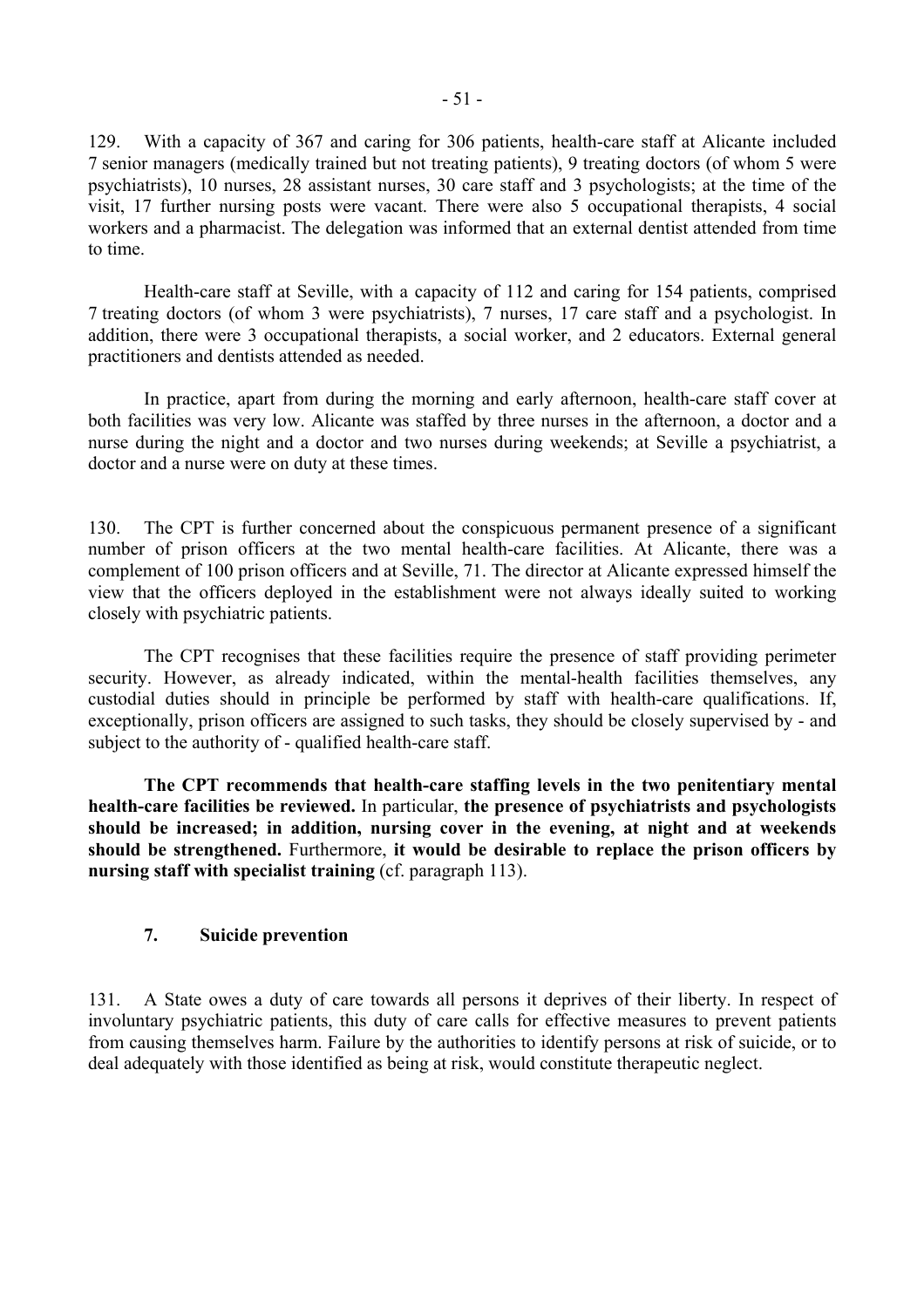129. With a capacity of 367 and caring for 306 patients, health-care staff at Alicante included 7 senior managers (medically trained but not treating patients), 9 treating doctors (of whom 5 were psychiatrists), 10 nurses, 28 assistant nurses, 30 care staff and 3 psychologists; at the time of the visit, 17 further nursing posts were vacant. There were also 5 occupational therapists, 4 social workers and a pharmacist. The delegation was informed that an external dentist attended from time to time.

Health-care staff at Seville, with a capacity of 112 and caring for 154 patients, comprised 7 treating doctors (of whom 3 were psychiatrists), 7 nurses, 17 care staff and a psychologist. In addition, there were 3 occupational therapists, a social worker, and 2 educators. External general practitioners and dentists attended as needed.

In practice, apart from during the morning and early afternoon, health-care staff cover at both facilities was very low. Alicante was staffed by three nurses in the afternoon, a doctor and a nurse during the night and a doctor and two nurses during weekends; at Seville a psychiatrist, a doctor and a nurse were on duty at these times.

130. The CPT is further concerned about the conspicuous permanent presence of a significant number of prison officers at the two mental health-care facilities. At Alicante, there was a complement of 100 prison officers and at Seville, 71. The director at Alicante expressed himself the view that the officers deployed in the establishment were not always ideally suited to working closely with psychiatric patients.

The CPT recognises that these facilities require the presence of staff providing perimeter security. However, as already indicated, within the mental-health facilities themselves, any custodial duties should in principle be performed by staff with health-care qualifications. If, exceptionally, prison officers are assigned to such tasks, they should be closely supervised by - and subject to the authority of - qualified health-care staff.

**The CPT recommends that health-care staffing levels in the two penitentiary mental health-care facilities be reviewed.** In particular, **the presence of psychiatrists and psychologists should be increased; in addition, nursing cover in the evening, at night and at weekends should be strengthened.** Furthermore, **it would be desirable to replace the prison officers by nursing staff with specialist training** (cf. paragraph 113).

### 7. Suicide prevention

131. A State owes a duty of care towards all persons it deprives of their liberty. In respect of involuntary psychiatric patients, this duty of care calls for effective measures to prevent patients from causing themselves harm. Failure by the authorities to identify persons at risk of suicide, or to deal adequately with those identified as being at risk, would constitute therapeutic neglect.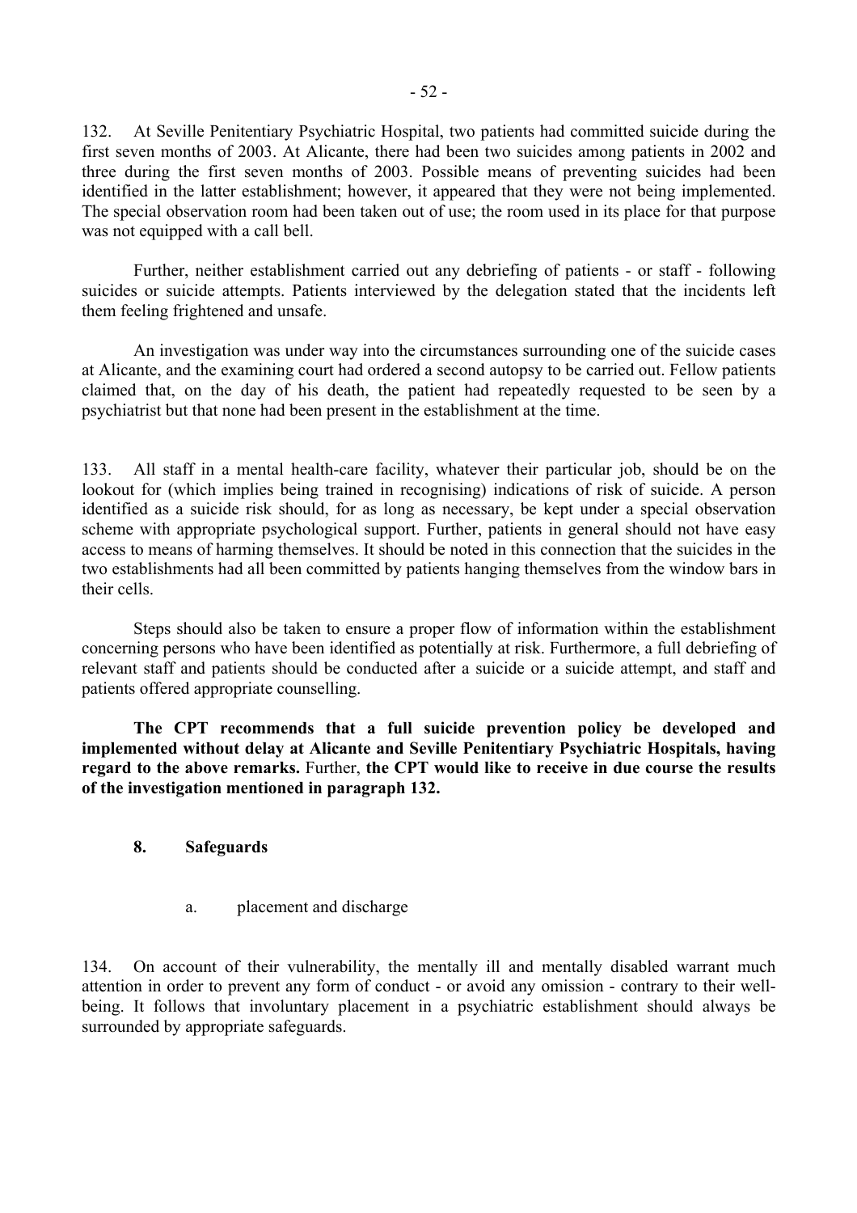132. At Seville Penitentiary Psychiatric Hospital, two patients had committed suicide during the first seven months of 2003. At Alicante, there had been two suicides among patients in 2002 and three during the first seven months of 2003. Possible means of preventing suicides had been identified in the latter establishment; however, it appeared that they were not being implemented. The special observation room had been taken out of use; the room used in its place for that purpose was not equipped with a call bell.

Further, neither establishment carried out any debriefing of patients - or staff - following suicides or suicide attempts. Patients interviewed by the delegation stated that the incidents left them feeling frightened and unsafe.

An investigation was under way into the circumstances surrounding one of the suicide cases at Alicante, and the examining court had ordered a second autopsy to be carried out. Fellow patients claimed that, on the day of his death, the patient had repeatedly requested to be seen by a psychiatrist but that none had been present in the establishment at the time.

133. All staff in a mental health-care facility, whatever their particular job, should be on the lookout for (which implies being trained in recognising) indications of risk of suicide. A person identified as a suicide risk should, for as long as necessary, be kept under a special observation scheme with appropriate psychological support. Further, patients in general should not have easy access to means of harming themselves. It should be noted in this connection that the suicides in the two establishments had all been committed by patients hanging themselves from the window bars in their cells.

Steps should also be taken to ensure a proper flow of information within the establishment concerning persons who have been identified as potentially at risk. Furthermore, a full debriefing of relevant staff and patients should be conducted after a suicide or a suicide attempt, and staff and patients offered appropriate counselling.

**The CPT recommends that a full suicide prevention policy be developed and implemented without delay at Alicante and Seville Penitentiary Psychiatric Hospitals, having regard to the above remarks.** Further, **the CPT would like to receive in due course the results of the investigation mentioned in paragraph 132.**

## 8. Safeguards

### a. placement and discharge

134. On account of their vulnerability, the mentally ill and mentally disabled warrant much attention in order to prevent any form of conduct - or avoid any omission - contrary to their well-being. It follows that involuntary placement in a psychiatric establishment should always be surrounded by appropriate safeguards.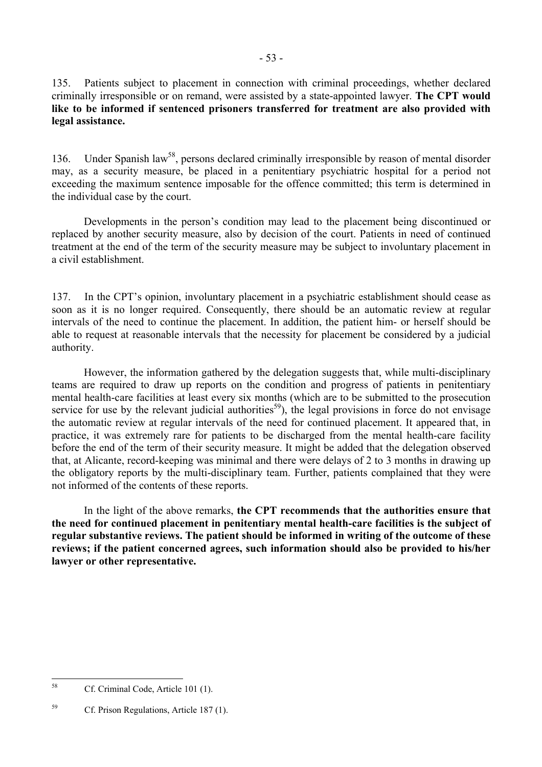135. Patients subject to placement in connection with criminal proceedings, whether declared criminally irresponsible or on remand, were assisted by a state-appointed lawyer. **The CPT would like to be informed if sentenced prisoners transferred for treatment are also provided with legal assistance.**

136. Under Spanish law[58], persons declared criminally irresponsible by reason of mental disorder may, as a security measure, be placed in a penitentiary psychiatric hospital for a period not exceeding the maximum sentence imposable for the offence committed; this term is determined in the individual case by the court.

Developments in the person's condition may lead to the placement being discontinued or replaced by another security measure, also by decision of the court. Patients in need of continued treatment at the end of the term of the security measure may be subject to involuntary placement in a civil establishment.

137. In the CPT's opinion, involuntary placement in a psychiatric establishment should cease as soon as it is no longer required. Consequently, there should be an automatic review at regular intervals of the need to continue the placement. In addition, the patient him- or herself should be able to request at reasonable intervals that the necessity for placement be considered by a judicial authority.

However, the information gathered by the delegation suggests that, while multi-disciplinary teams are required to draw up reports on the condition and progress of patients in penitentiary mental health-care facilities at least every six months (which are to be submitted to the prosecution service for use by the relevant judicial authorities[59]), the legal provisions in force do not envisage the automatic review at regular intervals of the need for continued placement. It appeared that, in practice, it was extremely rare for patients to be discharged from the mental health-care facility before the end of the term of their security measure. It might be added that the delegation observed that, at Alicante, record-keeping was minimal and there were delays of 2 to 3 months in drawing up the obligatory reports by the multi-disciplinary team. Further, patients complained that they were not informed of the contents of these reports.

In the light of the above remarks, **the CPT recommends that the authorities ensure that the need for continued placement in penitentiary mental health-care facilities is the subject of regular substantive reviews. The patient should be informed in writing of the outcome of these reviews; if the patient concerned agrees, such information should also be provided to his/her lawyer or other representative.**

---

[58] Cf. Criminal Code, Article 101 (1).

[59] Cf. Prison Regulations, Article 187 (1).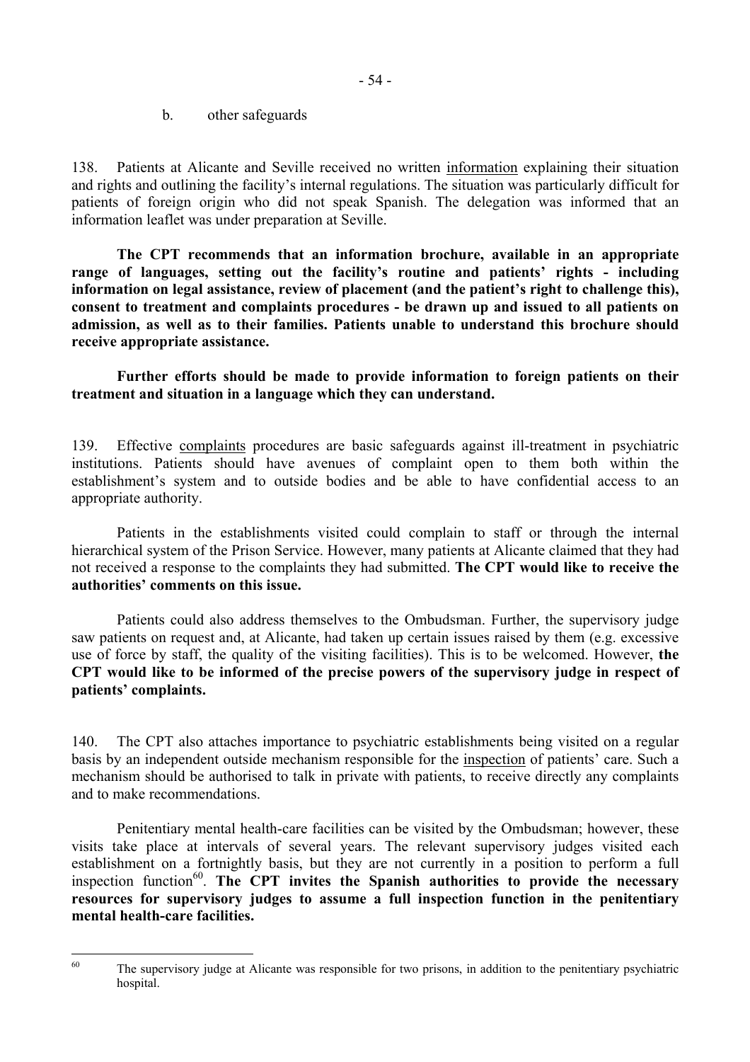b. other safeguards

138. Patients at Alicante and Seville received no written information explaining their situation and rights and outlining the facility's internal regulations. The situation was particularly difficult for patients of foreign origin who did not speak Spanish. The delegation was informed that an information leaflet was under preparation at Seville.

**The CPT recommends that an information brochure, available in an appropriate range of languages, setting out the facility's routine and patients' rights - including information on legal assistance, review of placement (and the patient's right to challenge this), consent to treatment and complaints procedures - be drawn up and issued to all patients on admission, as well as to their families. Patients unable to understand this brochure should receive appropriate assistance.**

**Further efforts should be made to provide information to foreign patients on their treatment and situation in a language which they can understand.**

139. Effective complaints procedures are basic safeguards against ill-treatment in psychiatric institutions. Patients should have avenues of complaint open to them both within the establishment's system and to outside bodies and be able to have confidential access to an appropriate authority.

Patients in the establishments visited could complain to staff or through the internal hierarchical system of the Prison Service. However, many patients at Alicante claimed that they had not received a response to the complaints they had submitted. **The CPT would like to receive the authorities' comments on this issue.**

Patients could also address themselves to the Ombudsman. Further, the supervisory judge saw patients on request and, at Alicante, had taken up certain issues raised by them (e.g. excessive use of force by staff, the quality of the visiting facilities). This is to be welcomed. However, **the CPT would like to be informed of the precise powers of the supervisory judge in respect of patients' complaints.**

140. The CPT also attaches importance to psychiatric establishments being visited on a regular basis by an independent outside mechanism responsible for the inspection of patients' care. Such a mechanism should be authorised to talk in private with patients, to receive directly any complaints and to make recommendations.

Penitentiary mental health-care facilities can be visited by the Ombudsman; however, these visits take place at intervals of several years. The relevant supervisory judges visited each establishment on a fortnightly basis, but they are not currently in a position to perform a full inspection function[60]. **The CPT invites the Spanish authorities to provide the necessary resources for supervisory judges to assume a full inspection function in the penitentiary mental health-care facilities.**

---

[60] The supervisory judge at Alicante was responsible for two prisons, in addition to the penitentiary psychiatric hospital.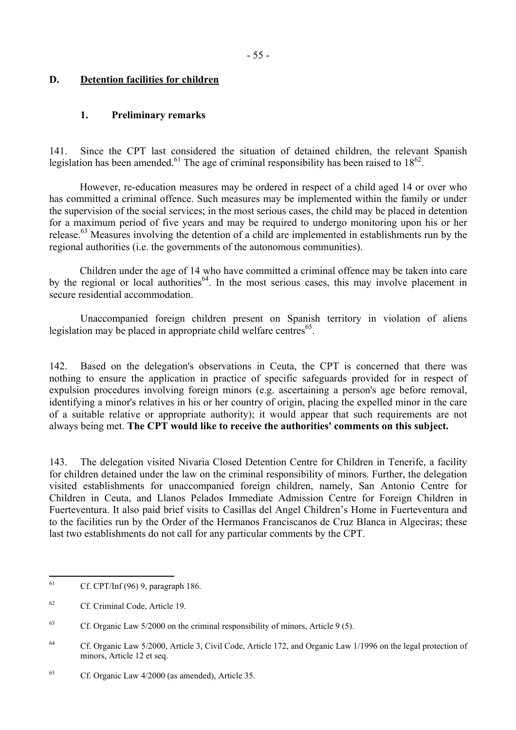## D. Detention facilities for children

### 1. Preliminary remarks

141. Since the CPT last considered the situation of detained children, the relevant Spanish legislation has been amended.[61] The age of criminal responsibility has been raised to 18[62].

However, re-education measures may be ordered in respect of a child aged 14 or over who has committed a criminal offence. Such measures may be implemented within the family or under the supervision of the social services; in the most serious cases, the child may be placed in detention for a maximum period of five years and may be required to undergo monitoring upon his or her release.[63] Measures involving the detention of a child are implemented in establishments run by the regional authorities (i.e. the governments of the autonomous communities).

Children under the age of 14 who have committed a criminal offence may be taken into care by the regional or local authorities[64]. In the most serious cases, this may involve placement in secure residential accommodation.

Unaccompanied foreign children present on Spanish territory in violation of aliens legislation may be placed in appropriate child welfare centres[65].

142. Based on the delegation's observations in Ceuta, the CPT is concerned that there was nothing to ensure the application in practice of specific safeguards provided for in respect of expulsion procedures involving foreign minors (e.g. ascertaining a person's age before removal, identifying a minor's relatives in his or her country of origin, placing the expelled minor in the care of a suitable relative or appropriate authority); it would appear that such requirements are not always being met. **The CPT would like to receive the authorities' comments on this subject.**

143. The delegation visited Nivaria Closed Detention Centre for Children in Tenerife, a facility for children detained under the law on the criminal responsibility of minors. Further, the delegation visited establishments for unaccompanied foreign children, namely, San Antonio Centre for Children in Ceuta, and Llanos Pelados Immediate Admission Centre for Foreign Children in Fuerteventura. It also paid brief visits to Casillas del Angel Children's Home in Fuerteventura and to the facilities run by the Order of the Hermanos Franciscanos de Cruz Blanca in Algeciras; these last two establishments do not call for any particular comments by the CPT.

---

[61] Cf. CPT/Inf (96) 9, paragraph 186.

[62] Cf. Criminal Code, Article 19.

[63] Cf. Organic Law 5/2000 on the criminal responsibility of minors, Article 9 (5).

[64] Cf. Organic Law 5/2000, Article 3, Civil Code, Article 172, and Organic Law 1/1996 on the legal protection of minors, Article 12 et seq.

[65] Cf. Organic Law 4/2000 (as amended), Article 35.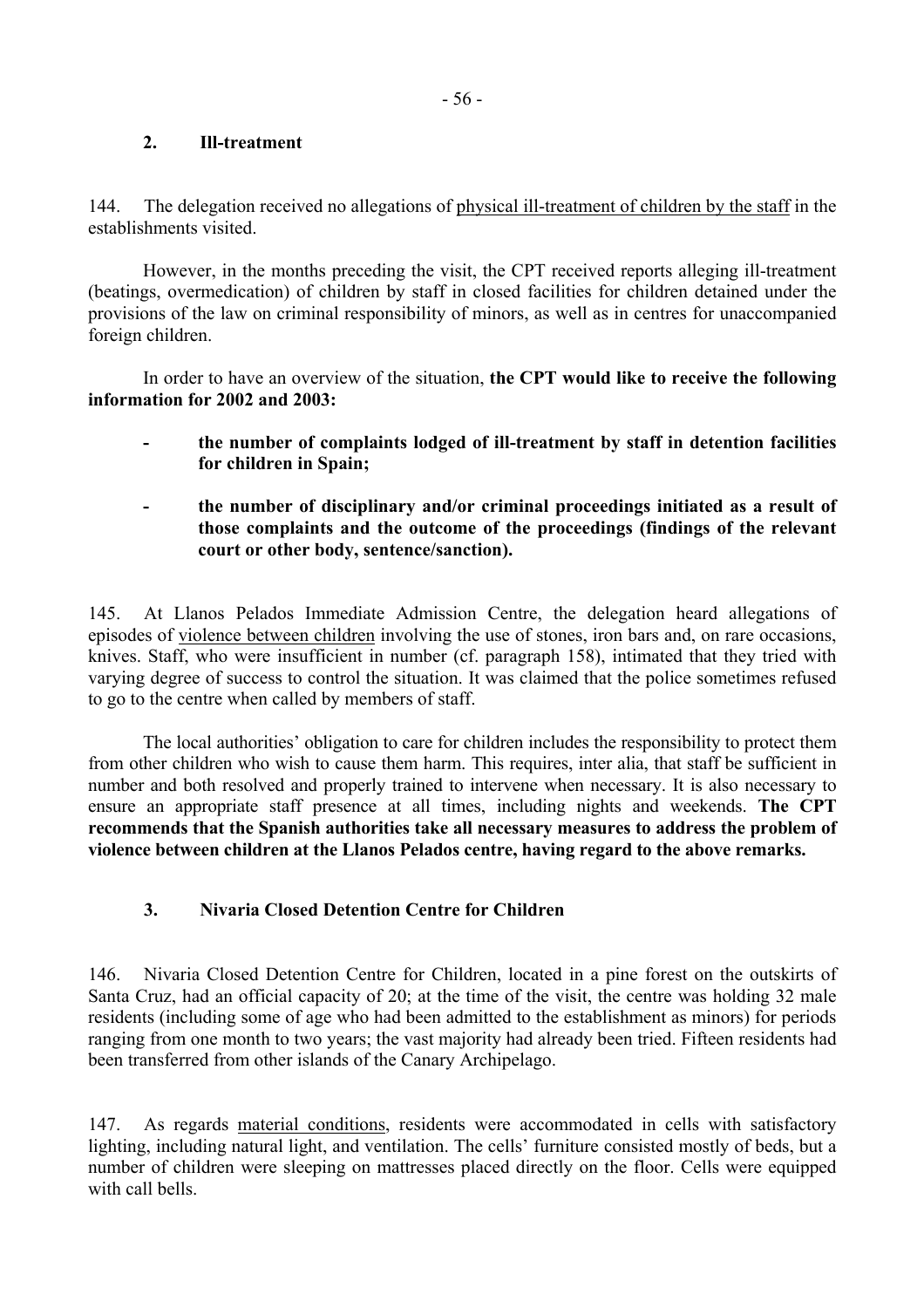### 2. Ill-treatment

144. The delegation received no allegations of physical ill-treatment of children by the staff in the establishments visited.

However, in the months preceding the visit, the CPT received reports alleging ill-treatment (beatings, overmedication) of children by staff in closed facilities for children detained under the provisions of the law on criminal responsibility of minors, as well as in centres for unaccompanied foreign children.

In order to have an overview of the situation, **the CPT would like to receive the following information for 2002 and 2003:**

- **the number of complaints lodged of ill-treatment by staff in detention facilities for children in Spain;**
- **the number of disciplinary and/or criminal proceedings initiated as a result of those complaints and the outcome of the proceedings (findings of the relevant court or other body, sentence/sanction).**

145. At Llanos Pelados Immediate Admission Centre, the delegation heard allegations of episodes of violence between children involving the use of stones, iron bars and, on rare occasions, knives. Staff, who were insufficient in number (cf. paragraph 158), intimated that they tried with varying degree of success to control the situation. It was claimed that the police sometimes refused to go to the centre when called by members of staff.

The local authorities' obligation to care for children includes the responsibility to protect them from other children who wish to cause them harm. This requires, inter alia, that staff be sufficient in number and both resolved and properly trained to intervene when necessary. It is also necessary to ensure an appropriate staff presence at all times, including nights and weekends. **The CPT recommends that the Spanish authorities take all necessary measures to address the problem of violence between children at the Llanos Pelados centre, having regard to the above remarks.**

### 3. Nivaria Closed Detention Centre for Children

146. Nivaria Closed Detention Centre for Children, located in a pine forest on the outskirts of Santa Cruz, had an official capacity of 20; at the time of the visit, the centre was holding 32 male residents (including some of age who had been admitted to the establishment as minors) for periods ranging from one month to two years; the vast majority had already been tried. Fifteen residents had been transferred from other islands of the Canary Archipelago.

147. As regards material conditions, residents were accommodated in cells with satisfactory lighting, including natural light, and ventilation. The cells' furniture consisted mostly of beds, but a number of children were sleeping on mattresses placed directly on the floor. Cells were equipped with call bells.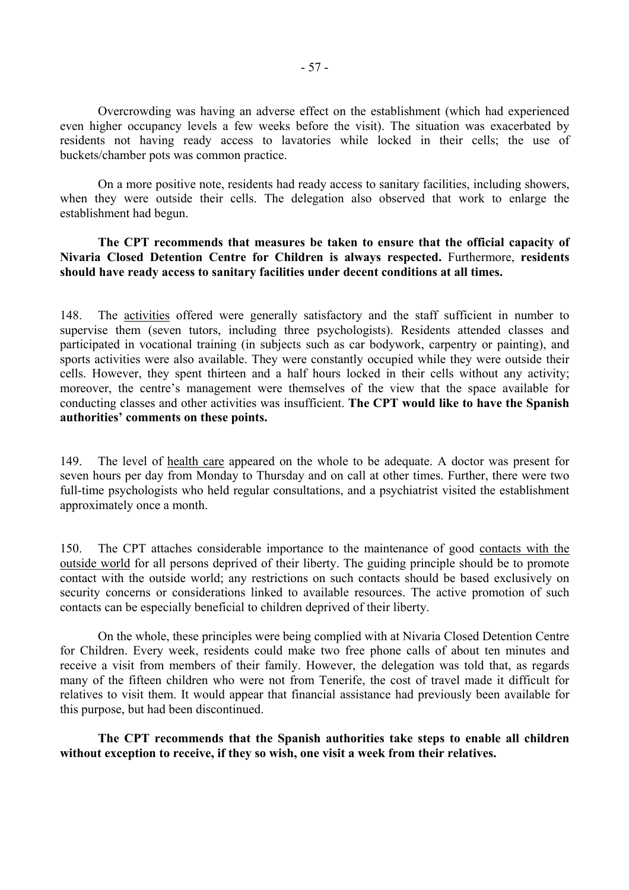Overcrowding was having an adverse effect on the establishment (which had experienced even higher occupancy levels a few weeks before the visit). The situation was exacerbated by residents not having ready access to lavatories while locked in their cells; the use of buckets/chamber pots was common practice.

On a more positive note, residents had ready access to sanitary facilities, including showers, when they were outside their cells. The delegation also observed that work to enlarge the establishment had begun.

**The CPT recommends that measures be taken to ensure that the official capacity of Nivaria Closed Detention Centre for Children is always respected.** Furthermore, **residents should have ready access to sanitary facilities under decent conditions at all times.**

148. The activities offered were generally satisfactory and the staff sufficient in number to supervise them (seven tutors, including three psychologists). Residents attended classes and participated in vocational training (in subjects such as car bodywork, carpentry or painting), and sports activities were also available. They were constantly occupied while they were outside their cells. However, they spent thirteen and a half hours locked in their cells without any activity; moreover, the centre's management were themselves of the view that the space available for conducting classes and other activities was insufficient. **The CPT would like to have the Spanish authorities' comments on these points.**

149. The level of health care appeared on the whole to be adequate. A doctor was present for seven hours per day from Monday to Thursday and on call at other times. Further, there were two full-time psychologists who held regular consultations, and a psychiatrist visited the establishment approximately once a month.

150. The CPT attaches considerable importance to the maintenance of good contacts with the outside world for all persons deprived of their liberty. The guiding principle should be to promote contact with the outside world; any restrictions on such contacts should be based exclusively on security concerns or considerations linked to available resources. The active promotion of such contacts can be especially beneficial to children deprived of their liberty.

On the whole, these principles were being complied with at Nivaria Closed Detention Centre for Children. Every week, residents could make two free phone calls of about ten minutes and receive a visit from members of their family. However, the delegation was told that, as regards many of the fifteen children who were not from Tenerife, the cost of travel made it difficult for relatives to visit them. It would appear that financial assistance had previously been available for this purpose, but had been discontinued.

**The CPT recommends that the Spanish authorities take steps to enable all children without exception to receive, if they so wish, one visit a week from their relatives.**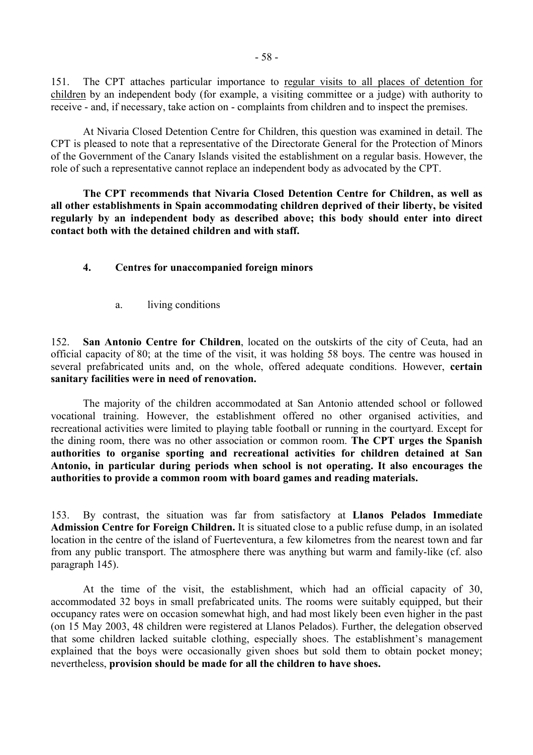151. The CPT attaches particular importance to regular visits to all places of detention for children by an independent body (for example, a visiting committee or a judge) with authority to receive - and, if necessary, take action on - complaints from children and to inspect the premises.

At Nivaria Closed Detention Centre for Children, this question was examined in detail. The CPT is pleased to note that a representative of the Directorate General for the Protection of Minors of the Government of the Canary Islands visited the establishment on a regular basis. However, the role of such a representative cannot replace an independent body as advocated by the CPT.

**The CPT recommends that Nivaria Closed Detention Centre for Children, as well as all other establishments in Spain accommodating children deprived of their liberty, be visited regularly by an independent body as described above; this body should enter into direct contact both with the detained children and with staff.**

#### 4. Centres for unaccompanied foreign minors

##### a. living conditions

152. **San Antonio Centre for Children**, located on the outskirts of the city of Ceuta, had an official capacity of 80; at the time of the visit, it was holding 58 boys. The centre was housed in several prefabricated units and, on the whole, offered adequate conditions. However, **certain sanitary facilities were in need of renovation.**

The majority of the children accommodated at San Antonio attended school or followed vocational training. However, the establishment offered no other organised activities, and recreational activities were limited to playing table football or running in the courtyard. Except for the dining room, there was no other association or common room. **The CPT urges the Spanish authorities to organise sporting and recreational activities for children detained at San Antonio, in particular during periods when school is not operating. It also encourages the authorities to provide a common room with board games and reading materials.**

153. By contrast, the situation was far from satisfactory at **Llanos Pelados Immediate Admission Centre for Foreign Children.** It is situated close to a public refuse dump, in an isolated location in the centre of the island of Fuerteventura, a few kilometres from the nearest town and far from any public transport. The atmosphere there was anything but warm and family-like (cf. also paragraph 145).

At the time of the visit, the establishment, which had an official capacity of 30, accommodated 32 boys in small prefabricated units. The rooms were suitably equipped, but their occupancy rates were on occasion somewhat high, and had most likely been even higher in the past (on 15 May 2003, 48 children were registered at Llanos Pelados). Further, the delegation observed that some children lacked suitable clothing, especially shoes. The establishment's management explained that the boys were occasionally given shoes but sold them to obtain pocket money; nevertheless, **provision should be made for all the children to have shoes.**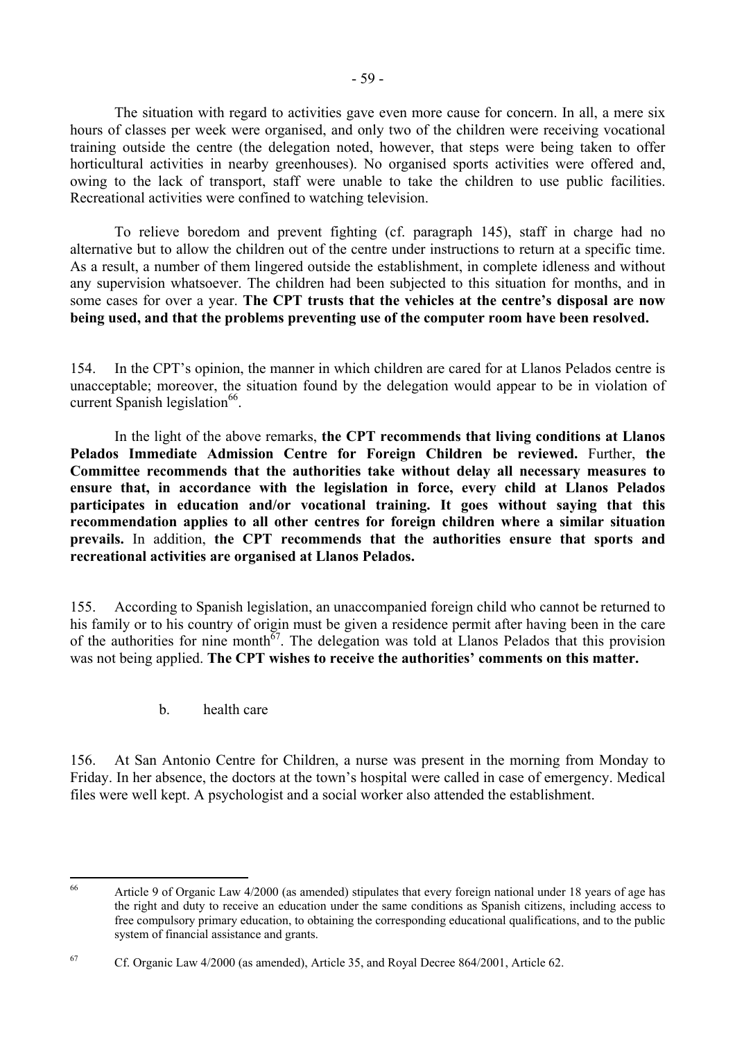The situation with regard to activities gave even more cause for concern. In all, a mere six hours of classes per week were organised, and only two of the children were receiving vocational training outside the centre (the delegation noted, however, that steps were being taken to offer horticultural activities in nearby greenhouses). No organised sports activities were offered and, owing to the lack of transport, staff were unable to take the children to use public facilities. Recreational activities were confined to watching television.

To relieve boredom and prevent fighting (cf. paragraph 145), staff in charge had no alternative but to allow the children out of the centre under instructions to return at a specific time. As a result, a number of them lingered outside the establishment, in complete idleness and without any supervision whatsoever. The children had been subjected to this situation for months, and in some cases for over a year. **The CPT trusts that the vehicles at the centre's disposal are now being used, and that the problems preventing use of the computer room have been resolved.**

154. In the CPT's opinion, the manner in which children are cared for at Llanos Pelados centre is unacceptable; moreover, the situation found by the delegation would appear to be in violation of current Spanish legislation[66].

In the light of the above remarks, **the CPT recommends that living conditions at Llanos Pelados Immediate Admission Centre for Foreign Children be reviewed.** Further, **the Committee recommends that the authorities take without delay all necessary measures to ensure that, in accordance with the legislation in force, every child at Llanos Pelados participates in education and/or vocational training. It goes without saying that this recommendation applies to all other centres for foreign children where a similar situation prevails.** In addition, **the CPT recommends that the authorities ensure that sports and recreational activities are organised at Llanos Pelados.**

155. According to Spanish legislation, an unaccompanied foreign child who cannot be returned to his family or to his country of origin must be given a residence permit after having been in the care of the authorities for nine month[67]. The delegation was told at Llanos Pelados that this provision was not being applied. **The CPT wishes to receive the authorities' comments on this matter.**

b. health care

156. At San Antonio Centre for Children, a nurse was present in the morning from Monday to Friday. In her absence, the doctors at the town's hospital were called in case of emergency. Medical files were well kept. A psychologist and a social worker also attended the establishment.

---

[66] Article 9 of Organic Law 4/2000 (as amended) stipulates that every foreign national under 18 years of age has the right and duty to receive an education under the same conditions as Spanish citizens, including access to free compulsory primary education, to obtaining the corresponding educational qualifications, and to the public system of financial assistance and grants.

[67] Cf. Organic Law 4/2000 (as amended), Article 35, and Royal Decree 864/2001, Article 62.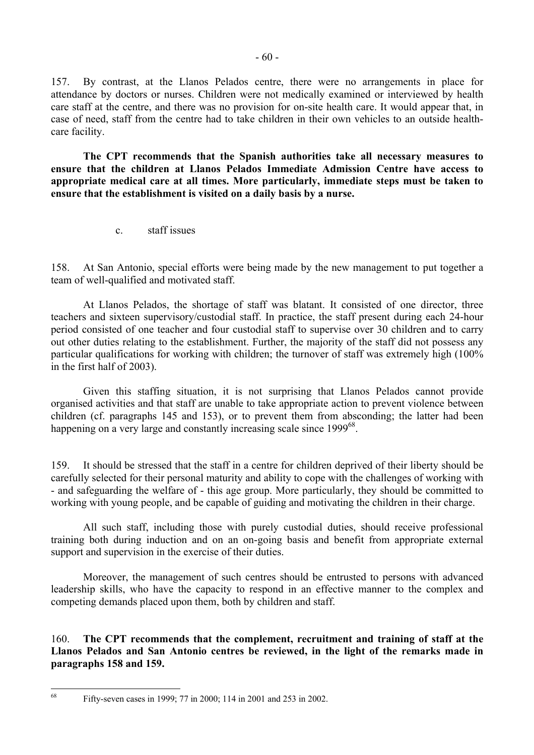157. By contrast, at the Llanos Pelados centre, there were no arrangements in place for attendance by doctors or nurses. Children were not medically examined or interviewed by health care staff at the centre, and there was no provision for on-site health care. It would appear that, in case of need, staff from the centre had to take children in their own vehicles to an outside health-care facility.

**The CPT recommends that the Spanish authorities take all necessary measures to ensure that the children at Llanos Pelados Immediate Admission Centre have access to appropriate medical care at all times. More particularly, immediate steps must be taken to ensure that the establishment is visited on a daily basis by a nurse.**

c. staff issues

158. At San Antonio, special efforts were being made by the new management to put together a team of well-qualified and motivated staff.

At Llanos Pelados, the shortage of staff was blatant. It consisted of one director, three teachers and sixteen supervisory/custodial staff. In practice, the staff present during each 24-hour period consisted of one teacher and four custodial staff to supervise over 30 children and to carry out other duties relating to the establishment. Further, the majority of the staff did not possess any particular qualifications for working with children; the turnover of staff was extremely high (100% in the first half of 2003).

Given this staffing situation, it is not surprising that Llanos Pelados cannot provide organised activities and that staff are unable to take appropriate action to prevent violence between children (cf. paragraphs 145 and 153), or to prevent them from absconding; the latter had been happening on a very large and constantly increasing scale since 1999[68].

159. It should be stressed that the staff in a centre for children deprived of their liberty should be carefully selected for their personal maturity and ability to cope with the challenges of working with - and safeguarding the welfare of - this age group. More particularly, they should be committed to working with young people, and be capable of guiding and motivating the children in their charge.

All such staff, including those with purely custodial duties, should receive professional training both during induction and on an on-going basis and benefit from appropriate external support and supervision in the exercise of their duties.

Moreover, the management of such centres should be entrusted to persons with advanced leadership skills, who have the capacity to respond in an effective manner to the complex and competing demands placed upon them, both by children and staff.

160. **The CPT recommends that the complement, recruitment and training of staff at the Llanos Pelados and San Antonio centres be reviewed, in the light of the remarks made in paragraphs 158 and 159.**

---

[68] Fifty-seven cases in 1999; 77 in 2000; 114 in 2001 and 253 in 2002.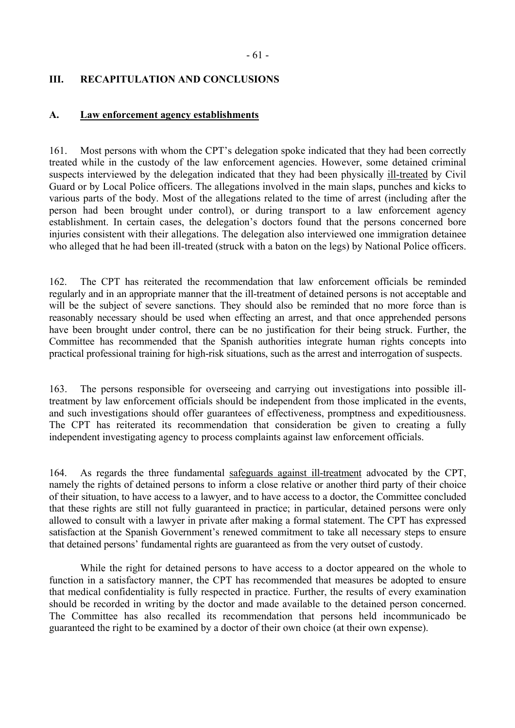## III. RECAPITULATION AND CONCLUSIONS

### A. Law enforcement agency establishments

161. Most persons with whom the CPT's delegation spoke indicated that they had been correctly treated while in the custody of the law enforcement agencies. However, some detained criminal suspects interviewed by the delegation indicated that they had been physically ill-treated by Civil Guard or by Local Police officers. The allegations involved in the main slaps, punches and kicks to various parts of the body. Most of the allegations related to the time of arrest (including after the person had been brought under control), or during transport to a law enforcement agency establishment. In certain cases, the delegation's doctors found that the persons concerned bore injuries consistent with their allegations. The delegation also interviewed one immigration detainee who alleged that he had been ill-treated (struck with a baton on the legs) by National Police officers.

162. The CPT has reiterated the recommendation that law enforcement officials be reminded regularly and in an appropriate manner that the ill-treatment of detained persons is not acceptable and will be the subject of severe sanctions. They should also be reminded that no more force than is reasonably necessary should be used when effecting an arrest, and that once apprehended persons have been brought under control, there can be no justification for their being struck. Further, the Committee has recommended that the Spanish authorities integrate human rights concepts into practical professional training for high-risk situations, such as the arrest and interrogation of suspects.

163. The persons responsible for overseeing and carrying out investigations into possible ill-treatment by law enforcement officials should be independent from those implicated in the events, and such investigations should offer guarantees of effectiveness, promptness and expeditiousness. The CPT has reiterated its recommendation that consideration be given to creating a fully independent investigating agency to process complaints against law enforcement officials.

164. As regards the three fundamental safeguards against ill-treatment advocated by the CPT, namely the rights of detained persons to inform a close relative or another third party of their choice of their situation, to have access to a lawyer, and to have access to a doctor, the Committee concluded that these rights are still not fully guaranteed in practice; in particular, detained persons were only allowed to consult with a lawyer in private after making a formal statement. The CPT has expressed satisfaction at the Spanish Government's renewed commitment to take all necessary steps to ensure that detained persons' fundamental rights are guaranteed as from the very outset of custody.

While the right for detained persons to have access to a doctor appeared on the whole to function in a satisfactory manner, the CPT has recommended that measures be adopted to ensure that medical confidentiality is fully respected in practice. Further, the results of every examination should be recorded in writing by the doctor and made available to the detained person concerned. The Committee has also recalled its recommendation that persons held incommunicado be guaranteed the right to be examined by a doctor of their own choice (at their own expense).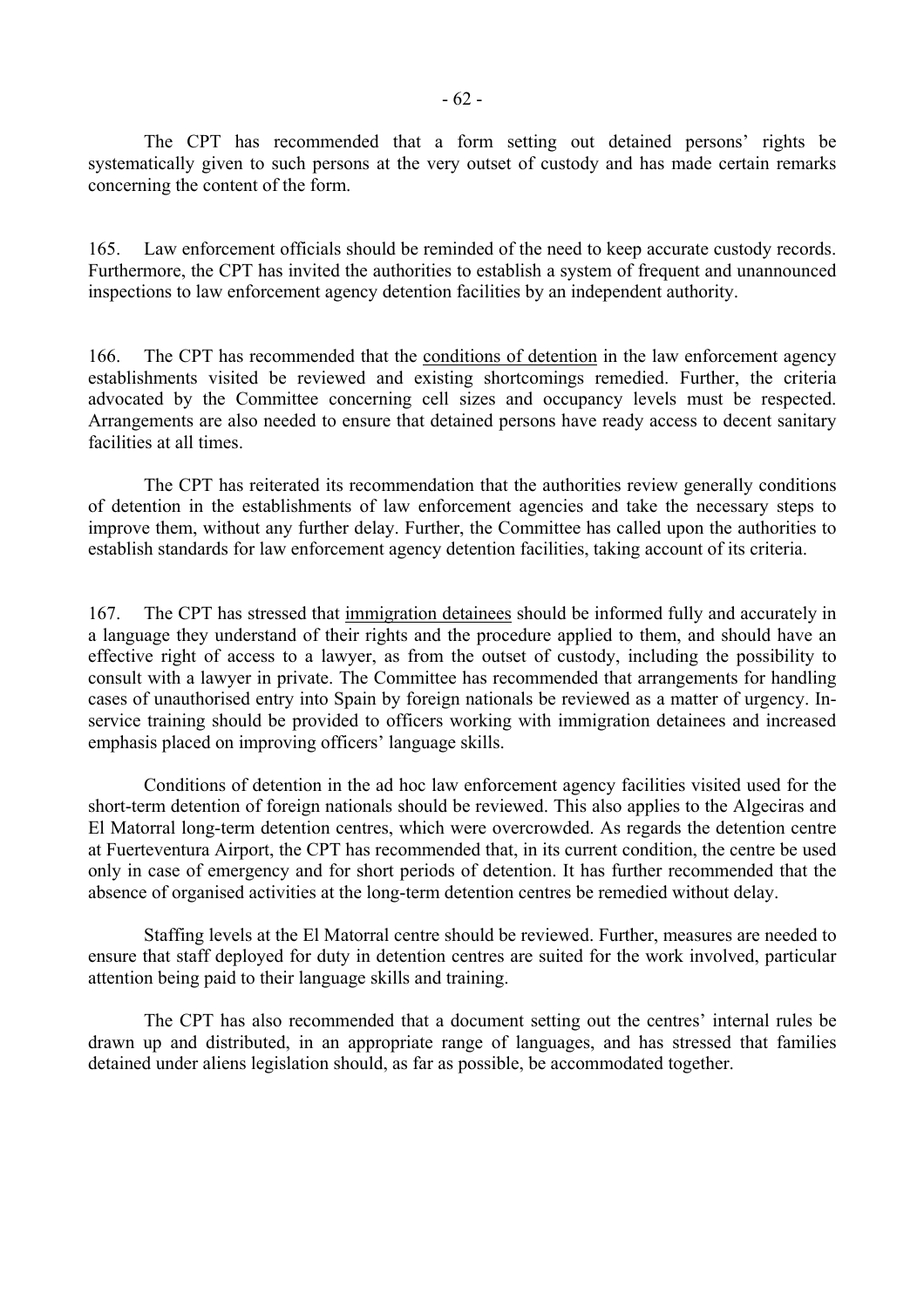The CPT has recommended that a form setting out detained persons' rights be systematically given to such persons at the very outset of custody and has made certain remarks concerning the content of the form.

165. Law enforcement officials should be reminded of the need to keep accurate custody records. Furthermore, the CPT has invited the authorities to establish a system of frequent and unannounced inspections to law enforcement agency detention facilities by an independent authority.

166. The CPT has recommended that the <u>conditions of detention</u> in the law enforcement agency establishments visited be reviewed and existing shortcomings remedied. Further, the criteria advocated by the Committee concerning cell sizes and occupancy levels must be respected. Arrangements are also needed to ensure that detained persons have ready access to decent sanitary facilities at all times.

The CPT has reiterated its recommendation that the authorities review generally conditions of detention in the establishments of law enforcement agencies and take the necessary steps to improve them, without any further delay. Further, the Committee has called upon the authorities to establish standards for law enforcement agency detention facilities, taking account of its criteria.

167. The CPT has stressed that <u>immigration detainees</u> should be informed fully and accurately in a language they understand of their rights and the procedure applied to them, and should have an effective right of access to a lawyer, as from the outset of custody, including the possibility to consult with a lawyer in private. The Committee has recommended that arrangements for handling cases of unauthorised entry into Spain by foreign nationals be reviewed as a matter of urgency. In-service training should be provided to officers working with immigration detainees and increased emphasis placed on improving officers' language skills.

Conditions of detention in the ad hoc law enforcement agency facilities visited used for the short-term detention of foreign nationals should be reviewed. This also applies to the Algeciras and El Matorral long-term detention centres, which were overcrowded. As regards the detention centre at Fuerteventura Airport, the CPT has recommended that, in its current condition, the centre be used only in case of emergency and for short periods of detention. It has further recommended that the absence of organised activities at the long-term detention centres be remedied without delay.

Staffing levels at the El Matorral centre should be reviewed. Further, measures are needed to ensure that staff deployed for duty in detention centres are suited for the work involved, particular attention being paid to their language skills and training.

The CPT has also recommended that a document setting out the centres' internal rules be drawn up and distributed, in an appropriate range of languages, and has stressed that families detained under aliens legislation should, as far as possible, be accommodated together.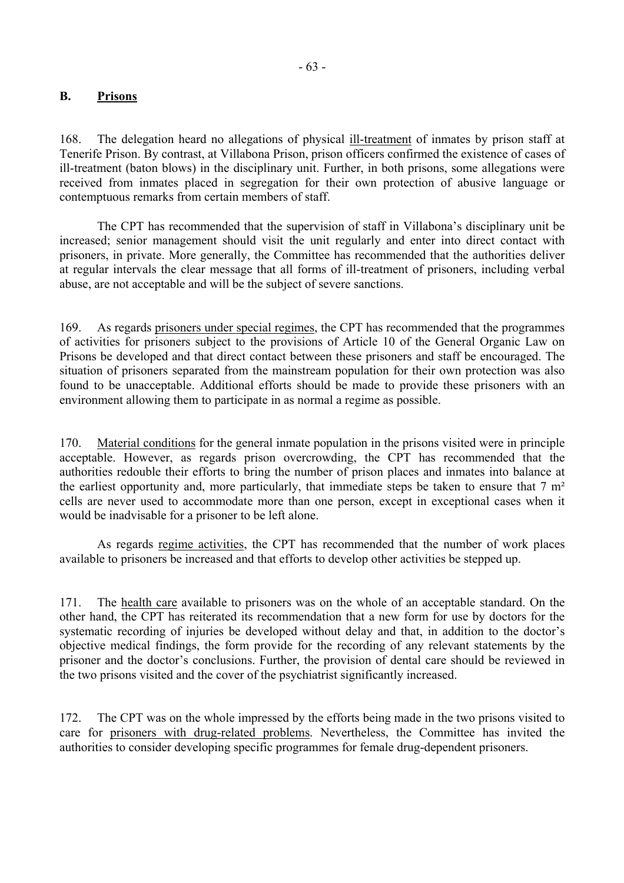## B. Prisons

168. The delegation heard no allegations of physical ill-treatment of inmates by prison staff at Tenerife Prison. By contrast, at Villabona Prison, prison officers confirmed the existence of cases of ill-treatment (baton blows) in the disciplinary unit. Further, in both prisons, some allegations were received from inmates placed in segregation for their own protection of abusive language or contemptuous remarks from certain members of staff.

The CPT has recommended that the supervision of staff in Villabona's disciplinary unit be increased; senior management should visit the unit regularly and enter into direct contact with prisoners, in private. More generally, the Committee has recommended that the authorities deliver at regular intervals the clear message that all forms of ill-treatment of prisoners, including verbal abuse, are not acceptable and will be the subject of severe sanctions.

169. As regards prisoners under special regimes, the CPT has recommended that the programmes of activities for prisoners subject to the provisions of Article 10 of the General Organic Law on Prisons be developed and that direct contact between these prisoners and staff be encouraged. The situation of prisoners separated from the mainstream population for their own protection was also found to be unacceptable. Additional efforts should be made to provide these prisoners with an environment allowing them to participate in as normal a regime as possible.

170. Material conditions for the general inmate population in the prisons visited were in principle acceptable. However, as regards prison overcrowding, the CPT has recommended that the authorities redouble their efforts to bring the number of prison places and inmates into balance at the earliest opportunity and, more particularly, that immediate steps be taken to ensure that 7 m² cells are never used to accommodate more than one person, except in exceptional cases when it would be inadvisable for a prisoner to be left alone.

As regards regime activities, the CPT has recommended that the number of work places available to prisoners be increased and that efforts to develop other activities be stepped up.

171. The health care available to prisoners was on the whole of an acceptable standard. On the other hand, the CPT has reiterated its recommendation that a new form for use by doctors for the systematic recording of injuries be developed without delay and that, in addition to the doctor's objective medical findings, the form provide for the recording of any relevant statements by the prisoner and the doctor's conclusions. Further, the provision of dental care should be reviewed in the two prisons visited and the cover of the psychiatrist significantly increased.

172. The CPT was on the whole impressed by the efforts being made in the two prisons visited to care for prisoners with drug-related problems. Nevertheless, the Committee has invited the authorities to consider developing specific programmes for female drug-dependent prisoners.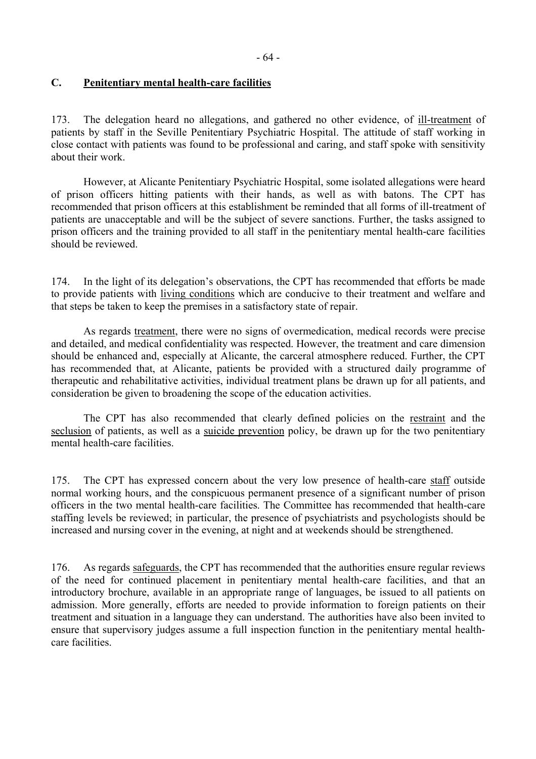## C. Penitentiary mental health-care facilities

173. The delegation heard no allegations, and gathered no other evidence, of ill-treatment of patients by staff in the Seville Penitentiary Psychiatric Hospital. The attitude of staff working in close contact with patients was found to be professional and caring, and staff spoke with sensitivity about their work.

However, at Alicante Penitentiary Psychiatric Hospital, some isolated allegations were heard of prison officers hitting patients with their hands, as well as with batons. The CPT has recommended that prison officers at this establishment be reminded that all forms of ill-treatment of patients are unacceptable and will be the subject of severe sanctions. Further, the tasks assigned to prison officers and the training provided to all staff in the penitentiary mental health-care facilities should be reviewed.

174. In the light of its delegation's observations, the CPT has recommended that efforts be made to provide patients with living conditions which are conducive to their treatment and welfare and that steps be taken to keep the premises in a satisfactory state of repair.

As regards treatment, there were no signs of overmedication, medical records were precise and detailed, and medical confidentiality was respected. However, the treatment and care dimension should be enhanced and, especially at Alicante, the carceral atmosphere reduced. Further, the CPT has recommended that, at Alicante, patients be provided with a structured daily programme of therapeutic and rehabilitative activities, individual treatment plans be drawn up for all patients, and consideration be given to broadening the scope of the education activities.

The CPT has also recommended that clearly defined policies on the restraint and the seclusion of patients, as well as a suicide prevention policy, be drawn up for the two penitentiary mental health-care facilities.

175. The CPT has expressed concern about the very low presence of health-care staff outside normal working hours, and the conspicuous permanent presence of a significant number of prison officers in the two mental health-care facilities. The Committee has recommended that health-care staffing levels be reviewed; in particular, the presence of psychiatrists and psychologists should be increased and nursing cover in the evening, at night and at weekends should be strengthened.

176. As regards safeguards, the CPT has recommended that the authorities ensure regular reviews of the need for continued placement in penitentiary mental health-care facilities, and that an introductory brochure, available in an appropriate range of languages, be issued to all patients on admission. More generally, efforts are needed to provide information to foreign patients on their treatment and situation in a language they can understand. The authorities have also been invited to ensure that supervisory judges assume a full inspection function in the penitentiary mental health-care facilities.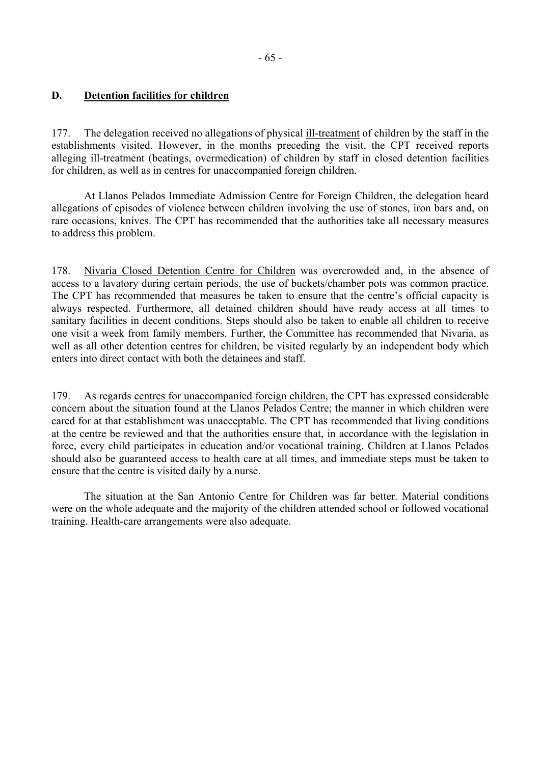## D. Detention facilities for children

177. The delegation received no allegations of physical ill-treatment of children by the staff in the establishments visited. However, in the months preceding the visit, the CPT received reports alleging ill-treatment (beatings, overmedication) of children by staff in closed detention facilities for children, as well as in centres for unaccompanied foreign children.

At Llanos Pelados Immediate Admission Centre for Foreign Children, the delegation heard allegations of episodes of violence between children involving the use of stones, iron bars and, on rare occasions, knives. The CPT has recommended that the authorities take all necessary measures to address this problem.

178. Nivaria Closed Detention Centre for Children was overcrowded and, in the absence of access to a lavatory during certain periods, the use of buckets/chamber pots was common practice. The CPT has recommended that measures be taken to ensure that the centre's official capacity is always respected. Furthermore, all detained children should have ready access at all times to sanitary facilities in decent conditions. Steps should also be taken to enable all children to receive one visit a week from family members. Further, the Committee has recommended that Nivaria, as well as all other detention centres for children, be visited regularly by an independent body which enters into direct contact with both the detainees and staff.

179. As regards centres for unaccompanied foreign children, the CPT has expressed considerable concern about the situation found at the Llanos Pelados Centre; the manner in which children were cared for at that establishment was unacceptable. The CPT has recommended that living conditions at the centre be reviewed and that the authorities ensure that, in accordance with the legislation in force, every child participates in education and/or vocational training. Children at Llanos Pelados should also be guaranteed access to health care at all times, and immediate steps must be taken to ensure that the centre is visited daily by a nurse.

The situation at the San Antonio Centre for Children was far better. Material conditions were on the whole adequate and the majority of the children attended school or followed vocational training. Health-care arrangements were also adequate.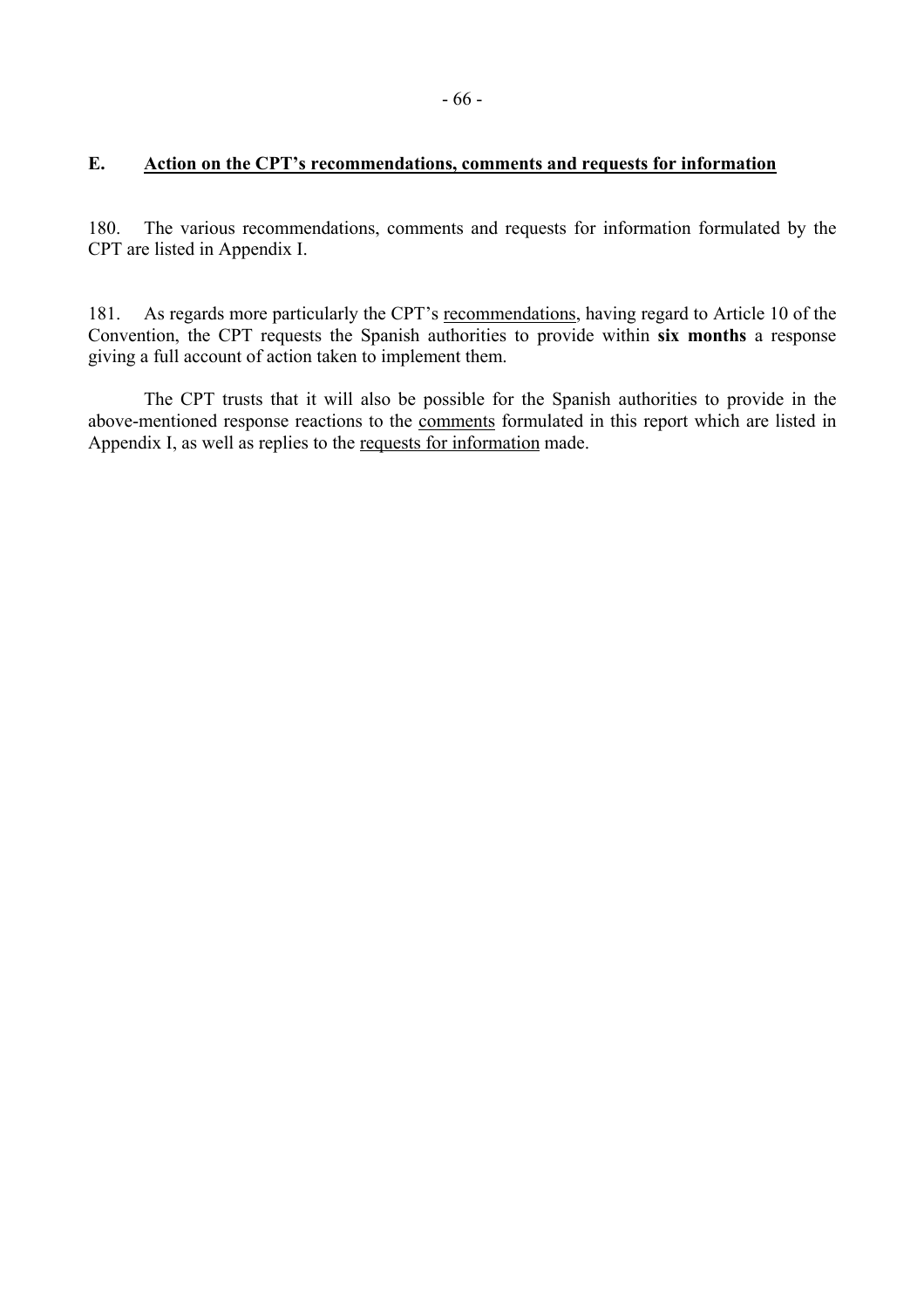## E. Action on the CPT's recommendations, comments and requests for information

180. The various recommendations, comments and requests for information formulated by the CPT are listed in Appendix I.

181. As regards more particularly the CPT's recommendations, having regard to Article 10 of the Convention, the CPT requests the Spanish authorities to provide within **six months** a response giving a full account of action taken to implement them.

The CPT trusts that it will also be possible for the Spanish authorities to provide in the above-mentioned response reactions to the comments formulated in this report which are listed in Appendix I, as well as replies to the requests for information made.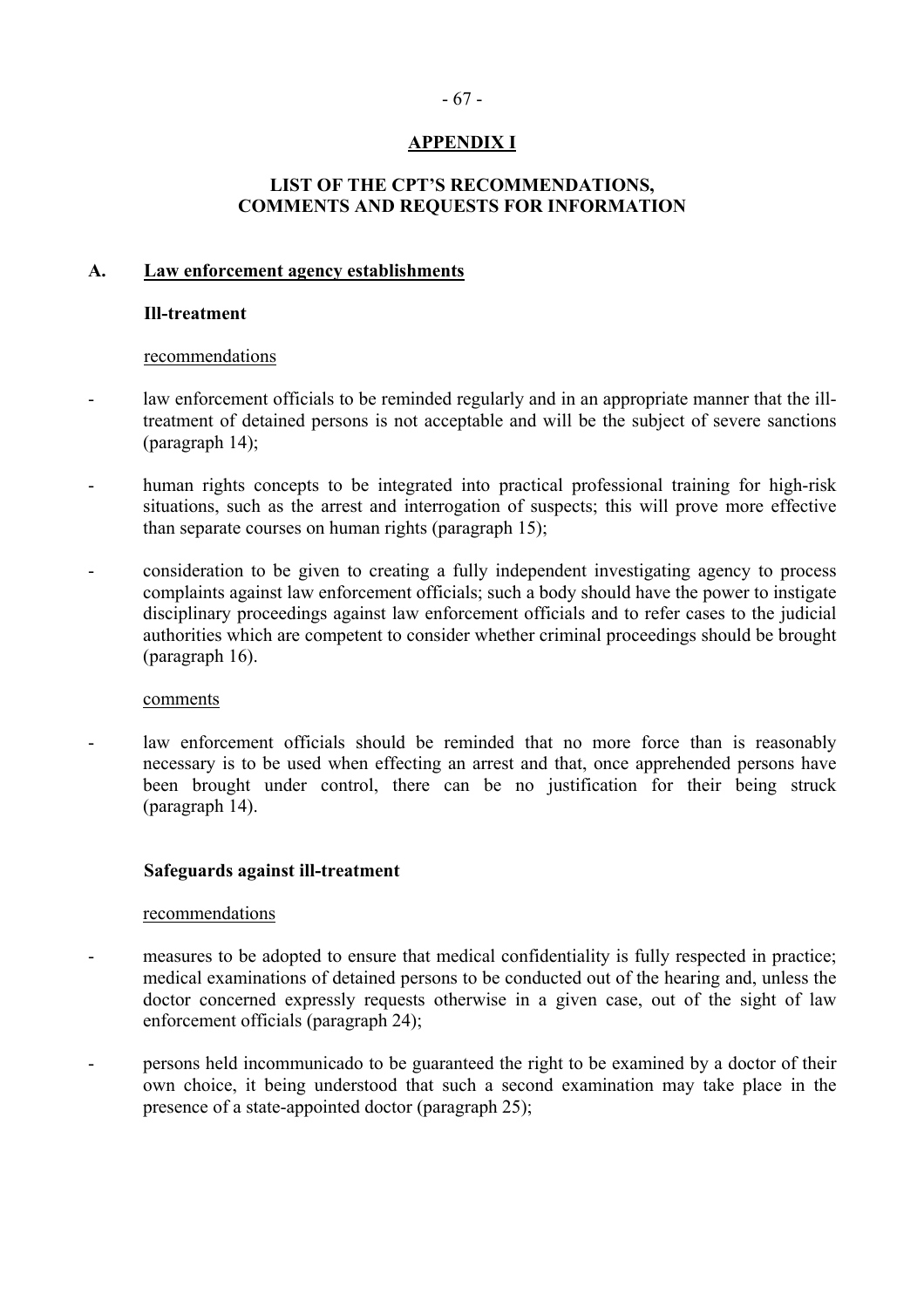## APPENDIX I

## LIST OF THE CPT'S RECOMMENDATIONS, COMMENTS AND REQUESTS FOR INFORMATION

### A. Law enforcement agency establishments

#### Ill-treatment

recommendations

- law enforcement officials to be reminded regularly and in an appropriate manner that the ill-treatment of detained persons is not acceptable and will be the subject of severe sanctions (paragraph 14);
- human rights concepts to be integrated into practical professional training for high-risk situations, such as the arrest and interrogation of suspects; this will prove more effective than separate courses on human rights (paragraph 15);
- consideration to be given to creating a fully independent investigating agency to process complaints against law enforcement officials; such a body should have the power to instigate disciplinary proceedings against law enforcement officials and to refer cases to the judicial authorities which are competent to consider whether criminal proceedings should be brought (paragraph 16).

comments

- law enforcement officials should be reminded that no more force than is reasonably necessary is to be used when effecting an arrest and that, once apprehended persons have been brought under control, there can be no justification for their being struck (paragraph 14).

#### Safeguards against ill-treatment

recommendations

- measures to be adopted to ensure that medical confidentiality is fully respected in practice; medical examinations of detained persons to be conducted out of the hearing and, unless the doctor concerned expressly requests otherwise in a given case, out of the sight of law enforcement officials (paragraph 24);
- persons held incommunicado to be guaranteed the right to be examined by a doctor of their own choice, it being understood that such a second examination may take place in the presence of a state-appointed doctor (paragraph 25);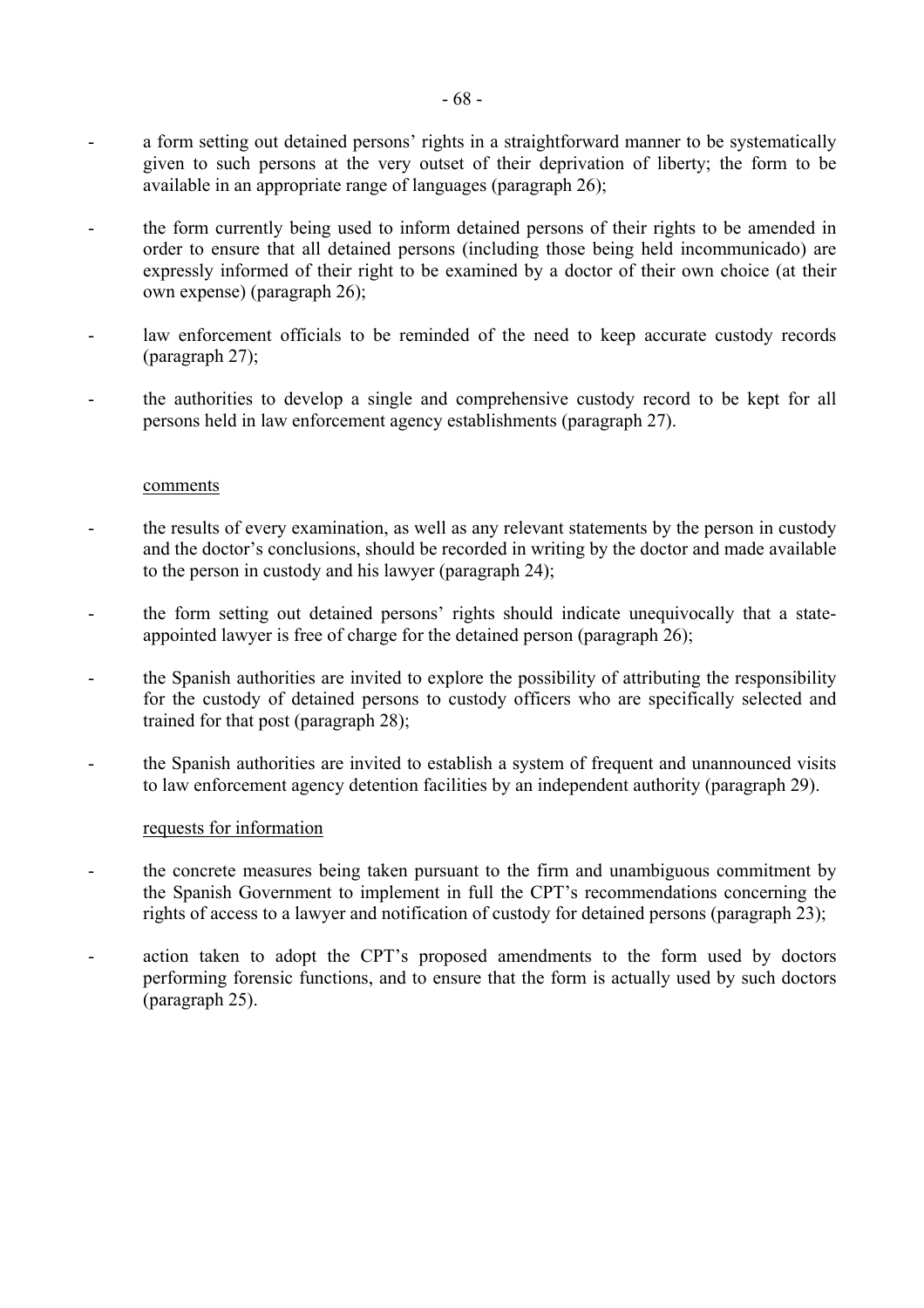- a form setting out detained persons' rights in a straightforward manner to be systematically given to such persons at the very outset of their deprivation of liberty; the form to be available in an appropriate range of languages (paragraph 26);

- the form currently being used to inform detained persons of their rights to be amended in order to ensure that all detained persons (including those being held incommunicado) are expressly informed of their right to be examined by a doctor of their own choice (at their own expense) (paragraph 26);

- law enforcement officials to be reminded of the need to keep accurate custody records (paragraph 27);

- the authorities to develop a single and comprehensive custody record to be kept for all persons held in law enforcement agency establishments (paragraph 27).

<u>comments</u>

- the results of every examination, as well as any relevant statements by the person in custody and the doctor's conclusions, should be recorded in writing by the doctor and made available to the person in custody and his lawyer (paragraph 24);

- the form setting out detained persons' rights should indicate unequivocally that a state-appointed lawyer is free of charge for the detained person (paragraph 26);

- the Spanish authorities are invited to explore the possibility of attributing the responsibility for the custody of detained persons to custody officers who are specifically selected and trained for that post (paragraph 28);

- the Spanish authorities are invited to establish a system of frequent and unannounced visits to law enforcement agency detention facilities by an independent authority (paragraph 29).

<u>requests for information</u>

- the concrete measures being taken pursuant to the firm and unambiguous commitment by the Spanish Government to implement in full the CPT's recommendations concerning the rights of access to a lawyer and notification of custody for detained persons (paragraph 23);

- action taken to adopt the CPT's proposed amendments to the form used by doctors performing forensic functions, and to ensure that the form is actually used by such doctors (paragraph 25).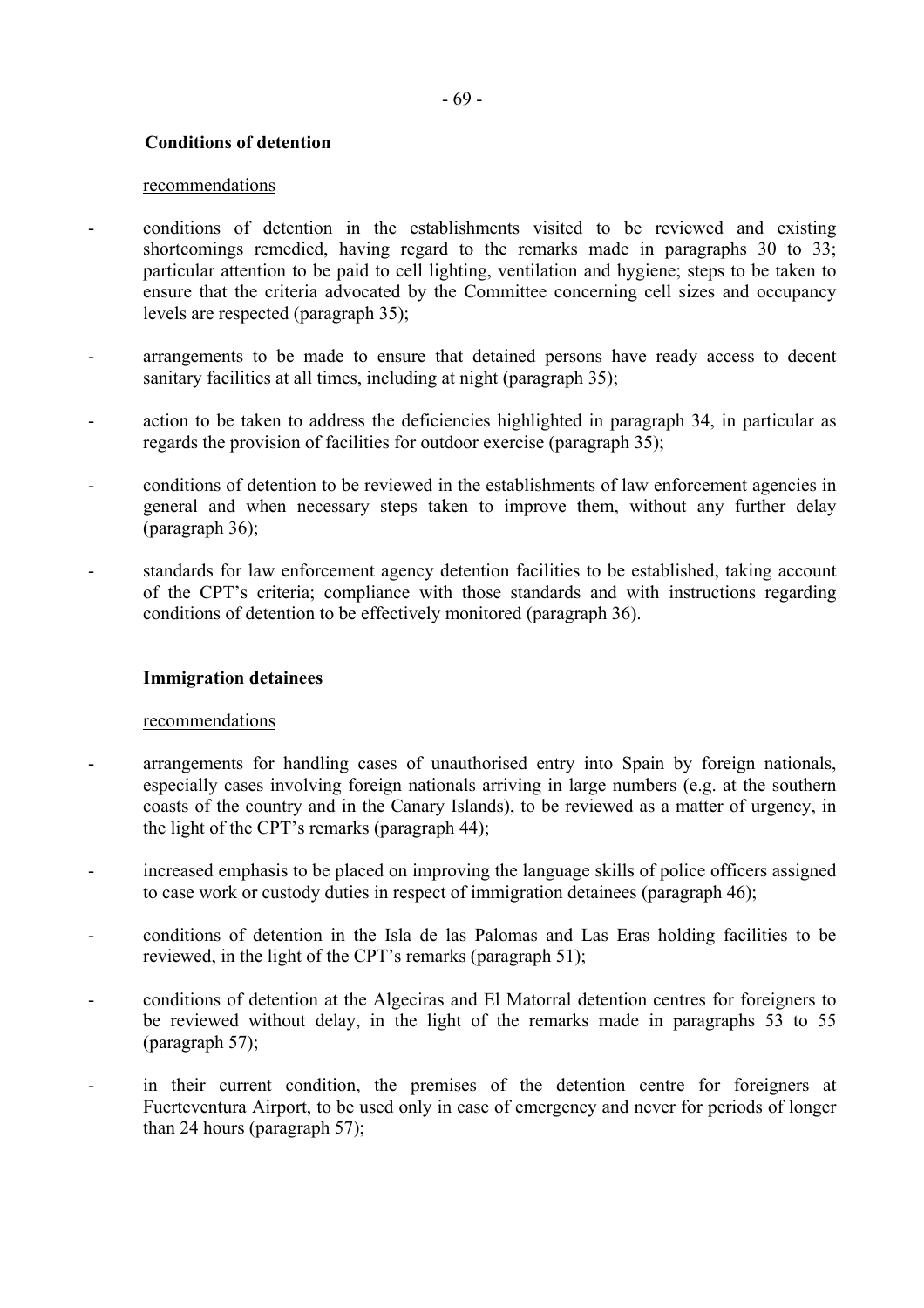**Conditions of detention**

recommendations

- conditions of detention in the establishments visited to be reviewed and existing shortcomings remedied, having regard to the remarks made in paragraphs 30 to 33; particular attention to be paid to cell lighting, ventilation and hygiene; steps to be taken to ensure that the criteria advocated by the Committee concerning cell sizes and occupancy levels are respected (paragraph 35);
- arrangements to be made to ensure that detained persons have ready access to decent sanitary facilities at all times, including at night (paragraph 35);
- action to be taken to address the deficiencies highlighted in paragraph 34, in particular as regards the provision of facilities for outdoor exercise (paragraph 35);
- conditions of detention to be reviewed in the establishments of law enforcement agencies in general and when necessary steps taken to improve them, without any further delay (paragraph 36);
- standards for law enforcement agency detention facilities to be established, taking account of the CPT's criteria; compliance with those standards and with instructions regarding conditions of detention to be effectively monitored (paragraph 36).

**Immigration detainees**

recommendations

- arrangements for handling cases of unauthorised entry into Spain by foreign nationals, especially cases involving foreign nationals arriving in large numbers (e.g. at the southern coasts of the country and in the Canary Islands), to be reviewed as a matter of urgency, in the light of the CPT's remarks (paragraph 44);
- increased emphasis to be placed on improving the language skills of police officers assigned to case work or custody duties in respect of immigration detainees (paragraph 46);
- conditions of detention in the Isla de las Palomas and Las Eras holding facilities to be reviewed, in the light of the CPT's remarks (paragraph 51);
- conditions of detention at the Algeciras and El Matorral detention centres for foreigners to be reviewed without delay, in the light of the remarks made in paragraphs 53 to 55 (paragraph 57);
- in their current condition, the premises of the detention centre for foreigners at Fuerteventura Airport, to be used only in case of emergency and never for periods of longer than 24 hours (paragraph 57);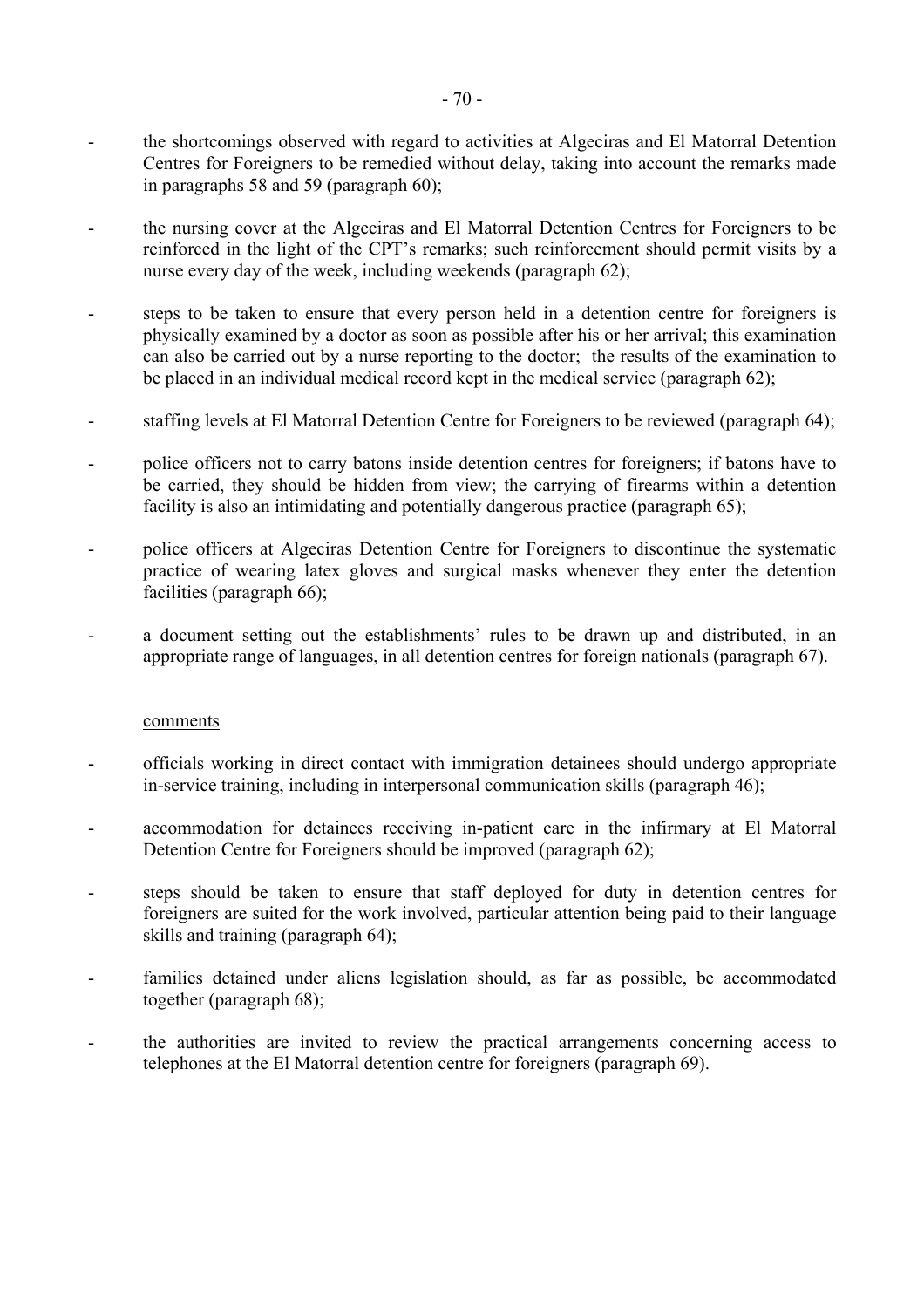- the shortcomings observed with regard to activities at Algeciras and El Matorral Detention Centres for Foreigners to be remedied without delay, taking into account the remarks made in paragraphs 58 and 59 (paragraph 60);

- the nursing cover at the Algeciras and El Matorral Detention Centres for Foreigners to be reinforced in the light of the CPT's remarks; such reinforcement should permit visits by a nurse every day of the week, including weekends (paragraph 62);

- steps to be taken to ensure that every person held in a detention centre for foreigners is physically examined by a doctor as soon as possible after his or her arrival; this examination can also be carried out by a nurse reporting to the doctor; the results of the examination to be placed in an individual medical record kept in the medical service (paragraph 62);

- staffing levels at El Matorral Detention Centre for Foreigners to be reviewed (paragraph 64);

- police officers not to carry batons inside detention centres for foreigners; if batons have to be carried, they should be hidden from view; the carrying of firearms within a detention facility is also an intimidating and potentially dangerous practice (paragraph 65);

- police officers at Algeciras Detention Centre for Foreigners to discontinue the systematic practice of wearing latex gloves and surgical masks whenever they enter the detention facilities (paragraph 66);

- a document setting out the establishments' rules to be drawn up and distributed, in an appropriate range of languages, in all detention centres for foreign nationals (paragraph 67).

<u>comments</u>

- officials working in direct contact with immigration detainees should undergo appropriate in-service training, including in interpersonal communication skills (paragraph 46);

- accommodation for detainees receiving in-patient care in the infirmary at El Matorral Detention Centre for Foreigners should be improved (paragraph 62);

- steps should be taken to ensure that staff deployed for duty in detention centres for foreigners are suited for the work involved, particular attention being paid to their language skills and training (paragraph 64);

- families detained under aliens legislation should, as far as possible, be accommodated together (paragraph 68);

- the authorities are invited to review the practical arrangements concerning access to telephones at the El Matorral detention centre for foreigners (paragraph 69).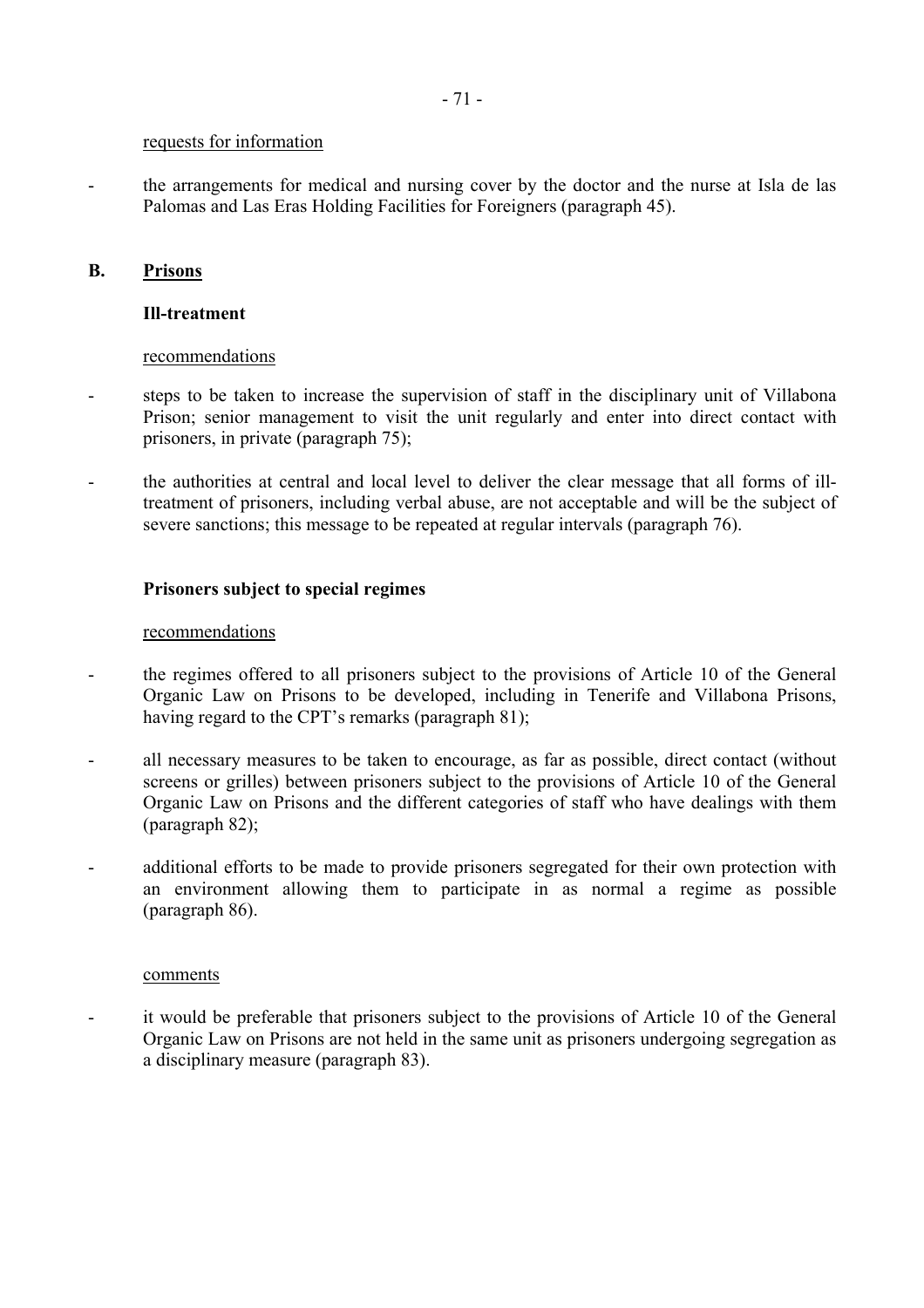requests for information

- the arrangements for medical and nursing cover by the doctor and the nurse at Isla de las Palomas and Las Eras Holding Facilities for Foreigners (paragraph 45).

## B. Prisons

### Ill-treatment

recommendations

- steps to be taken to increase the supervision of staff in the disciplinary unit of Villabona Prison; senior management to visit the unit regularly and enter into direct contact with prisoners, in private (paragraph 75);
- the authorities at central and local level to deliver the clear message that all forms of ill-treatment of prisoners, including verbal abuse, are not acceptable and will be the subject of severe sanctions; this message to be repeated at regular intervals (paragraph 76).

### Prisoners subject to special regimes

recommendations

- the regimes offered to all prisoners subject to the provisions of Article 10 of the General Organic Law on Prisons to be developed, including in Tenerife and Villabona Prisons, having regard to the CPT's remarks (paragraph 81);
- all necessary measures to be taken to encourage, as far as possible, direct contact (without screens or grilles) between prisoners subject to the provisions of Article 10 of the General Organic Law on Prisons and the different categories of staff who have dealings with them (paragraph 82);
- additional efforts to be made to provide prisoners segregated for their own protection with an environment allowing them to participate in as normal a regime as possible (paragraph 86).

comments

- it would be preferable that prisoners subject to the provisions of Article 10 of the General Organic Law on Prisons are not held in the same unit as prisoners undergoing segregation as a disciplinary measure (paragraph 83).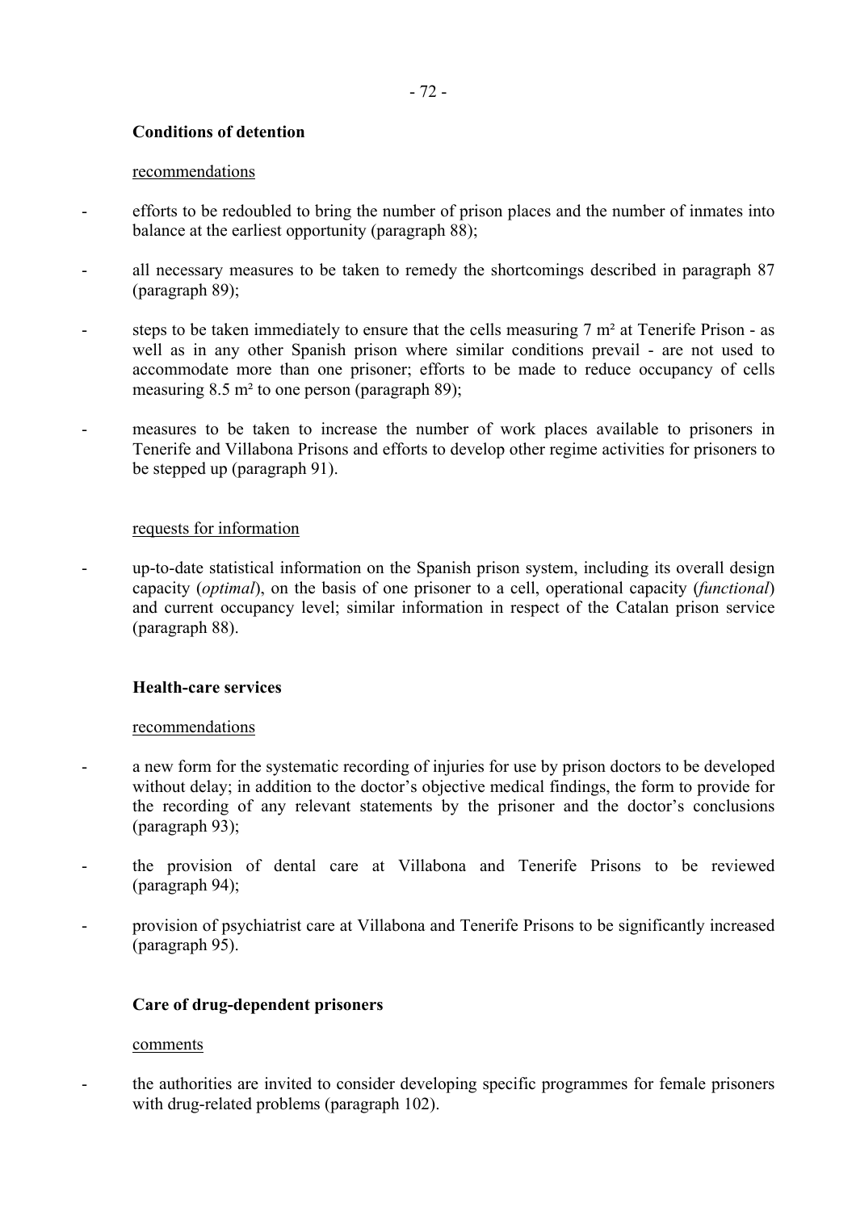**Conditions of detention**

recommendations

- efforts to be redoubled to bring the number of prison places and the number of inmates into balance at the earliest opportunity (paragraph 88);
- all necessary measures to be taken to remedy the shortcomings described in paragraph 87 (paragraph 89);
- steps to be taken immediately to ensure that the cells measuring 7 m² at Tenerife Prison - as well as in any other Spanish prison where similar conditions prevail - are not used to accommodate more than one prisoner; efforts to be made to reduce occupancy of cells measuring 8.5 m² to one person (paragraph 89);
- measures to be taken to increase the number of work places available to prisoners in Tenerife and Villabona Prisons and efforts to develop other regime activities for prisoners to be stepped up (paragraph 91).

requests for information

- up-to-date statistical information on the Spanish prison system, including its overall design capacity (*optimal*), on the basis of one prisoner to a cell, operational capacity (*functional*) and current occupancy level; similar information in respect of the Catalan prison service (paragraph 88).

**Health-care services**

recommendations

- a new form for the systematic recording of injuries for use by prison doctors to be developed without delay; in addition to the doctor's objective medical findings, the form to provide for the recording of any relevant statements by the prisoner and the doctor's conclusions (paragraph 93);
- the provision of dental care at Villabona and Tenerife Prisons to be reviewed (paragraph 94);
- provision of psychiatrist care at Villabona and Tenerife Prisons to be significantly increased (paragraph 95).

**Care of drug-dependent prisoners**

comments

- the authorities are invited to consider developing specific programmes for female prisoners with drug-related problems (paragraph 102).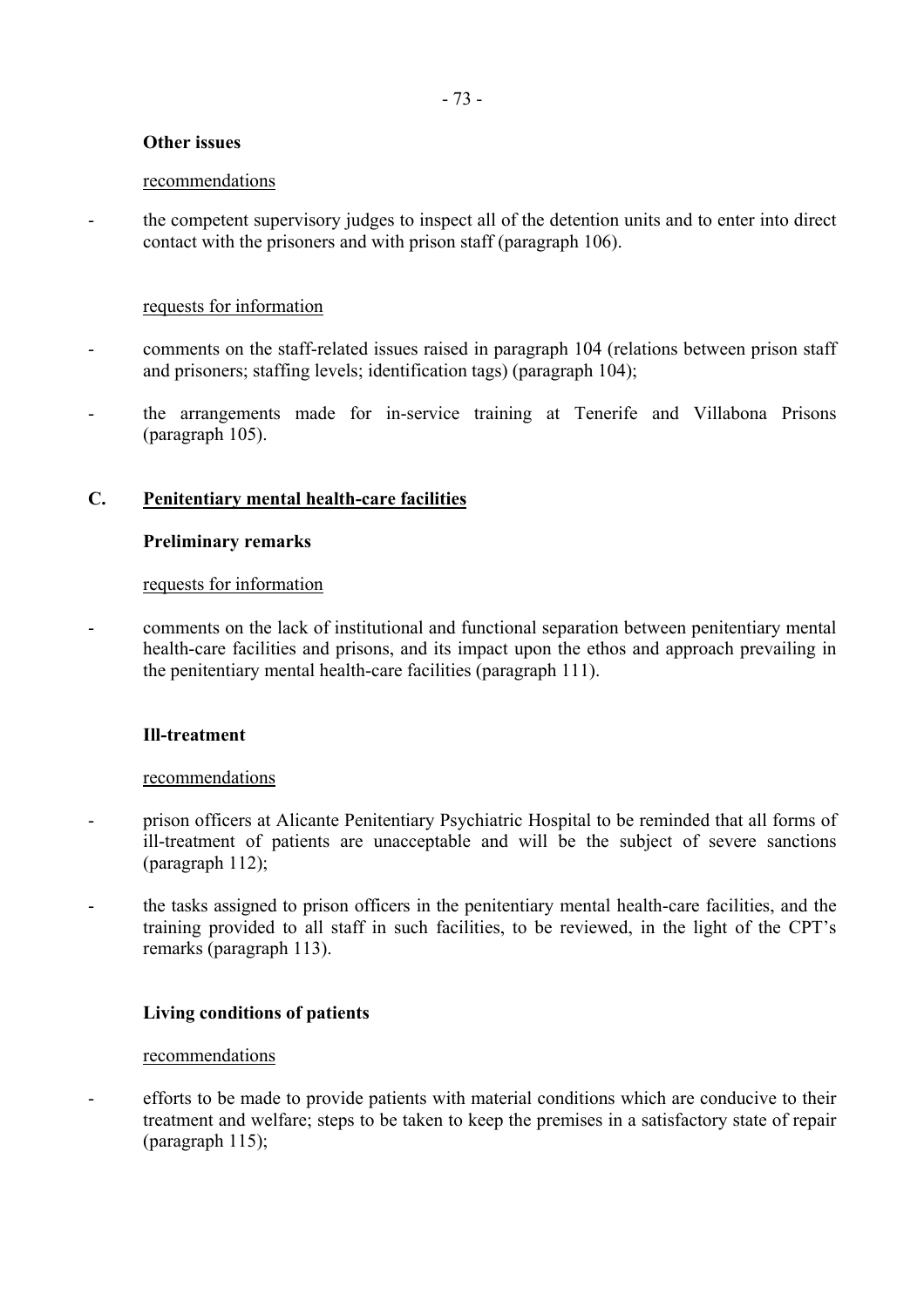**Other issues**

recommendations

- the competent supervisory judges to inspect all of the detention units and to enter into direct contact with the prisoners and with prison staff (paragraph 106).

requests for information

- comments on the staff-related issues raised in paragraph 104 (relations between prison staff and prisoners; staffing levels; identification tags) (paragraph 104);
- the arrangements made for in-service training at Tenerife and Villabona Prisons (paragraph 105).

## C. Penitentiary mental health-care facilities

**Preliminary remarks**

requests for information

- comments on the lack of institutional and functional separation between penitentiary mental health-care facilities and prisons, and its impact upon the ethos and approach prevailing in the penitentiary mental health-care facilities (paragraph 111).

**Ill-treatment**

recommendations

- prison officers at Alicante Penitentiary Psychiatric Hospital to be reminded that all forms of ill-treatment of patients are unacceptable and will be the subject of severe sanctions (paragraph 112);
- the tasks assigned to prison officers in the penitentiary mental health-care facilities, and the training provided to all staff in such facilities, to be reviewed, in the light of the CPT's remarks (paragraph 113).

**Living conditions of patients**

recommendations

- efforts to be made to provide patients with material conditions which are conducive to their treatment and welfare; steps to be taken to keep the premises in a satisfactory state of repair (paragraph 115);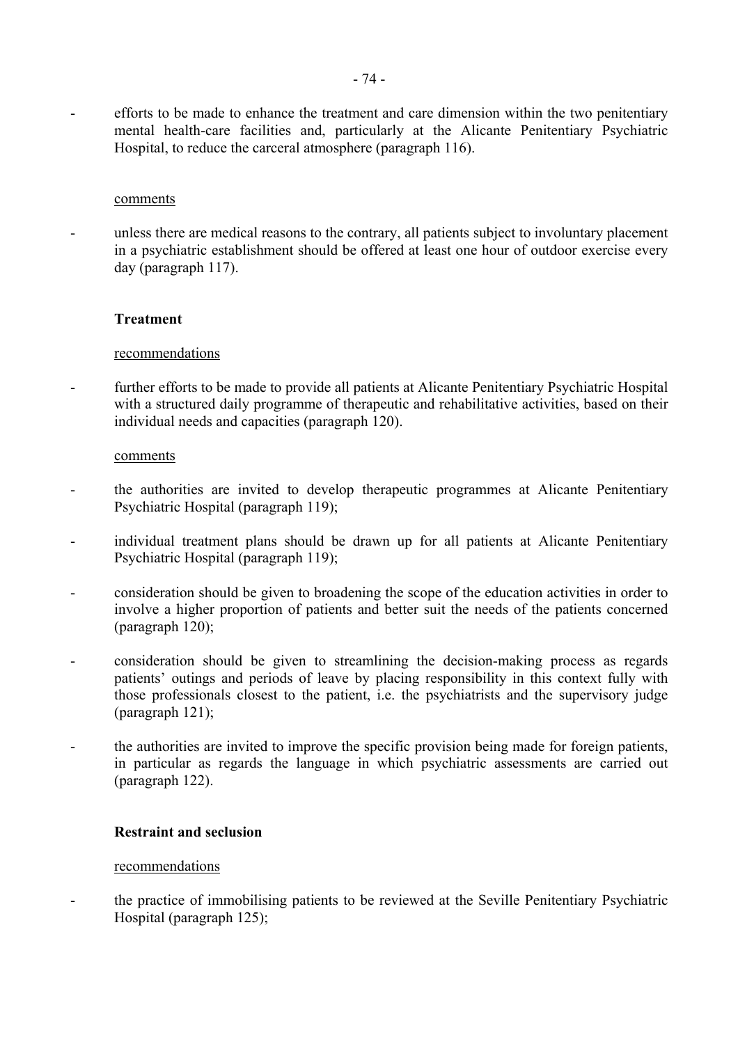- efforts to be made to enhance the treatment and care dimension within the two penitentiary mental health-care facilities and, particularly at the Alicante Penitentiary Psychiatric Hospital, to reduce the carceral atmosphere (paragraph 116).

comments

- unless there are medical reasons to the contrary, all patients subject to involuntary placement in a psychiatric establishment should be offered at least one hour of outdoor exercise every day (paragraph 117).

**Treatment**

recommendations

- further efforts to be made to provide all patients at Alicante Penitentiary Psychiatric Hospital with a structured daily programme of therapeutic and rehabilitative activities, based on their individual needs and capacities (paragraph 120).

comments

- the authorities are invited to develop therapeutic programmes at Alicante Penitentiary Psychiatric Hospital (paragraph 119);
- individual treatment plans should be drawn up for all patients at Alicante Penitentiary Psychiatric Hospital (paragraph 119);
- consideration should be given to broadening the scope of the education activities in order to involve a higher proportion of patients and better suit the needs of the patients concerned (paragraph 120);
- consideration should be given to streamlining the decision-making process as regards patients' outings and periods of leave by placing responsibility in this context fully with those professionals closest to the patient, i.e. the psychiatrists and the supervisory judge (paragraph 121);
- the authorities are invited to improve the specific provision being made for foreign patients, in particular as regards the language in which psychiatric assessments are carried out (paragraph 122).

**Restraint and seclusion**

recommendations

- the practice of immobilising patients to be reviewed at the Seville Penitentiary Psychiatric Hospital (paragraph 125);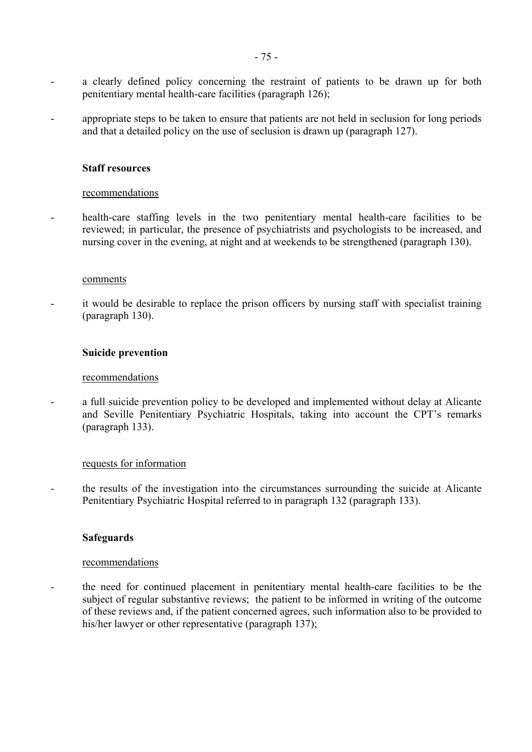- a clearly defined policy concerning the restraint of patients to be drawn up for both penitentiary mental health-care facilities (paragraph 126);

- appropriate steps to be taken to ensure that patients are not held in seclusion for long periods and that a detailed policy on the use of seclusion is drawn up (paragraph 127).

**Staff resources**

recommendations

- health-care staffing levels in the two penitentiary mental health-care facilities to be reviewed; in particular, the presence of psychiatrists and psychologists to be increased, and nursing cover in the evening, at night and at weekends to be strengthened (paragraph 130).

comments

- it would be desirable to replace the prison officers by nursing staff with specialist training (paragraph 130).

**Suicide prevention**

recommendations

- a full suicide prevention policy to be developed and implemented without delay at Alicante and Seville Penitentiary Psychiatric Hospitals, taking into account the CPT's remarks (paragraph 133).

requests for information

- the results of the investigation into the circumstances surrounding the suicide at Alicante Penitentiary Psychiatric Hospital referred to in paragraph 132 (paragraph 133).

**Safeguards**

recommendations

- the need for continued placement in penitentiary mental health-care facilities to be the subject of regular substantive reviews; the patient to be informed in writing of the outcome of these reviews and, if the patient concerned agrees, such information also to be provided to his/her lawyer or other representative (paragraph 137);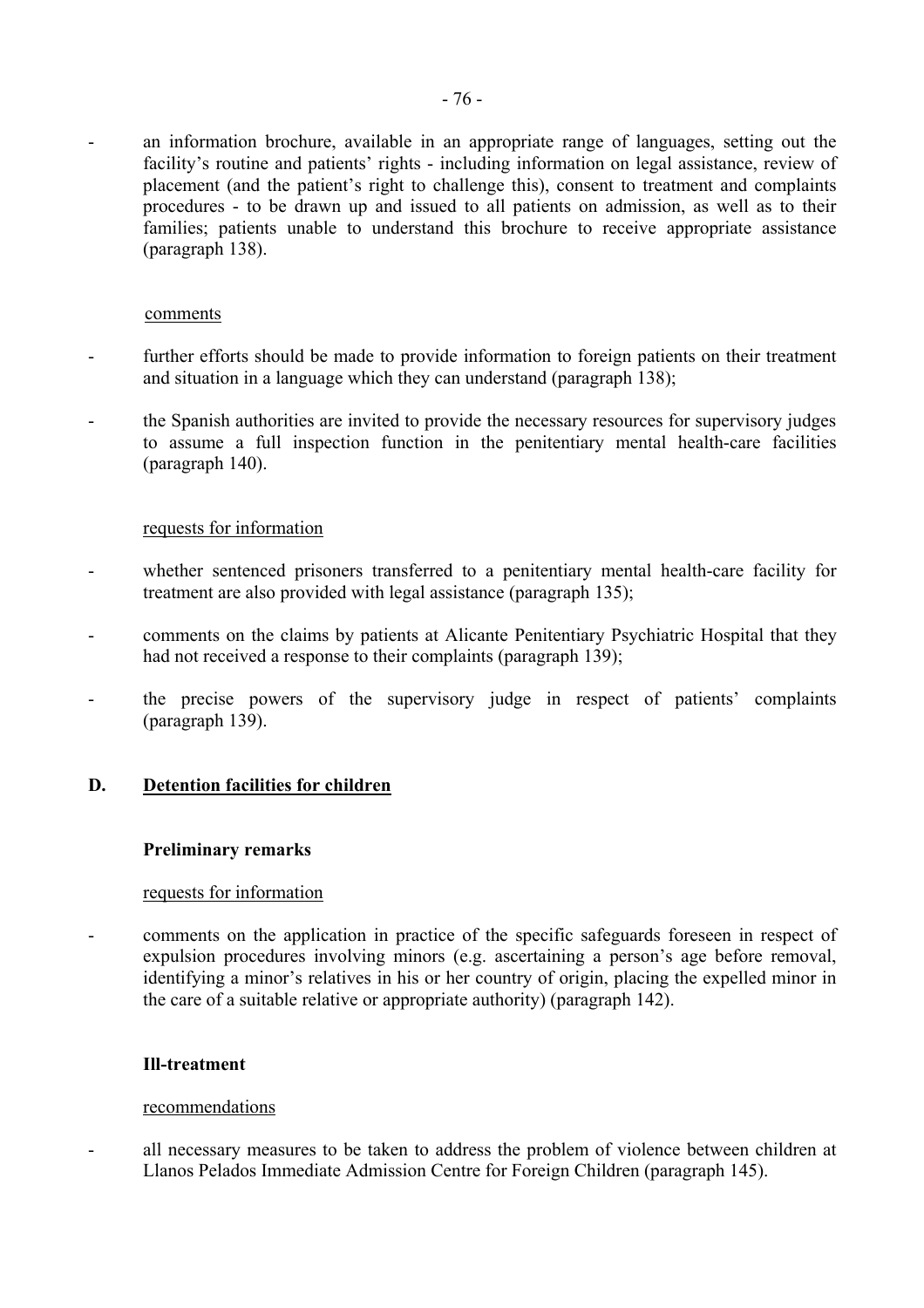- an information brochure, available in an appropriate range of languages, setting out the facility's routine and patients' rights - including information on legal assistance, review of placement (and the patient's right to challenge this), consent to treatment and complaints procedures - to be drawn up and issued to all patients on admission, as well as to their families; patients unable to understand this brochure to receive appropriate assistance (paragraph 138).

comments

- further efforts should be made to provide information to foreign patients on their treatment and situation in a language which they can understand (paragraph 138);
- the Spanish authorities are invited to provide the necessary resources for supervisory judges to assume a full inspection function in the penitentiary mental health-care facilities (paragraph 140).

requests for information

- whether sentenced prisoners transferred to a penitentiary mental health-care facility for treatment are also provided with legal assistance (paragraph 135);
- comments on the claims by patients at Alicante Penitentiary Psychiatric Hospital that they had not received a response to their complaints (paragraph 139);
- the precise powers of the supervisory judge in respect of patients' complaints (paragraph 139).

## D. Detention facilities for children

### Preliminary remarks

requests for information

- comments on the application in practice of the specific safeguards foreseen in respect of expulsion procedures involving minors (e.g. ascertaining a person's age before removal, identifying a minor's relatives in his or her country of origin, placing the expelled minor in the care of a suitable relative or appropriate authority) (paragraph 142).

### Ill-treatment

recommendations

- all necessary measures to be taken to address the problem of violence between children at Llanos Pelados Immediate Admission Centre for Foreign Children (paragraph 145).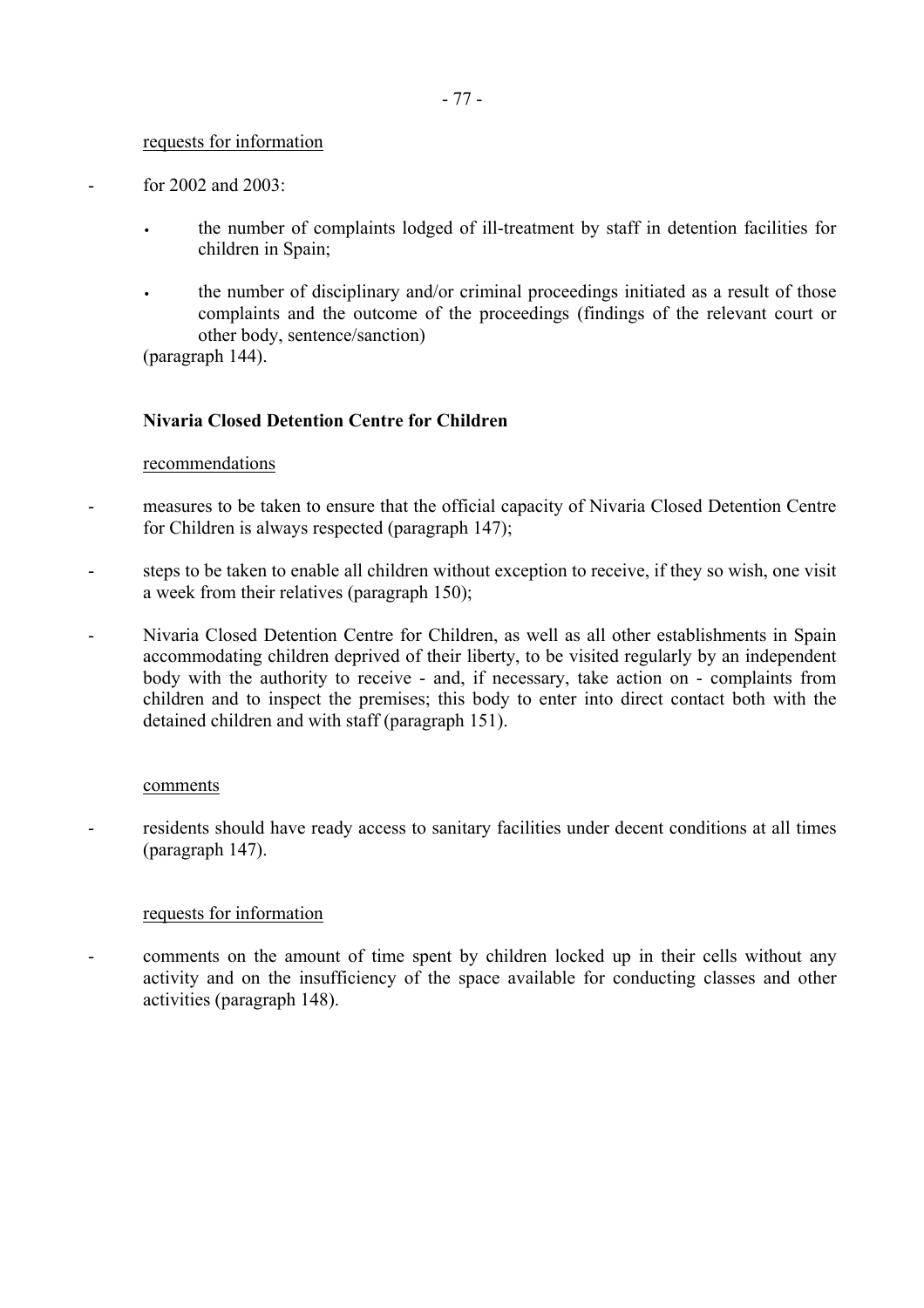<u>requests for information</u>

- for 2002 and 2003:

  - the number of complaints lodged of ill-treatment by staff in detention facilities for children in Spain;

  - the number of disciplinary and/or criminal proceedings initiated as a result of those complaints and the outcome of the proceedings (findings of the relevant court or other body, sentence/sanction)

  (paragraph 144).

**Nivaria Closed Detention Centre for Children**

<u>recommendations</u>

- measures to be taken to ensure that the official capacity of Nivaria Closed Detention Centre for Children is always respected (paragraph 147);

- steps to be taken to enable all children without exception to receive, if they so wish, one visit a week from their relatives (paragraph 150);

- Nivaria Closed Detention Centre for Children, as well as all other establishments in Spain accommodating children deprived of their liberty, to be visited regularly by an independent body with the authority to receive - and, if necessary, take action on - complaints from children and to inspect the premises; this body to enter into direct contact both with the detained children and with staff (paragraph 151).

<u>comments</u>

- residents should have ready access to sanitary facilities under decent conditions at all times (paragraph 147).

<u>requests for information</u>

- comments on the amount of time spent by children locked up in their cells without any activity and on the insufficiency of the space available for conducting classes and other activities (paragraph 148).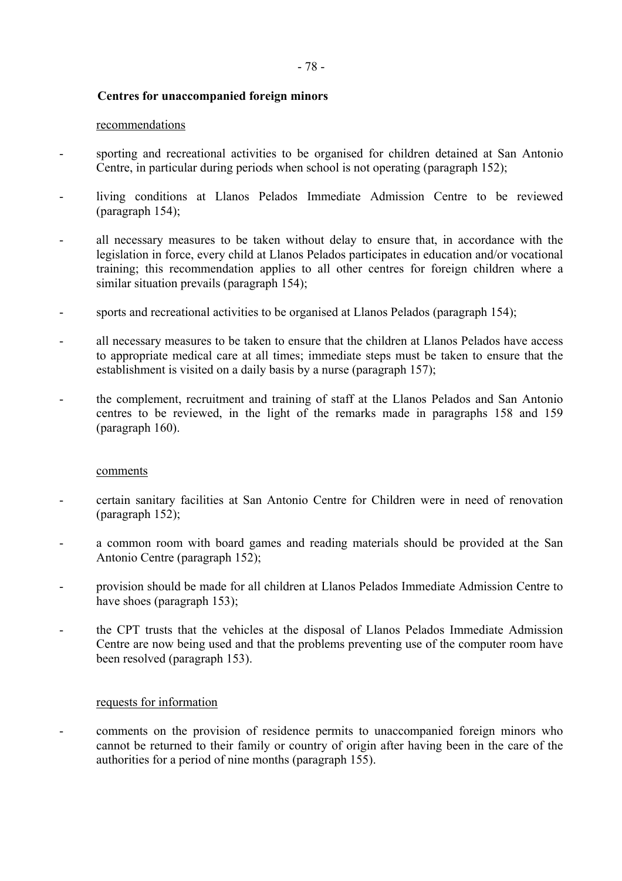**Centres for unaccompanied foreign minors**

recommendations

- sporting and recreational activities to be organised for children detained at San Antonio Centre, in particular during periods when school is not operating (paragraph 152);
- living conditions at Llanos Pelados Immediate Admission Centre to be reviewed (paragraph 154);
- all necessary measures to be taken without delay to ensure that, in accordance with the legislation in force, every child at Llanos Pelados participates in education and/or vocational training; this recommendation applies to all other centres for foreign children where a similar situation prevails (paragraph 154);
- sports and recreational activities to be organised at Llanos Pelados (paragraph 154);
- all necessary measures to be taken to ensure that the children at Llanos Pelados have access to appropriate medical care at all times; immediate steps must be taken to ensure that the establishment is visited on a daily basis by a nurse (paragraph 157);
- the complement, recruitment and training of staff at the Llanos Pelados and San Antonio centres to be reviewed, in the light of the remarks made in paragraphs 158 and 159 (paragraph 160).

comments

- certain sanitary facilities at San Antonio Centre for Children were in need of renovation (paragraph 152);
- a common room with board games and reading materials should be provided at the San Antonio Centre (paragraph 152);
- provision should be made for all children at Llanos Pelados Immediate Admission Centre to have shoes (paragraph 153);
- the CPT trusts that the vehicles at the disposal of Llanos Pelados Immediate Admission Centre are now being used and that the problems preventing use of the computer room have been resolved (paragraph 153).

requests for information

- comments on the provision of residence permits to unaccompanied foreign minors who cannot be returned to their family or country of origin after having been in the care of the authorities for a period of nine months (paragraph 155).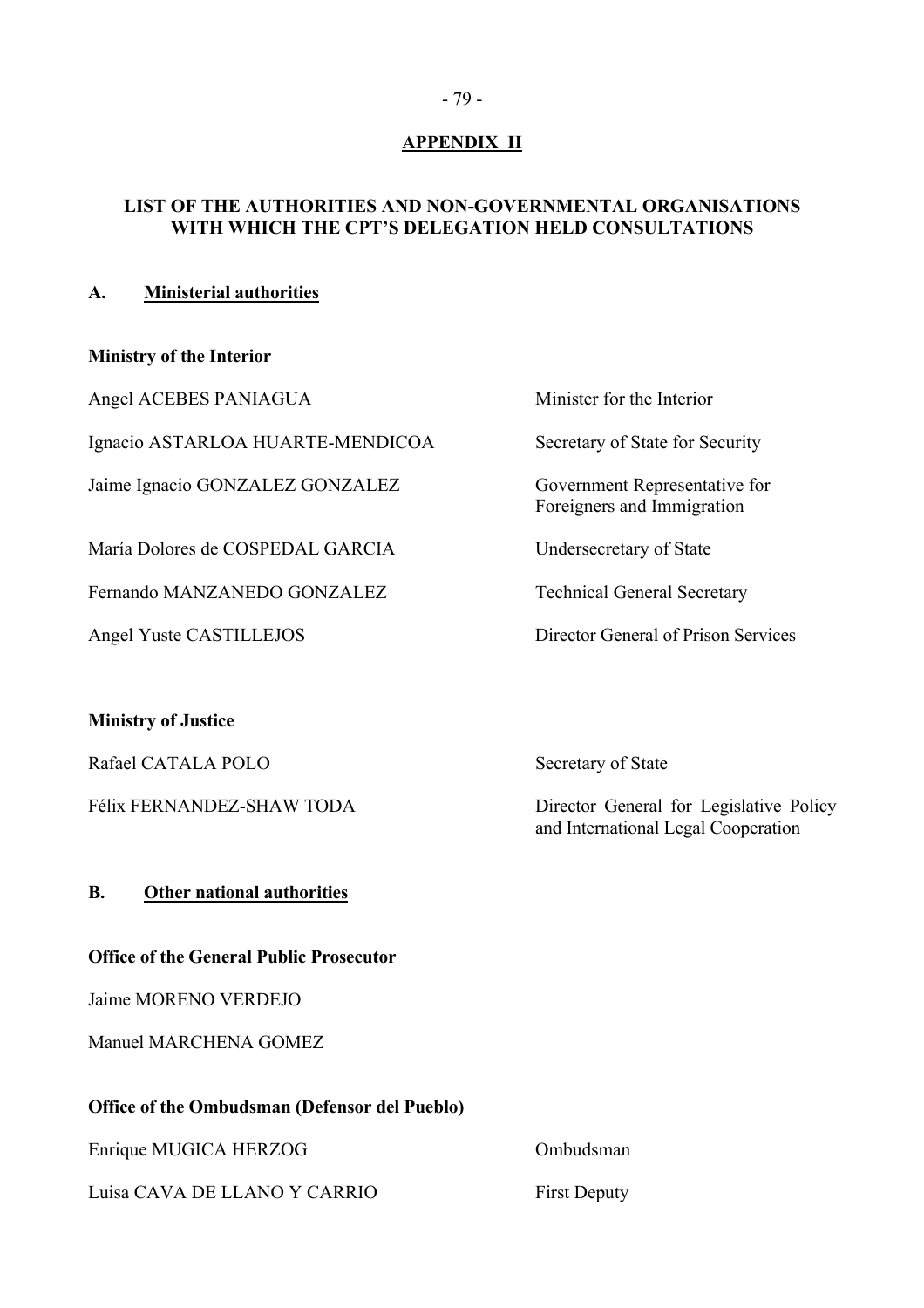## APPENDIX II

### LIST OF THE AUTHORITIES AND NON-GOVERNMENTAL ORGANISATIONS WITH WHICH THE CPT'S DELEGATION HELD CONSULTATIONS

### A. Ministerial authorities

**Ministry of the Interior**

| | |
|---|---|
| Angel ACEBES PANIAGUA | Minister for the Interior |
| Ignacio ASTARLOA HUARTE-MENDICOA | Secretary of State for Security |
| Jaime Ignacio GONZALEZ GONZALEZ | Government Representative for Foreigners and Immigration |
| María Dolores de COSPEDAL GARCIA | Undersecretary of State |
| Fernando MANZANEDO GONZALEZ | Technical General Secretary |
| Angel Yuste CASTILLEJOS | Director General of Prison Services |

**Ministry of Justice**

| | |
|---|---|
| Rafael CATALA POLO | Secretary of State |
| Félix FERNANDEZ-SHAW TODA | Director General for Legislative Policy and International Legal Cooperation |

### B. Other national authorities

**Office of the General Public Prosecutor**

Jaime MORENO VERDEJO

Manuel MARCHENA GOMEZ

**Office of the Ombudsman (Defensor del Pueblo)**

| | |
|---|---|
| Enrique MUGICA HERZOG | Ombudsman |
| Luisa CAVA DE LLANO Y CARRIO | First Deputy |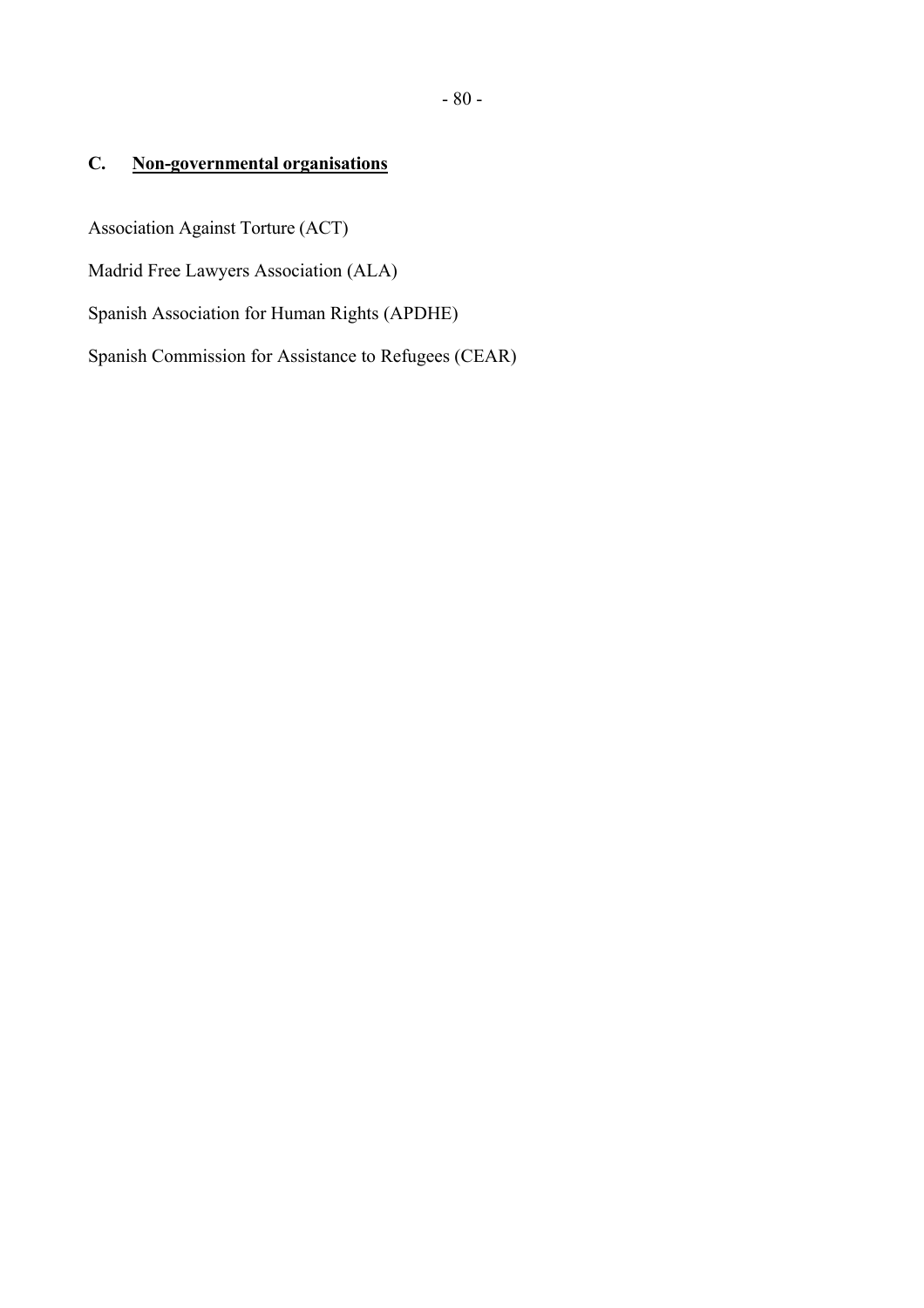## C. Non-governmental organisations

Association Against Torture (ACT)

Madrid Free Lawyers Association (ALA)

Spanish Association for Human Rights (APDHE)

Spanish Commission for Assistance to Refugees (CEAR)